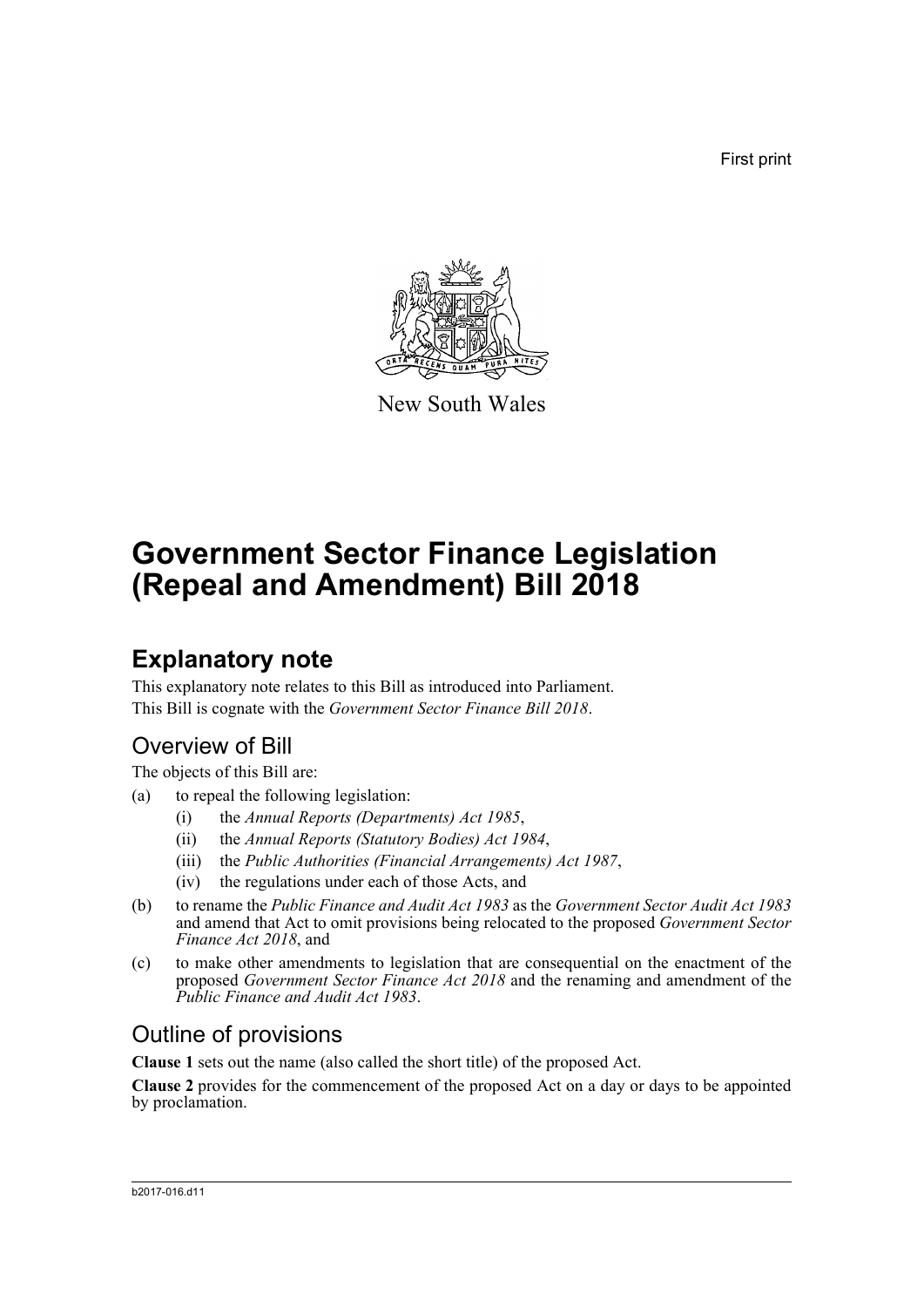First print

New South Wales

# Government Sector Finance Legislation (Repeal and Amendment) Bill 2018

## Explanatory note

This explanatory note relates to this Bill as introduced into Parliament.

This Bill is cognate with the *Government Sector Finance Bill 2018*.

### Overview of Bill

The objects of this Bill are:

(a) to repeal the following legislation:

  (i) the *Annual Reports (Departments) Act 1985*,

  (ii) the *Annual Reports (Statutory Bodies) Act 1984*,

  (iii) the *Public Authorities (Financial Arrangements) Act 1987*,

  (iv) the regulations under each of those Acts, and

(b) to rename the *Public Finance and Audit Act 1983* as the *Government Sector Audit Act 1983* and amend that Act to omit provisions being relocated to the proposed *Government Sector Finance Act 2018*, and

(c) to make other amendments to legislation that are consequential on the enactment of the proposed *Government Sector Finance Act 2018* and the renaming and amendment of the *Public Finance and Audit Act 1983*.

### Outline of provisions

**Clause 1** sets out the name (also called the short title) of the proposed Act.

**Clause 2** provides for the commencement of the proposed Act on a day or days to be appointed by proclamation.

b2017-016.d11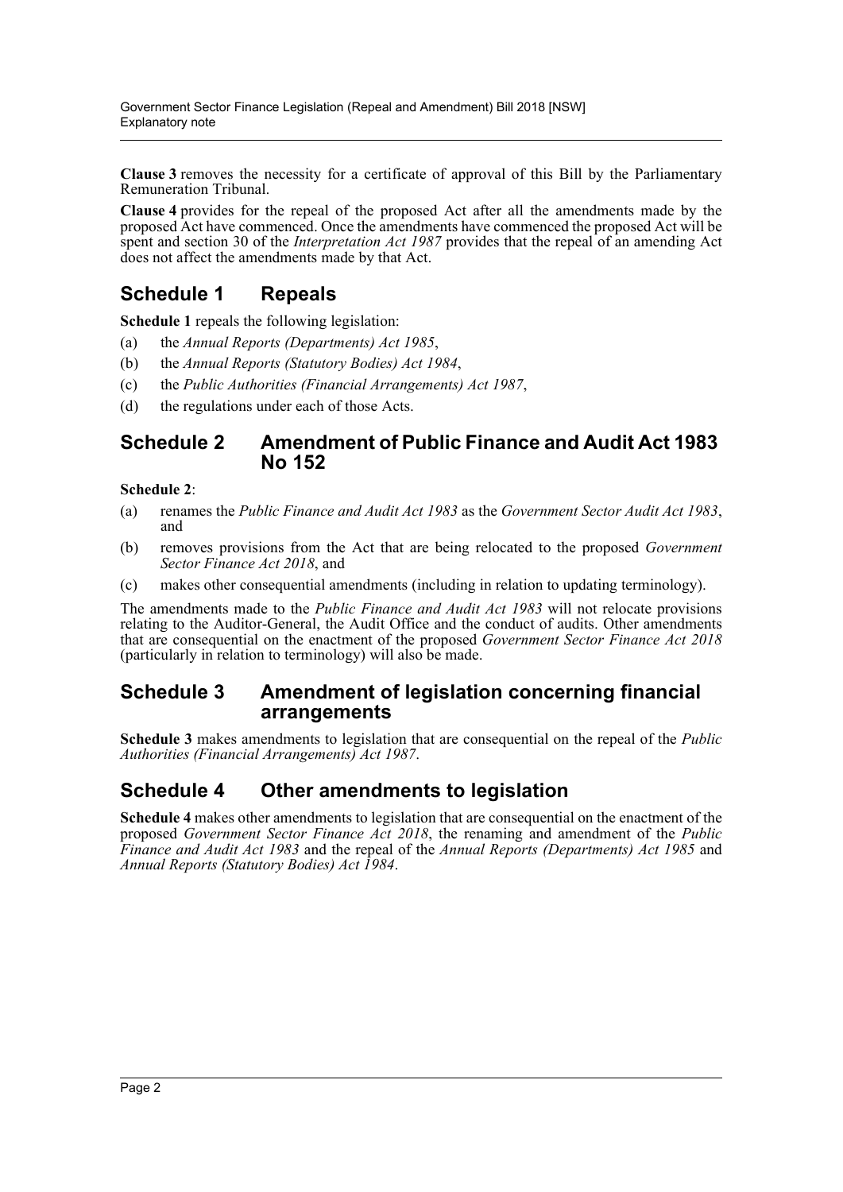**Clause 3** removes the necessity for a certificate of approval of this Bill by the Parliamentary Remuneration Tribunal.

**Clause 4** provides for the repeal of the proposed Act after all the amendments made by the proposed Act have commenced. Once the amendments have commenced the proposed Act will be spent and section 30 of the *Interpretation Act 1987* provides that the repeal of an amending Act does not affect the amendments made by that Act.

## Schedule 1 Repeals

**Schedule 1** repeals the following legislation:

(a) the *Annual Reports (Departments) Act 1985*,

(b) the *Annual Reports (Statutory Bodies) Act 1984*,

(c) the *Public Authorities (Financial Arrangements) Act 1987*,

(d) the regulations under each of those Acts.

## Schedule 2 Amendment of Public Finance and Audit Act 1983 No 152

**Schedule 2**:

(a) renames the *Public Finance and Audit Act 1983* as the *Government Sector Audit Act 1983*, and

(b) removes provisions from the Act that are being relocated to the proposed *Government Sector Finance Act 2018*, and

(c) makes other consequential amendments (including in relation to updating terminology).

The amendments made to the *Public Finance and Audit Act 1983* will not relocate provisions relating to the Auditor-General, the Audit Office and the conduct of audits. Other amendments that are consequential on the enactment of the proposed *Government Sector Finance Act 2018* (particularly in relation to terminology) will also be made.

## Schedule 3 Amendment of legislation concerning financial arrangements

**Schedule 3** makes amendments to legislation that are consequential on the repeal of the *Public Authorities (Financial Arrangements) Act 1987*.

## Schedule 4 Other amendments to legislation

**Schedule 4** makes other amendments to legislation that are consequential on the enactment of the proposed *Government Sector Finance Act 2018*, the renaming and amendment of the *Public Finance and Audit Act 1983* and the repeal of the *Annual Reports (Departments) Act 1985* and *Annual Reports (Statutory Bodies) Act 1984*.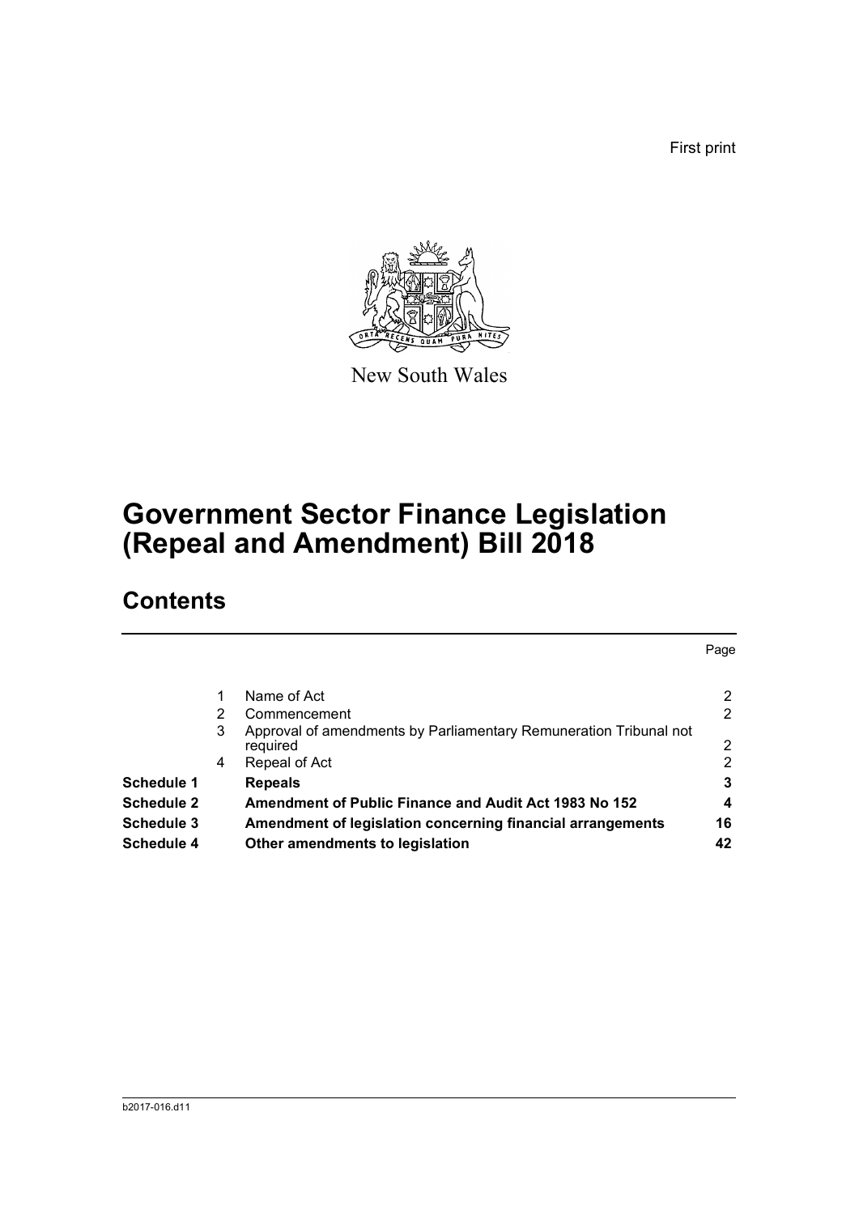First print

New South Wales

# Government Sector Finance Legislation (Repeal and Amendment) Bill 2018

## Contents

| | | | Page |
|---|---|---|---|
| | 1 | Name of Act | 2 |
| | 2 | Commencement | 2 |
| | 3 | Approval of amendments by Parliamentary Remuneration Tribunal not required | 2 |
| | 4 | Repeal of Act | 2 |
| **Schedule 1** | | **Repeals** | **3** |
| **Schedule 2** | | **Amendment of Public Finance and Audit Act 1983 No 152** | **4** |
| **Schedule 3** | | **Amendment of legislation concerning financial arrangements** | **16** |
| **Schedule 4** | | **Other amendments to legislation** | **42** |

b2017-016.d11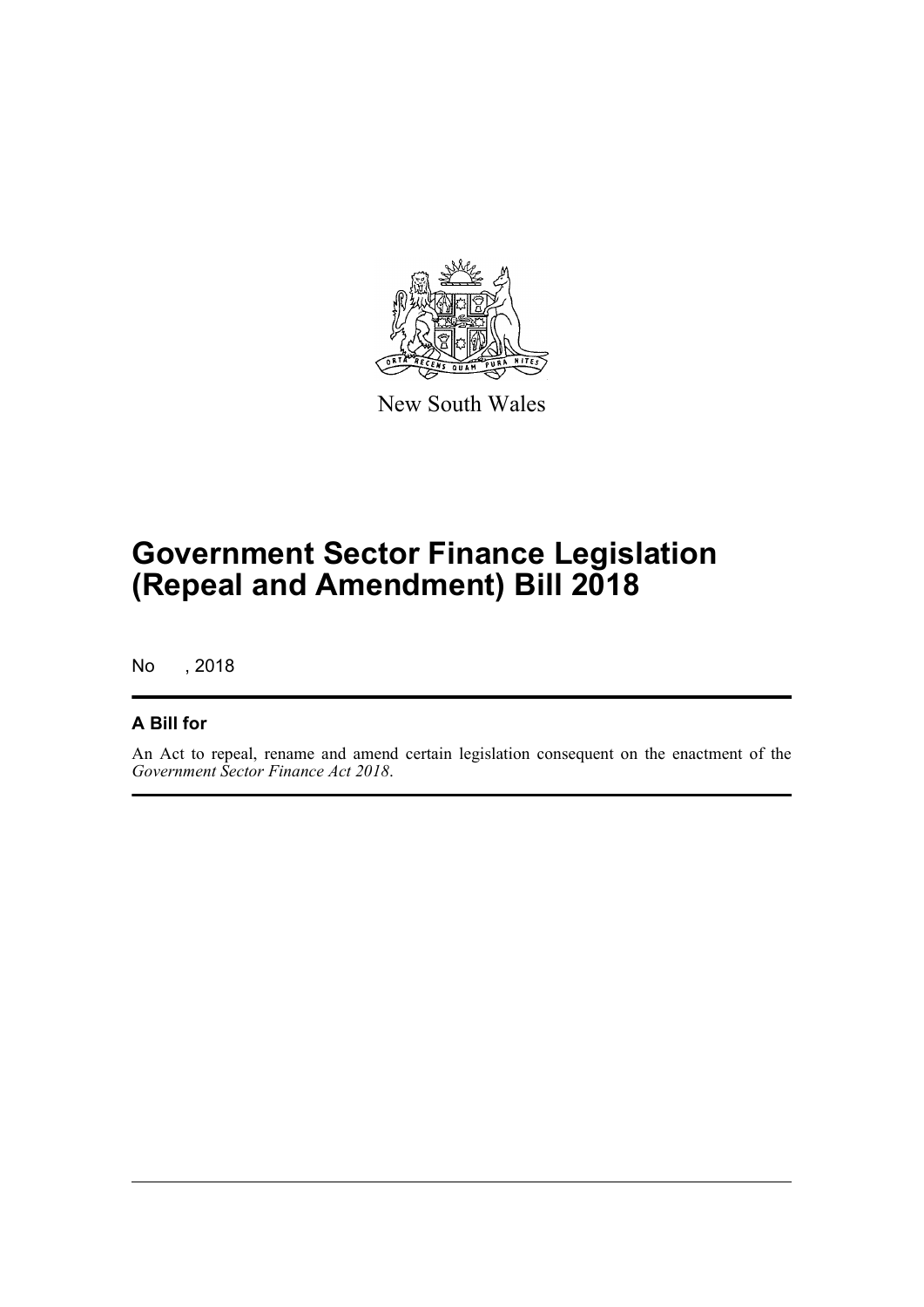New South Wales

# Government Sector Finance Legislation (Repeal and Amendment) Bill 2018

No , 2018

## A Bill for

An Act to repeal, rename and amend certain legislation consequent on the enactment of the *Government Sector Finance Act 2018*.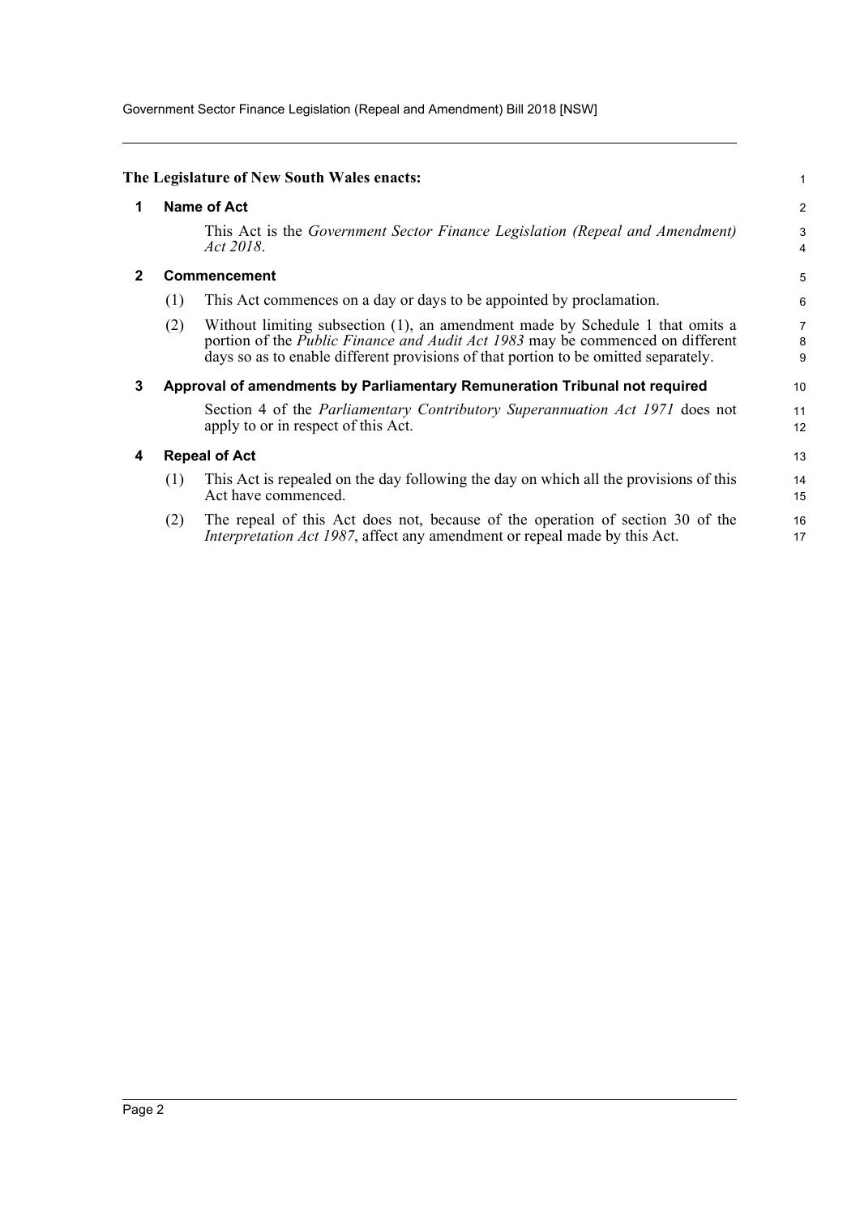**The Legislature of New South Wales enacts:**

## 1 Name of Act

This Act is the *Government Sector Finance Legislation (Repeal and Amendment) Act 2018*.

## 2 Commencement

(1) This Act commences on a day or days to be appointed by proclamation.

(2) Without limiting subsection (1), an amendment made by Schedule 1 that omits a portion of the *Public Finance and Audit Act 1983* may be commenced on different days so as to enable different provisions of that portion to be omitted separately.

## 3 Approval of amendments by Parliamentary Remuneration Tribunal not required

Section 4 of the *Parliamentary Contributory Superannuation Act 1971* does not apply to or in respect of this Act.

## 4 Repeal of Act

(1) This Act is repealed on the day following the day on which all the provisions of this Act have commenced.

(2) The repeal of this Act does not, because of the operation of section 30 of the *Interpretation Act 1987*, affect any amendment or repeal made by this Act.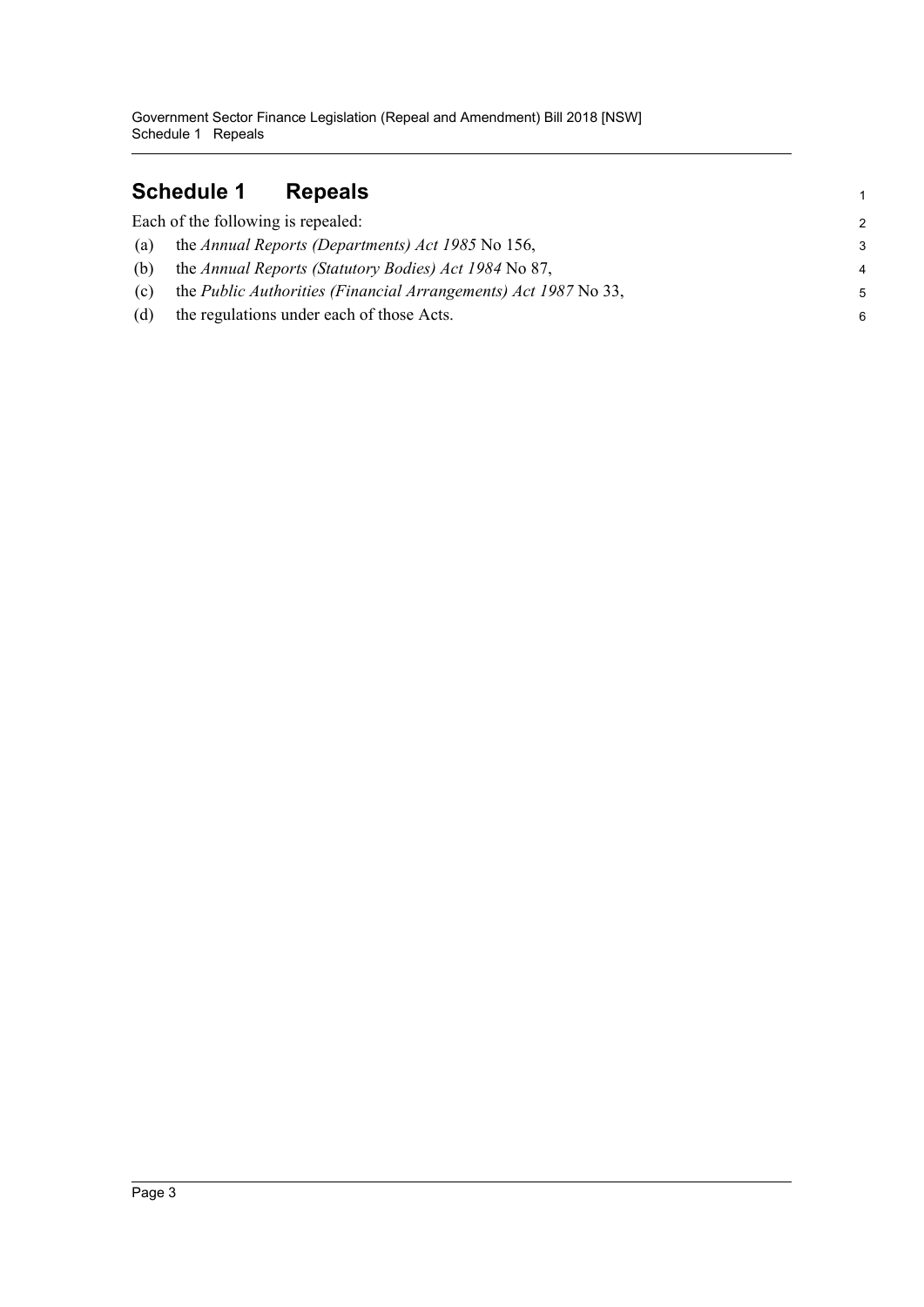# Schedule 1 Repeals

Each of the following is repealed:

(a) the *Annual Reports (Departments) Act 1985* No 156,

(b) the *Annual Reports (Statutory Bodies) Act 1984* No 87,

(c) the *Public Authorities (Financial Arrangements) Act 1987* No 33,

(d) the regulations under each of those Acts.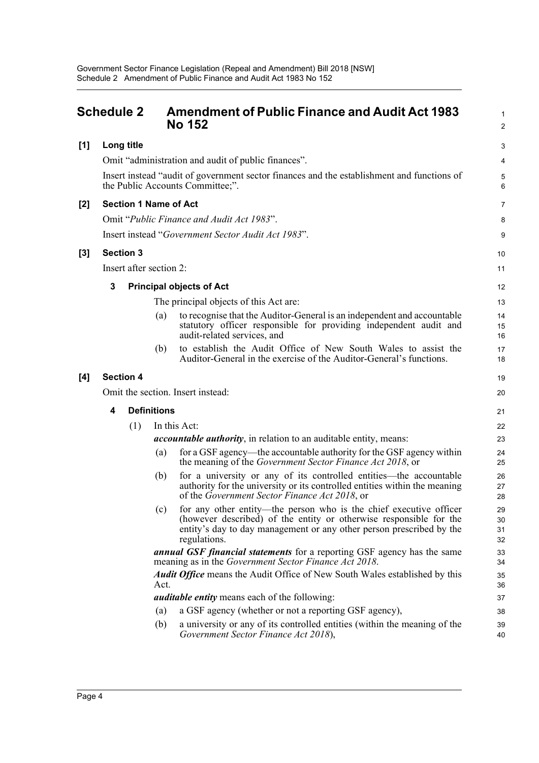# Schedule 2 Amendment of Public Finance and Audit Act 1983 No 152

**[1] Long title**

Omit "administration and audit of public finances".

Insert instead "audit of government sector finances and the establishment and functions of the Public Accounts Committee;".

**[2] Section 1 Name of Act**

Omit "*Public Finance and Audit Act 1983*".

Insert instead "*Government Sector Audit Act 1983*".

**[3] Section 3**

Insert after section 2:

**3 Principal objects of Act**

The principal objects of this Act are:

(a) to recognise that the Auditor-General is an independent and accountable statutory officer responsible for providing independent audit and audit-related services, and

(b) to establish the Audit Office of New South Wales to assist the Auditor-General in the exercise of the Auditor-General's functions.

**[4] Section 4**

Omit the section. Insert instead:

**4 Definitions**

(1) In this Act:

***accountable authority***, in relation to an auditable entity, means:

(a) for a GSF agency—the accountable authority for the GSF agency within the meaning of the *Government Sector Finance Act 2018*, or

(b) for a university or any of its controlled entities—the accountable authority for the university or its controlled entities within the meaning of the *Government Sector Finance Act 2018*, or

(c) for any other entity—the person who is the chief executive officer (however described) of the entity or otherwise responsible for the entity's day to day management or any other person prescribed by the regulations.

***annual GSF financial statements*** for a reporting GSF agency has the same meaning as in the *Government Sector Finance Act 2018*.

***Audit Office*** means the Audit Office of New South Wales established by this Act.

***auditable entity*** means each of the following:

(a) a GSF agency (whether or not a reporting GSF agency),

(b) a university or any of its controlled entities (within the meaning of the *Government Sector Finance Act 2018*),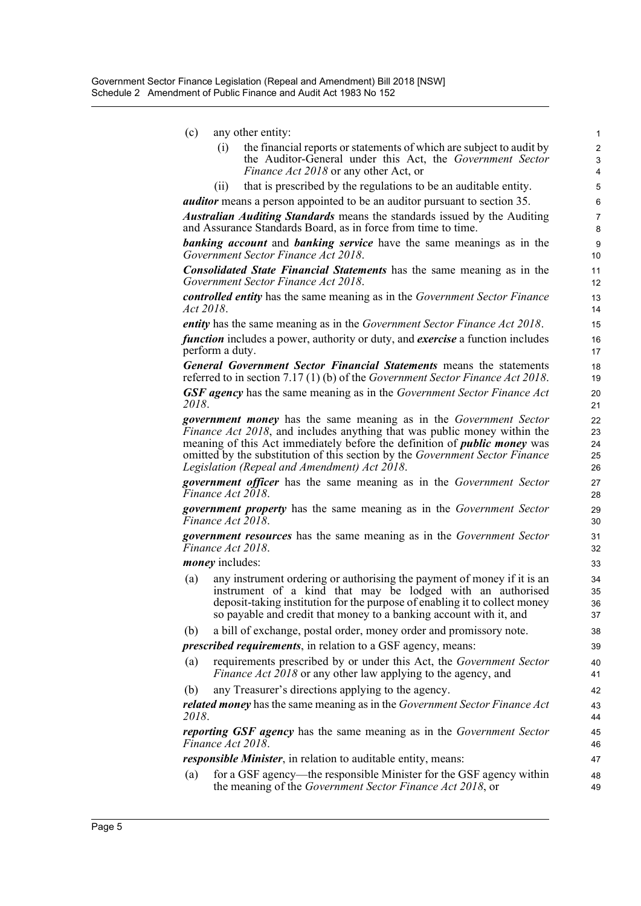(c) any other entity:

  (i) the financial reports or statements of which are subject to audit by the Auditor-General under this Act, the *Government Sector Finance Act 2018* or any other Act, or

  (ii) that is prescribed by the regulations to be an auditable entity.

***auditor*** means a person appointed to be an auditor pursuant to section 35.

***Australian Auditing Standards*** means the standards issued by the Auditing and Assurance Standards Board, as in force from time to time.

***banking account*** and ***banking service*** have the same meanings as in the *Government Sector Finance Act 2018*.

***Consolidated State Financial Statements*** has the same meaning as in the *Government Sector Finance Act 2018*.

***controlled entity*** has the same meaning as in the *Government Sector Finance Act 2018*.

***entity*** has the same meaning as in the *Government Sector Finance Act 2018*.

***function*** includes a power, authority or duty, and ***exercise*** a function includes perform a duty.

***General Government Sector Financial Statements*** means the statements referred to in section 7.17 (1) (b) of the *Government Sector Finance Act 2018*.

***GSF agency*** has the same meaning as in the *Government Sector Finance Act 2018*.

***government money*** has the same meaning as in the *Government Sector Finance Act 2018*, and includes anything that was public money within the meaning of this Act immediately before the definition of ***public money*** was omitted by the substitution of this section by the *Government Sector Finance Legislation (Repeal and Amendment) Act 2018*.

***government officer*** has the same meaning as in the *Government Sector Finance Act 2018*.

***government property*** has the same meaning as in the *Government Sector Finance Act 2018*.

***government resources*** has the same meaning as in the *Government Sector Finance Act 2018*.

***money*** includes:

(a) any instrument ordering or authorising the payment of money if it is an instrument of a kind that may be lodged with an authorised deposit-taking institution for the purpose of enabling it to collect money so payable and credit that money to a banking account with it, and

(b) a bill of exchange, postal order, money order and promissory note.

***prescribed requirements***, in relation to a GSF agency, means:

(a) requirements prescribed by or under this Act, the *Government Sector Finance Act 2018* or any other law applying to the agency, and

(b) any Treasurer's directions applying to the agency.

***related money*** has the same meaning as in the *Government Sector Finance Act 2018*.

***reporting GSF agency*** has the same meaning as in the *Government Sector Finance Act 2018*.

***responsible Minister***, in relation to auditable entity, means:

(a) for a GSF agency—the responsible Minister for the GSF agency within the meaning of the *Government Sector Finance Act 2018*, or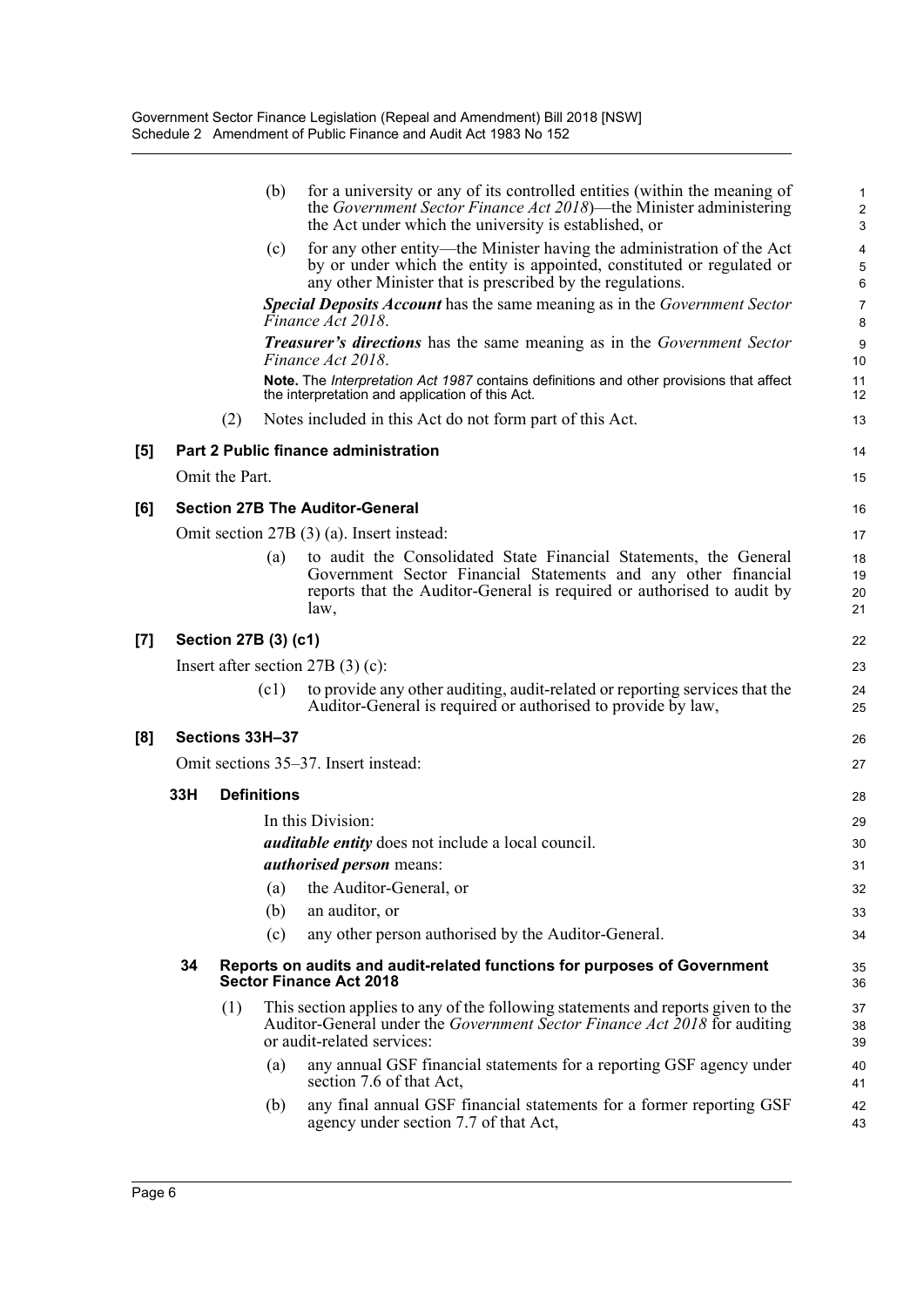(b) for a university or any of its controlled entities (within the meaning of the *Government Sector Finance Act 2018*)—the Minister administering the Act under which the university is established, or

(c) for any other entity—the Minister having the administration of the Act by or under which the entity is appointed, constituted or regulated or any other Minister that is prescribed by the regulations.

***Special Deposits Account*** has the same meaning as in the *Government Sector Finance Act 2018*.

***Treasurer's directions*** has the same meaning as in the *Government Sector Finance Act 2018*.

**Note.** The *Interpretation Act 1987* contains definitions and other provisions that affect the interpretation and application of this Act.

(2) Notes included in this Act do not form part of this Act.

**[5] Part 2 Public finance administration**

Omit the Part.

**[6] Section 27B The Auditor-General**

Omit section 27B (3) (a). Insert instead:

(a) to audit the Consolidated State Financial Statements, the General Government Sector Financial Statements and any other financial reports that the Auditor-General is required or authorised to audit by law,

**[7] Section 27B (3) (c1)**

Insert after section 27B (3) (c):

(c1) to provide any other auditing, audit-related or reporting services that the Auditor-General is required or authorised to provide by law,

**[8] Sections 33H–37**

Omit sections 35–37. Insert instead:

**33H Definitions**

In this Division:

***auditable entity*** does not include a local council.

***authorised person*** means:

(a) the Auditor-General, or

(b) an auditor, or

(c) any other person authorised by the Auditor-General.

**34 Reports on audits and audit-related functions for purposes of Government Sector Finance Act 2018**

(1) This section applies to any of the following statements and reports given to the Auditor-General under the *Government Sector Finance Act 2018* for auditing or audit-related services:

(a) any annual GSF financial statements for a reporting GSF agency under section 7.6 of that Act,

(b) any final annual GSF financial statements for a former reporting GSF agency under section 7.7 of that Act,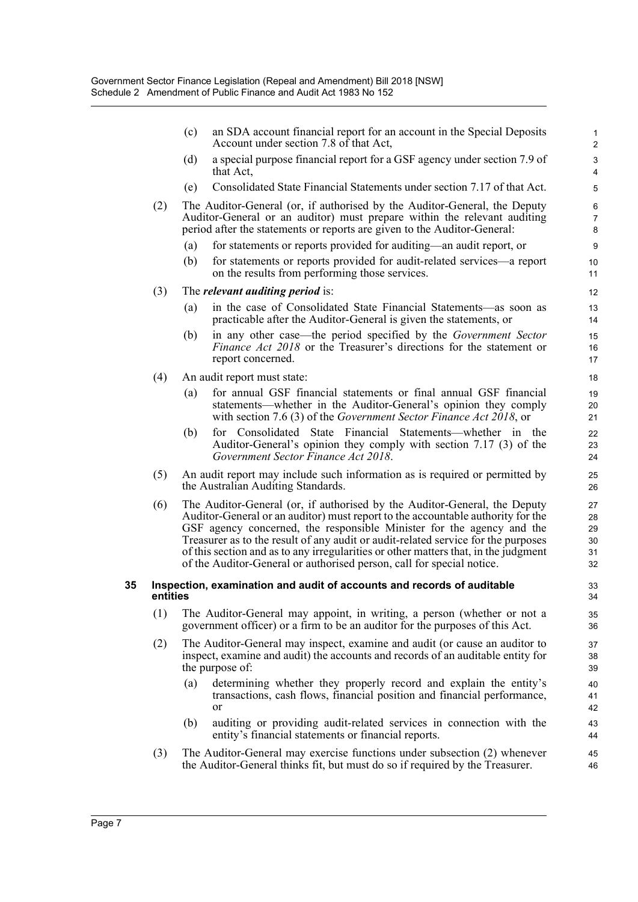(c) an SDA account financial report for an account in the Special Deposits Account under section 7.8 of that Act,

(d) a special purpose financial report for a GSF agency under section 7.9 of that Act,

(e) Consolidated State Financial Statements under section 7.17 of that Act.

(2) The Auditor-General (or, if authorised by the Auditor-General, the Deputy Auditor-General or an auditor) must prepare within the relevant auditing period after the statements or reports are given to the Auditor-General:

(a) for statements or reports provided for auditing—an audit report, or

(b) for statements or reports provided for audit-related services—a report on the results from performing those services.

(3) The ***relevant auditing period*** is:

(a) in the case of Consolidated State Financial Statements—as soon as practicable after the Auditor-General is given the statements, or

(b) in any other case—the period specified by the *Government Sector Finance Act 2018* or the Treasurer's directions for the statement or report concerned.

(4) An audit report must state:

(a) for annual GSF financial statements or final annual GSF financial statements—whether in the Auditor-General's opinion they comply with section 7.6 (3) of the *Government Sector Finance Act 2018*, or

(b) for Consolidated State Financial Statements—whether in the Auditor-General's opinion they comply with section 7.17 (3) of the *Government Sector Finance Act 2018*.

(5) An audit report may include such information as is required or permitted by the Australian Auditing Standards.

(6) The Auditor-General (or, if authorised by the Auditor-General, the Deputy Auditor-General or an auditor) must report to the accountable authority for the GSF agency concerned, the responsible Minister for the agency and the Treasurer as to the result of any audit or audit-related service for the purposes of this section and as to any irregularities or other matters that, in the judgment of the Auditor-General or authorised person, call for special notice.

### 35 Inspection, examination and audit of accounts and records of auditable entities

(1) The Auditor-General may appoint, in writing, a person (whether or not a government officer) or a firm to be an auditor for the purposes of this Act.

(2) The Auditor-General may inspect, examine and audit (or cause an auditor to inspect, examine and audit) the accounts and records of an auditable entity for the purpose of:

(a) determining whether they properly record and explain the entity's transactions, cash flows, financial position and financial performance, or

(b) auditing or providing audit-related services in connection with the entity's financial statements or financial reports.

(3) The Auditor-General may exercise functions under subsection (2) whenever the Auditor-General thinks fit, but must do so if required by the Treasurer.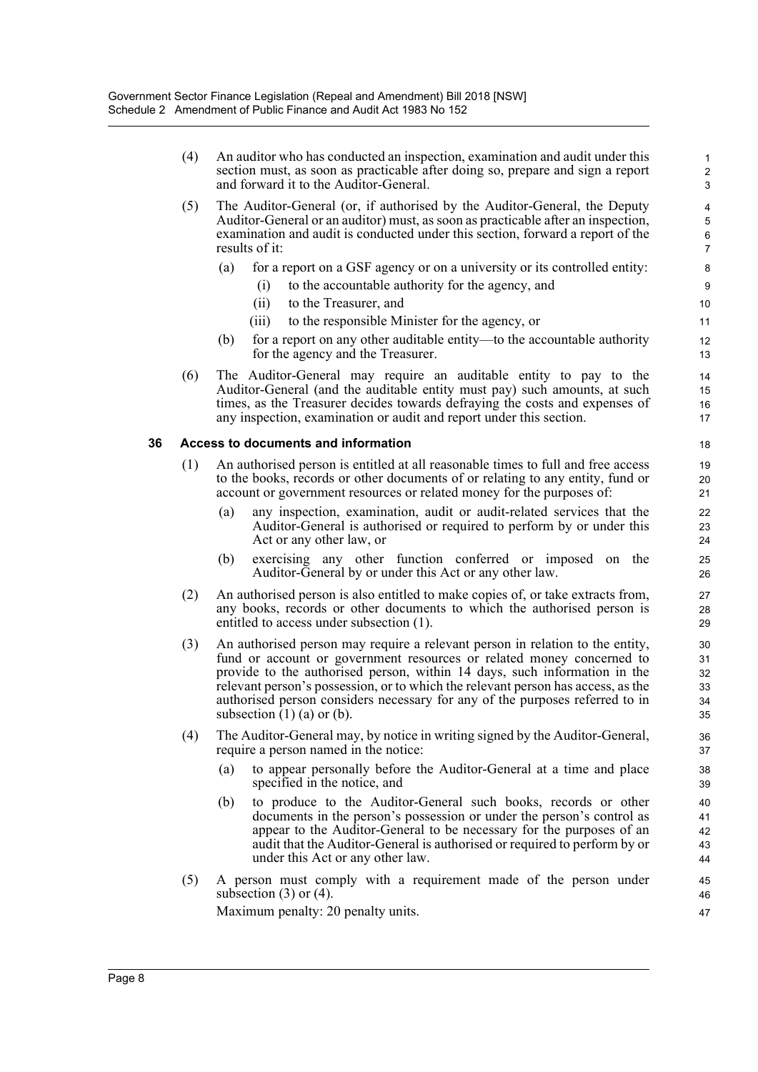(4) An auditor who has conducted an inspection, examination and audit under this section must, as soon as practicable after doing so, prepare and sign a report and forward it to the Auditor-General.

(5) The Auditor-General (or, if authorised by the Auditor-General, the Deputy Auditor-General or an auditor) must, as soon as practicable after an inspection, examination and audit is conducted under this section, forward a report of the results of it:

- (a) for a report on a GSF agency or on a university or its controlled entity:
  - (i) to the accountable authority for the agency, and
  - (ii) to the Treasurer, and
  - (iii) to the responsible Minister for the agency, or
- (b) for a report on any other auditable entity—to the accountable authority for the agency and the Treasurer.

(6) The Auditor-General may require an auditable entity to pay to the Auditor-General (and the auditable entity must pay) such amounts, at such times, as the Treasurer decides towards defraying the costs and expenses of any inspection, examination or audit and report under this section.

### 36 Access to documents and information

(1) An authorised person is entitled at all reasonable times to full and free access to the books, records or other documents of or relating to any entity, fund or account or government resources or related money for the purposes of:

- (a) any inspection, examination, audit or audit-related services that the Auditor-General is authorised or required to perform by or under this Act or any other law, or
- (b) exercising any other function conferred or imposed on the Auditor-General by or under this Act or any other law.

(2) An authorised person is also entitled to make copies of, or take extracts from, any books, records or other documents to which the authorised person is entitled to access under subsection (1).

(3) An authorised person may require a relevant person in relation to the entity, fund or account or government resources or related money concerned to provide to the authorised person, within 14 days, such information in the relevant person's possession, or to which the relevant person has access, as the authorised person considers necessary for any of the purposes referred to in subsection (1) (a) or (b).

(4) The Auditor-General may, by notice in writing signed by the Auditor-General, require a person named in the notice:

- (a) to appear personally before the Auditor-General at a time and place specified in the notice, and
- (b) to produce to the Auditor-General such books, records or other documents in the person's possession or under the person's control as appear to the Auditor-General to be necessary for the purposes of an audit that the Auditor-General is authorised or required to perform by or under this Act or any other law.

(5) A person must comply with a requirement made of the person under subsection (3) or (4).

Maximum penalty: 20 penalty units.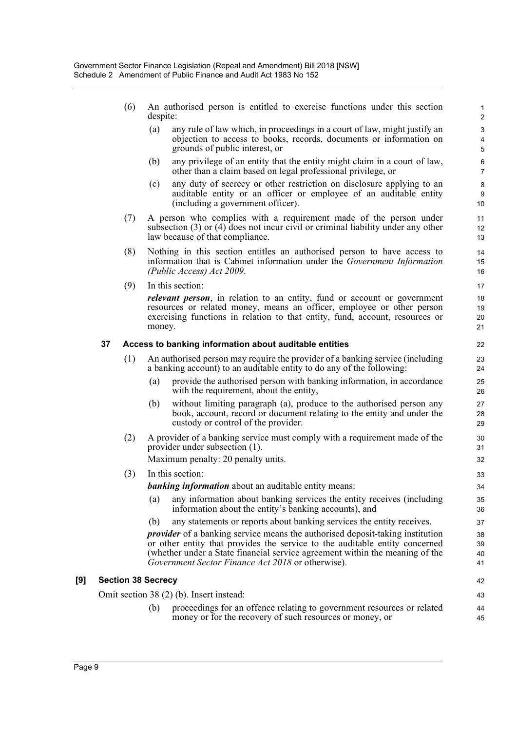(6) An authorised person is entitled to exercise functions under this section despite:

(a) any rule of law which, in proceedings in a court of law, might justify an objection to access to books, records, documents or information on grounds of public interest, or

(b) any privilege of an entity that the entity might claim in a court of law, other than a claim based on legal professional privilege, or

(c) any duty of secrecy or other restriction on disclosure applying to an auditable entity or an officer or employee of an auditable entity (including a government officer).

(7) A person who complies with a requirement made of the person under subsection (3) or (4) does not incur civil or criminal liability under any other law because of that compliance.

(8) Nothing in this section entitles an authorised person to have access to information that is Cabinet information under the *Government Information (Public Access) Act 2009*.

(9) In this section:

***relevant person***, in relation to an entity, fund or account or government resources or related money, means an officer, employee or other person exercising functions in relation to that entity, fund, account, resources or money.

### 37 Access to banking information about auditable entities

(1) An authorised person may require the provider of a banking service (including a banking account) to an auditable entity to do any of the following:

(a) provide the authorised person with banking information, in accordance with the requirement, about the entity,

(b) without limiting paragraph (a), produce to the authorised person any book, account, record or document relating to the entity and under the custody or control of the provider.

(2) A provider of a banking service must comply with a requirement made of the provider under subsection (1).

Maximum penalty: 20 penalty units.

(3) In this section:

***banking information*** about an auditable entity means:

(a) any information about banking services the entity receives (including information about the entity's banking accounts), and

(b) any statements or reports about banking services the entity receives.

***provider*** of a banking service means the authorised deposit-taking institution or other entity that provides the service to the auditable entity concerned (whether under a State financial service agreement within the meaning of the *Government Sector Finance Act 2018* or otherwise).

## [9] Section 38 Secrecy

Omit section 38 (2) (b). Insert instead:

(b) proceedings for an offence relating to government resources or related money or for the recovery of such resources or money, or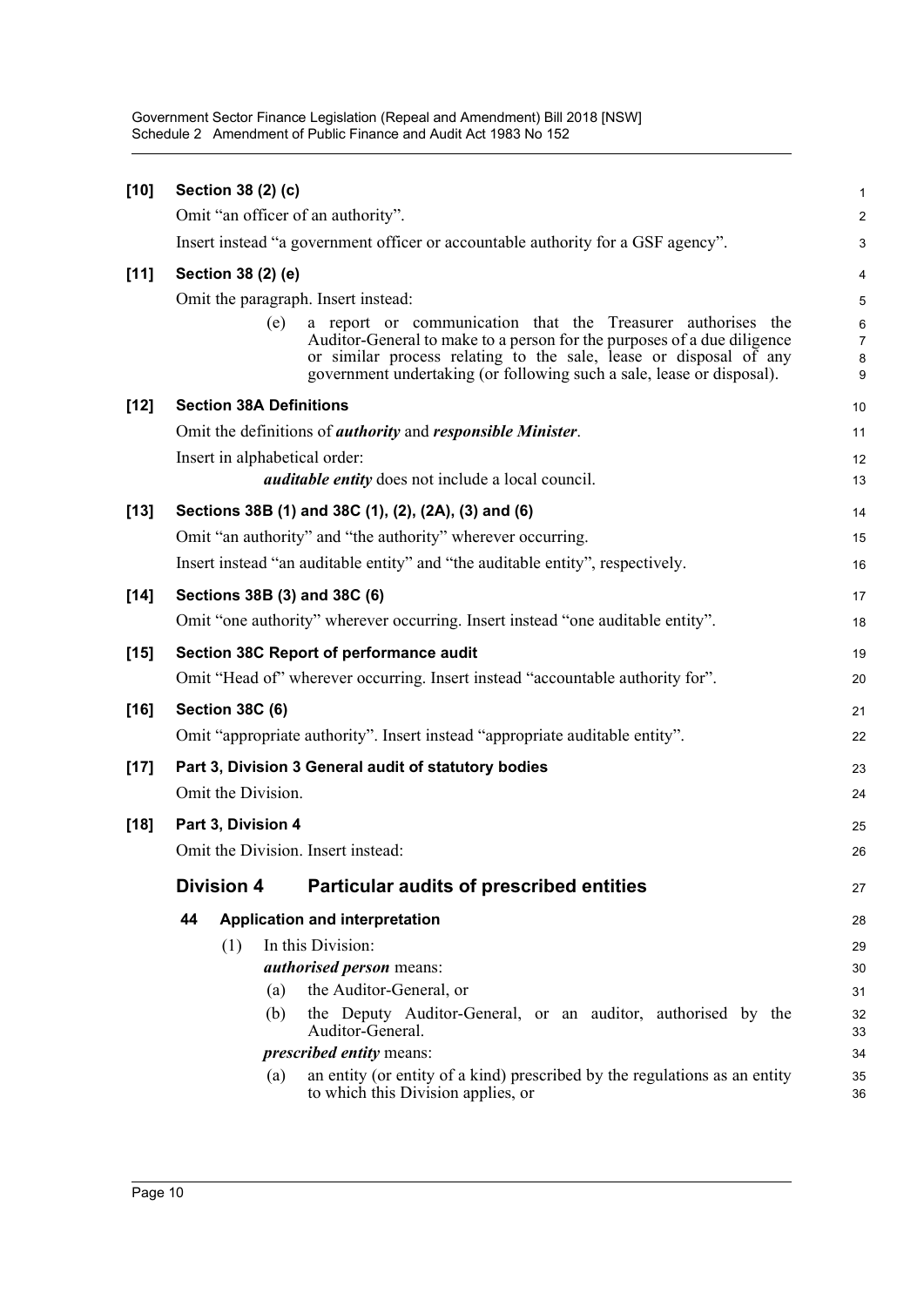**[10] Section 38 (2) (c)**

Omit "an officer of an authority".

Insert instead "a government officer or accountable authority for a GSF agency".

**[11] Section 38 (2) (e)**

Omit the paragraph. Insert instead:

> (e) a report or communication that the Treasurer authorises the Auditor-General to make to a person for the purposes of a due diligence or similar process relating to the sale, lease or disposal of any government undertaking (or following such a sale, lease or disposal).

**[12] Section 38A Definitions**

Omit the definitions of ***authority*** and ***responsible Minister***.

Insert in alphabetical order:

> ***auditable entity*** does not include a local council.

**[13] Sections 38B (1) and 38C (1), (2), (2A), (3) and (6)**

Omit "an authority" and "the authority" wherever occurring.

Insert instead "an auditable entity" and "the auditable entity", respectively.

**[14] Sections 38B (3) and 38C (6)**

Omit "one authority" wherever occurring. Insert instead "one auditable entity".

**[15] Section 38C Report of performance audit**

Omit "Head of" wherever occurring. Insert instead "accountable authority for".

**[16] Section 38C (6)**

Omit "appropriate authority". Insert instead "appropriate auditable entity".

**[17] Part 3, Division 3 General audit of statutory bodies**

Omit the Division.

**[18] Part 3, Division 4**

Omit the Division. Insert instead:

## Division 4 Particular audits of prescribed entities

### 44 Application and interpretation

(1) In this Division:

***authorised person*** means:

(a) the Auditor-General, or

(b) the Deputy Auditor-General, or an auditor, authorised by the Auditor-General.

***prescribed entity*** means:

(a) an entity (or entity of a kind) prescribed by the regulations as an entity to which this Division applies, or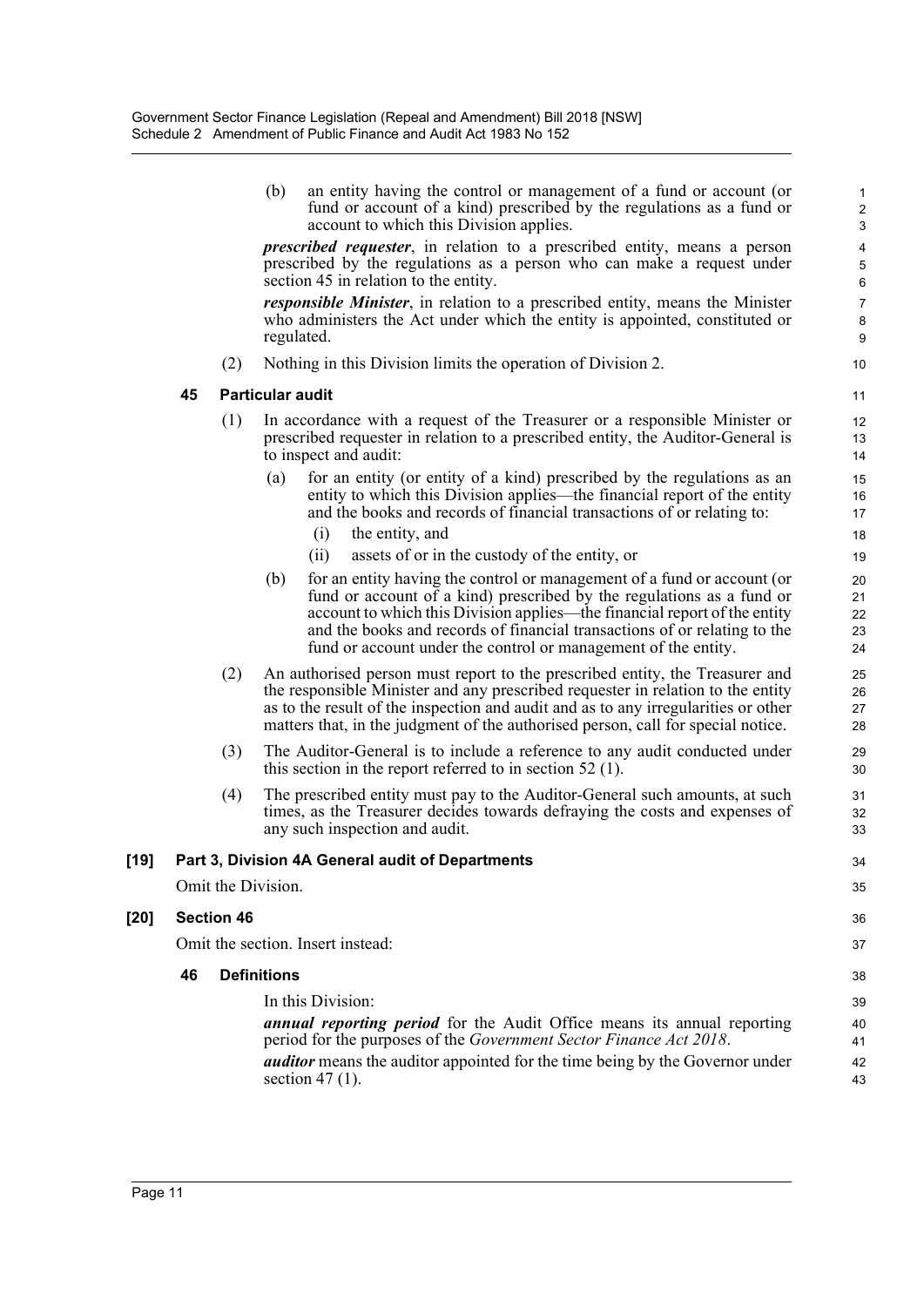(b) an entity having the control or management of a fund or account (or fund or account of a kind) prescribed by the regulations as a fund or account to which this Division applies.

***prescribed requester***, in relation to a prescribed entity, means a person prescribed by the regulations as a person who can make a request under section 45 in relation to the entity.

***responsible Minister***, in relation to a prescribed entity, means the Minister who administers the Act under which the entity is appointed, constituted or regulated.

(2) Nothing in this Division limits the operation of Division 2.

**45 Particular audit**

(1) In accordance with a request of the Treasurer or a responsible Minister or prescribed requester in relation to a prescribed entity, the Auditor-General is to inspect and audit:

(a) for an entity (or entity of a kind) prescribed by the regulations as an entity to which this Division applies—the financial report of the entity and the books and records of financial transactions of or relating to:

(i) the entity, and

(ii) assets of or in the custody of the entity, or

(b) for an entity having the control or management of a fund or account (or fund or account of a kind) prescribed by the regulations as a fund or account to which this Division applies—the financial report of the entity and the books and records of financial transactions of or relating to the fund or account under the control or management of the entity.

(2) An authorised person must report to the prescribed entity, the Treasurer and the responsible Minister and any prescribed requester in relation to the entity as to the result of the inspection and audit and as to any irregularities or other matters that, in the judgment of the authorised person, call for special notice.

(3) The Auditor-General is to include a reference to any audit conducted under this section in the report referred to in section 52 (1).

(4) The prescribed entity must pay to the Auditor-General such amounts, at such times, as the Treasurer decides towards defraying the costs and expenses of any such inspection and audit.

**[19] Part 3, Division 4A General audit of Departments**

Omit the Division.

**[20] Section 46**

Omit the section. Insert instead:

**46 Definitions**

In this Division:

***annual reporting period*** for the Audit Office means its annual reporting period for the purposes of the *Government Sector Finance Act 2018*.

***auditor*** means the auditor appointed for the time being by the Governor under section 47 (1).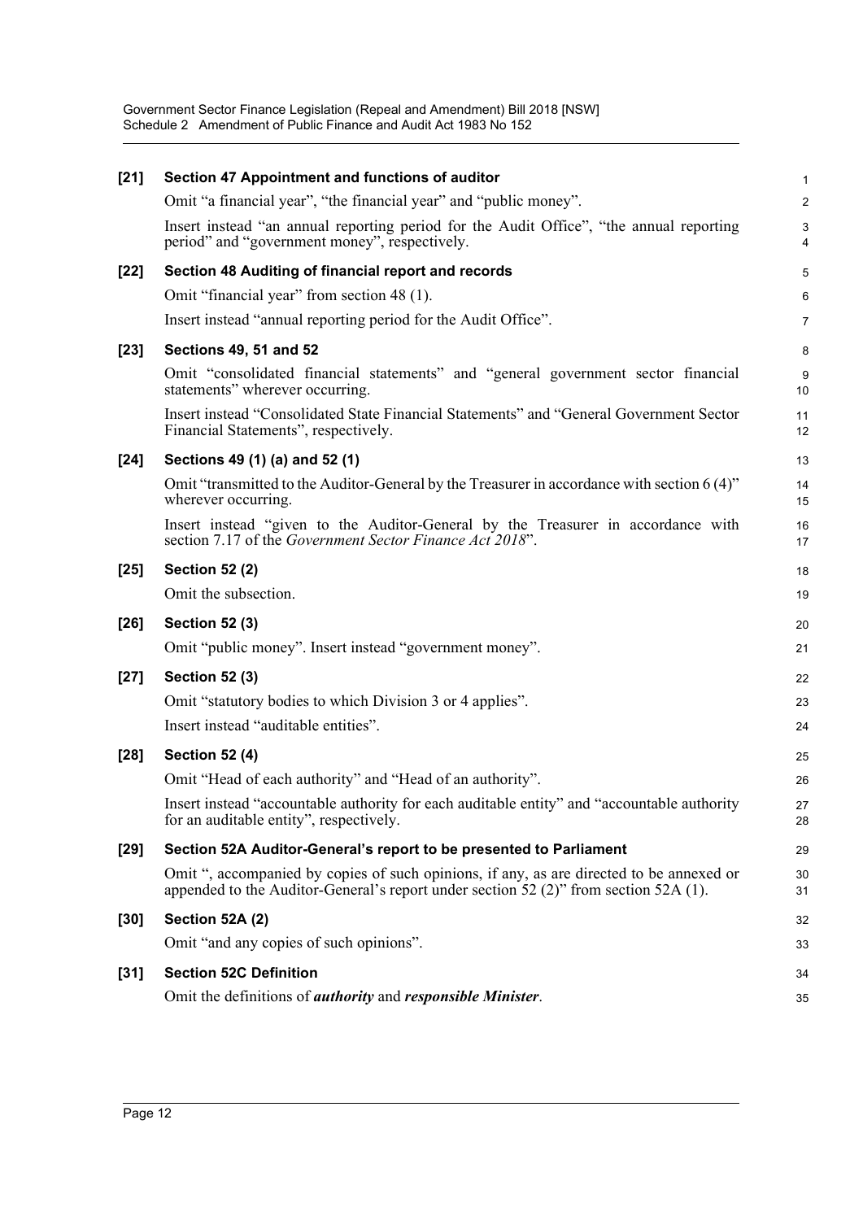**[21] Section 47 Appointment and functions of auditor**

Omit "a financial year", "the financial year" and "public money".

Insert instead "an annual reporting period for the Audit Office", "the annual reporting period" and "government money", respectively.

**[22] Section 48 Auditing of financial report and records**

Omit "financial year" from section 48 (1).

Insert instead "annual reporting period for the Audit Office".

**[23] Sections 49, 51 and 52**

Omit "consolidated financial statements" and "general government sector financial statements" wherever occurring.

Insert instead "Consolidated State Financial Statements" and "General Government Sector Financial Statements", respectively.

**[24] Sections 49 (1) (a) and 52 (1)**

Omit "transmitted to the Auditor-General by the Treasurer in accordance with section 6 (4)" wherever occurring.

Insert instead "given to the Auditor-General by the Treasurer in accordance with section 7.17 of the *Government Sector Finance Act 2018*".

**[25] Section 52 (2)**

Omit the subsection.

**[26] Section 52 (3)**

Omit "public money". Insert instead "government money".

**[27] Section 52 (3)**

Omit "statutory bodies to which Division 3 or 4 applies".

Insert instead "auditable entities".

**[28] Section 52 (4)**

Omit "Head of each authority" and "Head of an authority".

Insert instead "accountable authority for each auditable entity" and "accountable authority for an auditable entity", respectively.

**[29] Section 52A Auditor-General's report to be presented to Parliament**

Omit ", accompanied by copies of such opinions, if any, as are directed to be annexed or appended to the Auditor-General's report under section 52 (2)" from section 52A (1).

**[30] Section 52A (2)**

Omit "and any copies of such opinions".

**[31] Section 52C Definition**

Omit the definitions of ***authority*** and ***responsible Minister***.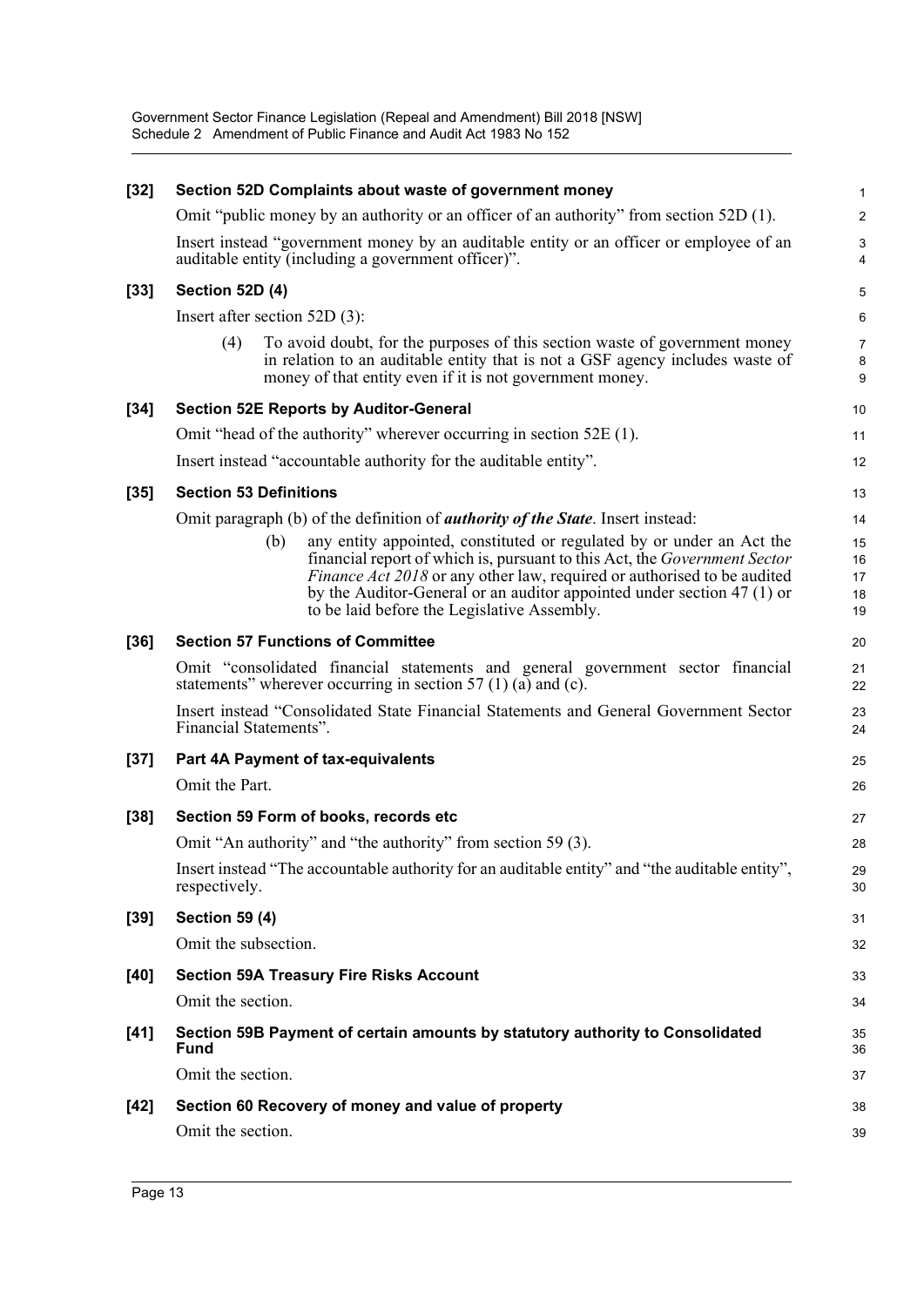**[32] Section 52D Complaints about waste of government money**

Omit "public money by an authority or an officer of an authority" from section 52D (1).

Insert instead "government money by an auditable entity or an officer or employee of an auditable entity (including a government officer)".

**[33] Section 52D (4)**

Insert after section 52D (3):

(4) To avoid doubt, for the purposes of this section waste of government money in relation to an auditable entity that is not a GSF agency includes waste of money of that entity even if it is not government money.

**[34] Section 52E Reports by Auditor-General**

Omit "head of the authority" wherever occurring in section 52E (1).

Insert instead "accountable authority for the auditable entity".

**[35] Section 53 Definitions**

Omit paragraph (b) of the definition of ***authority of the State***. Insert instead:

(b) any entity appointed, constituted or regulated by or under an Act the financial report of which is, pursuant to this Act, the *Government Sector Finance Act 2018* or any other law, required or authorised to be audited by the Auditor-General or an auditor appointed under section 47 (1) or to be laid before the Legislative Assembly.

**[36] Section 57 Functions of Committee**

Omit "consolidated financial statements and general government sector financial statements" wherever occurring in section 57 (1) (a) and (c).

Insert instead "Consolidated State Financial Statements and General Government Sector Financial Statements".

**[37] Part 4A Payment of tax-equivalents**

Omit the Part.

**[38] Section 59 Form of books, records etc**

Omit "An authority" and "the authority" from section 59 (3).

Insert instead "The accountable authority for an auditable entity" and "the auditable entity", respectively.

**[39] Section 59 (4)**

Omit the subsection.

**[40] Section 59A Treasury Fire Risks Account**

Omit the section.

**[41] Section 59B Payment of certain amounts by statutory authority to Consolidated Fund**

Omit the section.

**[42] Section 60 Recovery of money and value of property**

Omit the section.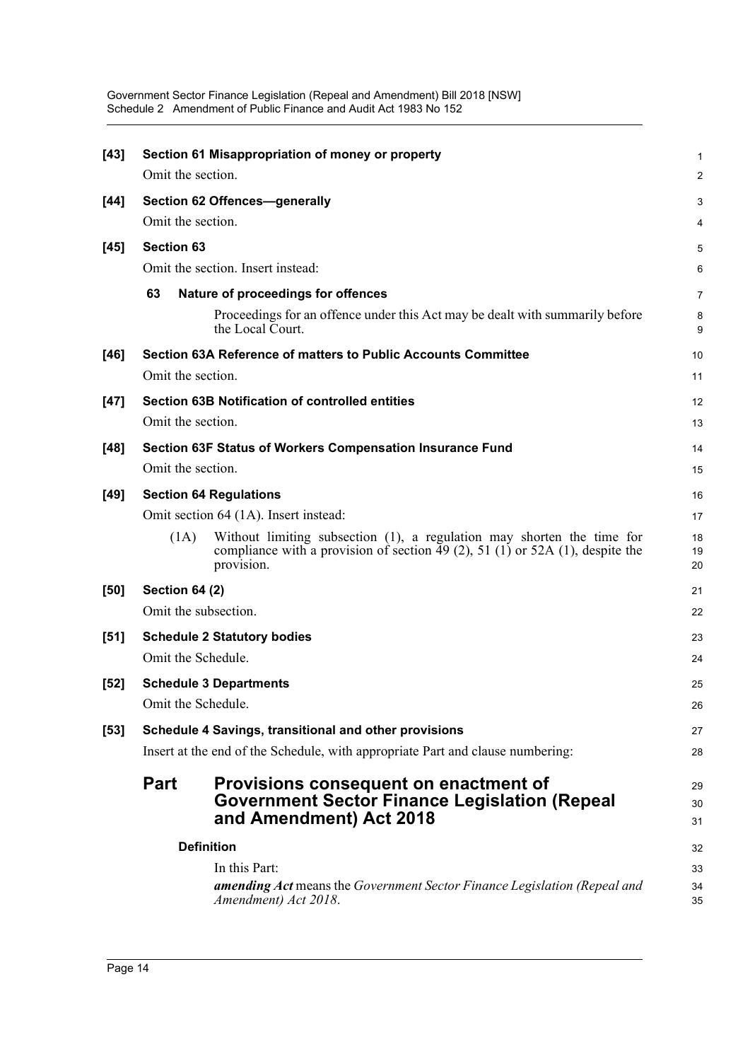**[43] Section 61 Misappropriation of money or property**

Omit the section.

**[44] Section 62 Offences—generally**

Omit the section.

**[45] Section 63**

Omit the section. Insert instead:

**63 Nature of proceedings for offences**

Proceedings for an offence under this Act may be dealt with summarily before the Local Court.

**[46] Section 63A Reference of matters to Public Accounts Committee**

Omit the section.

**[47] Section 63B Notification of controlled entities**

Omit the section.

**[48] Section 63F Status of Workers Compensation Insurance Fund**

Omit the section.

**[49] Section 64 Regulations**

Omit section 64 (1A). Insert instead:

(1A) Without limiting subsection (1), a regulation may shorten the time for compliance with a provision of section 49 (2), 51 (1) or 52A (1), despite the provision.

**[50] Section 64 (2)**

Omit the subsection.

**[51] Schedule 2 Statutory bodies**

Omit the Schedule.

**[52] Schedule 3 Departments**

Omit the Schedule.

**[53] Schedule 4 Savings, transitional and other provisions**

Insert at the end of the Schedule, with appropriate Part and clause numbering:

## Part Provisions consequent on enactment of Government Sector Finance Legislation (Repeal and Amendment) Act 2018

**Definition**

In this Part:

***amending Act*** means the *Government Sector Finance Legislation (Repeal and Amendment) Act 2018*.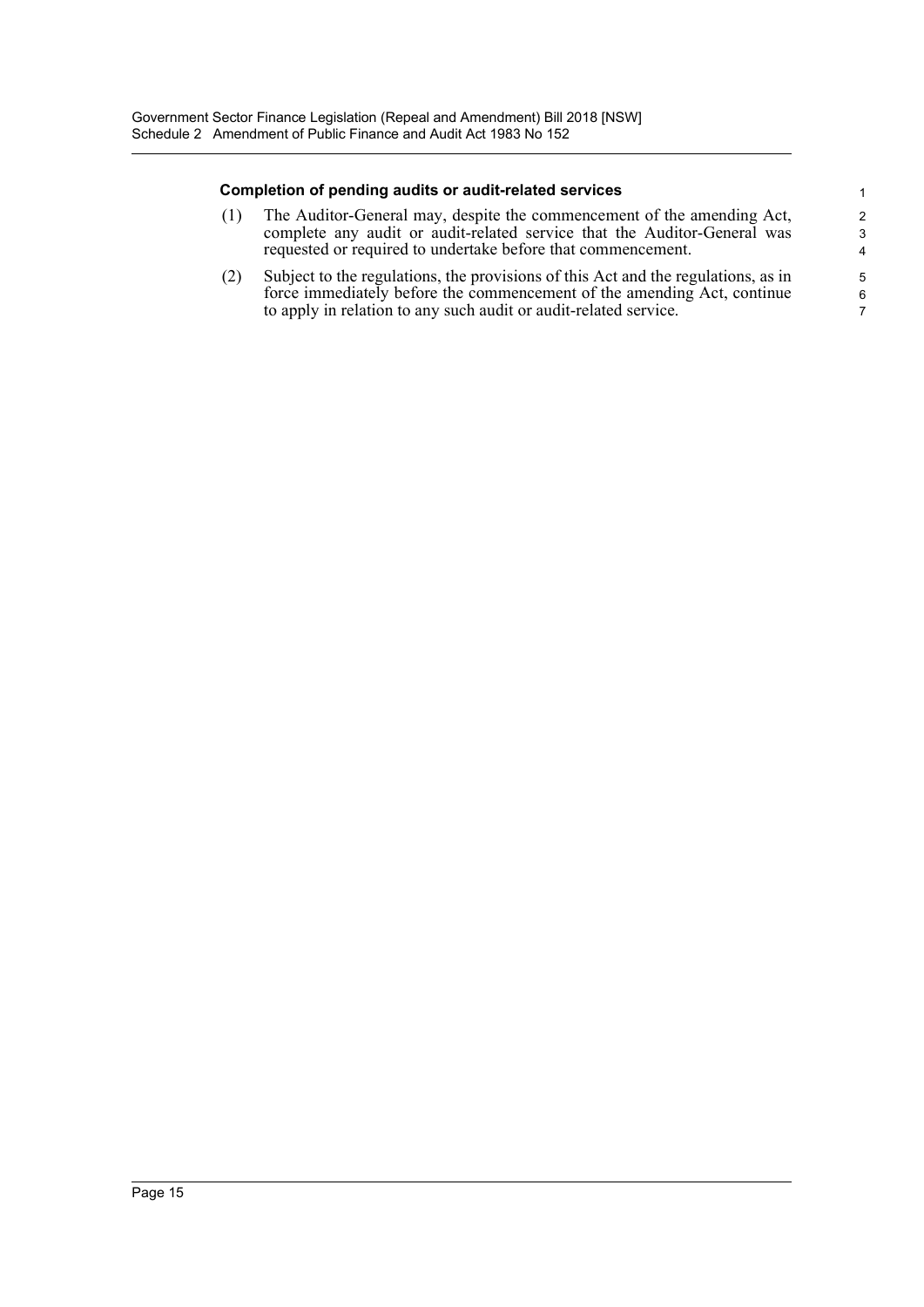**Completion of pending audits or audit-related services**

(1) The Auditor-General may, despite the commencement of the amending Act, complete any audit or audit-related service that the Auditor-General was requested or required to undertake before that commencement.

(2) Subject to the regulations, the provisions of this Act and the regulations, as in force immediately before the commencement of the amending Act, continue to apply in relation to any such audit or audit-related service.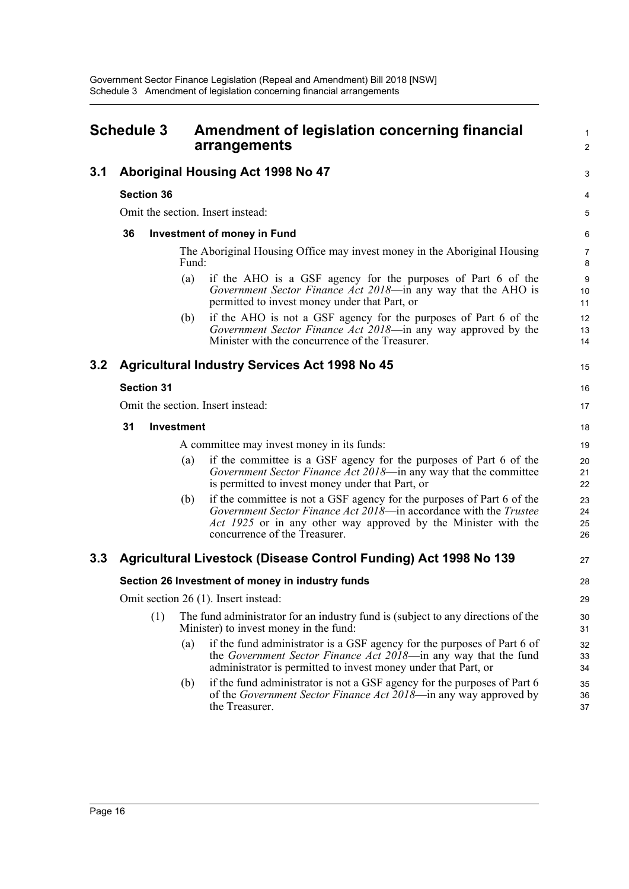# Schedule 3 Amendment of legislation concerning financial arrangements

## 3.1 Aboriginal Housing Act 1998 No 47

### Section 36

Omit the section. Insert instead:

**36 Investment of money in Fund**

The Aboriginal Housing Office may invest money in the Aboriginal Housing Fund:

(a) if the AHO is a GSF agency for the purposes of Part 6 of the *Government Sector Finance Act 2018*—in any way that the AHO is permitted to invest money under that Part, or

(b) if the AHO is not a GSF agency for the purposes of Part 6 of the *Government Sector Finance Act 2018*—in any way approved by the Minister with the concurrence of the Treasurer.

## 3.2 Agricultural Industry Services Act 1998 No 45

### Section 31

Omit the section. Insert instead:

**31 Investment**

A committee may invest money in its funds:

(a) if the committee is a GSF agency for the purposes of Part 6 of the *Government Sector Finance Act 2018*—in any way that the committee is permitted to invest money under that Part, or

(b) if the committee is not a GSF agency for the purposes of Part 6 of the *Government Sector Finance Act 2018*—in accordance with the *Trustee Act 1925* or in any other way approved by the Minister with the concurrence of the Treasurer.

## 3.3 Agricultural Livestock (Disease Control Funding) Act 1998 No 139

### Section 26 Investment of money in industry funds

Omit section 26 (1). Insert instead:

(1) The fund administrator for an industry fund is (subject to any directions of the Minister) to invest money in the fund:

(a) if the fund administrator is a GSF agency for the purposes of Part 6 of the *Government Sector Finance Act 2018*—in any way that the fund administrator is permitted to invest money under that Part, or

(b) if the fund administrator is not a GSF agency for the purposes of Part 6 of the *Government Sector Finance Act 2018*—in any way approved by the Treasurer.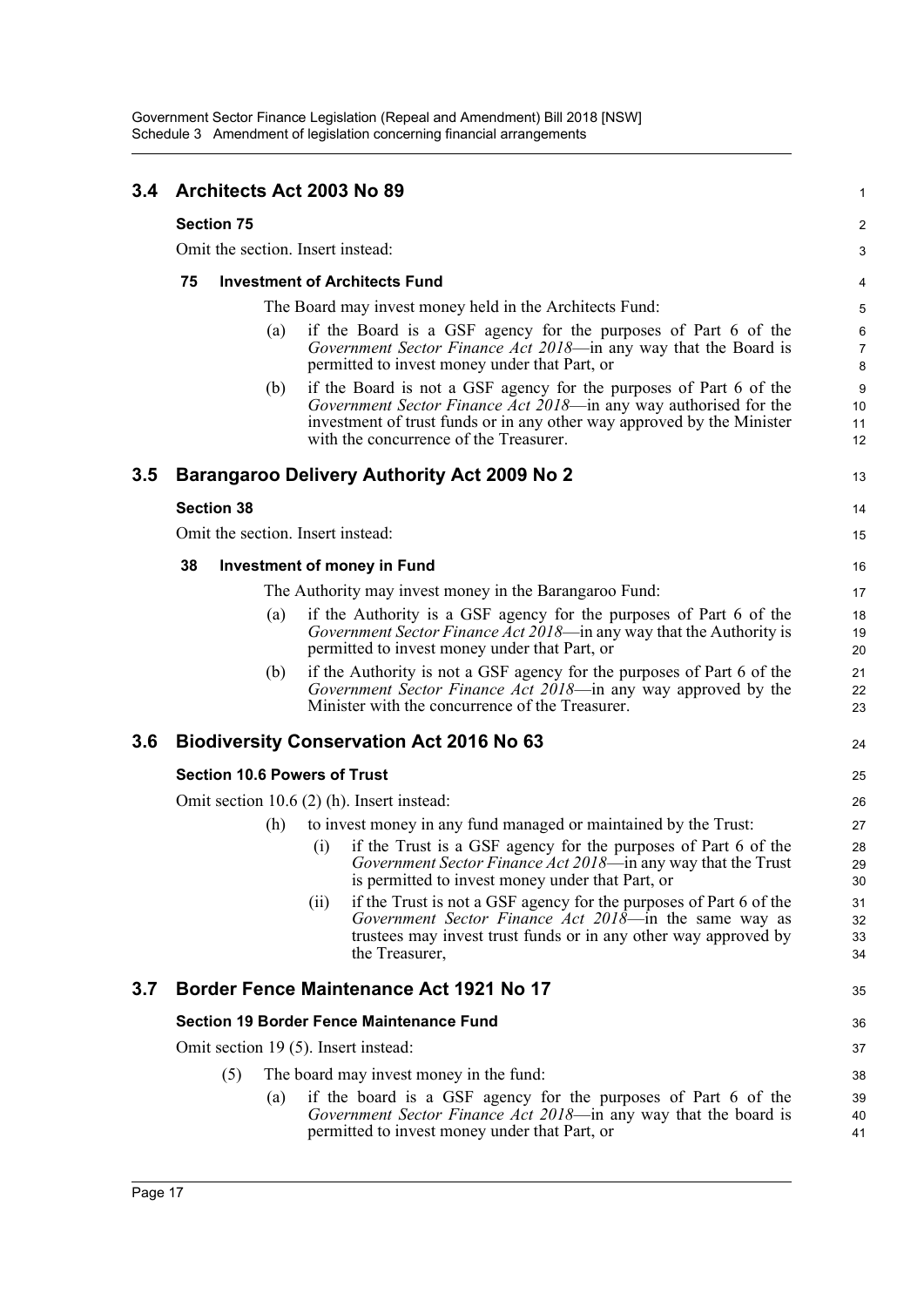## 3.4 Architects Act 2003 No 89

### Section 75

Omit the section. Insert instead:

#### 75 Investment of Architects Fund

The Board may invest money held in the Architects Fund:

(a) if the Board is a GSF agency for the purposes of Part 6 of the *Government Sector Finance Act 2018*—in any way that the Board is permitted to invest money under that Part, or

(b) if the Board is not a GSF agency for the purposes of Part 6 of the *Government Sector Finance Act 2018*—in any way authorised for the investment of trust funds or in any other way approved by the Minister with the concurrence of the Treasurer.

## 3.5 Barangaroo Delivery Authority Act 2009 No 2

### Section 38

Omit the section. Insert instead:

#### 38 Investment of money in Fund

The Authority may invest money in the Barangaroo Fund:

(a) if the Authority is a GSF agency for the purposes of Part 6 of the *Government Sector Finance Act 2018*—in any way that the Authority is permitted to invest money under that Part, or

(b) if the Authority is not a GSF agency for the purposes of Part 6 of the *Government Sector Finance Act 2018*—in any way approved by the Minister with the concurrence of the Treasurer.

## 3.6 Biodiversity Conservation Act 2016 No 63

### Section 10.6 Powers of Trust

Omit section 10.6 (2) (h). Insert instead:

(h) to invest money in any fund managed or maintained by the Trust:

(i) if the Trust is a GSF agency for the purposes of Part 6 of the *Government Sector Finance Act 2018*—in any way that the Trust is permitted to invest money under that Part, or

(ii) if the Trust is not a GSF agency for the purposes of Part 6 of the *Government Sector Finance Act 2018*—in the same way as trustees may invest trust funds or in any other way approved by the Treasurer,

## 3.7 Border Fence Maintenance Act 1921 No 17

### Section 19 Border Fence Maintenance Fund

Omit section 19 (5). Insert instead:

(5) The board may invest money in the fund:

(a) if the board is a GSF agency for the purposes of Part 6 of the *Government Sector Finance Act 2018*—in any way that the board is permitted to invest money under that Part, or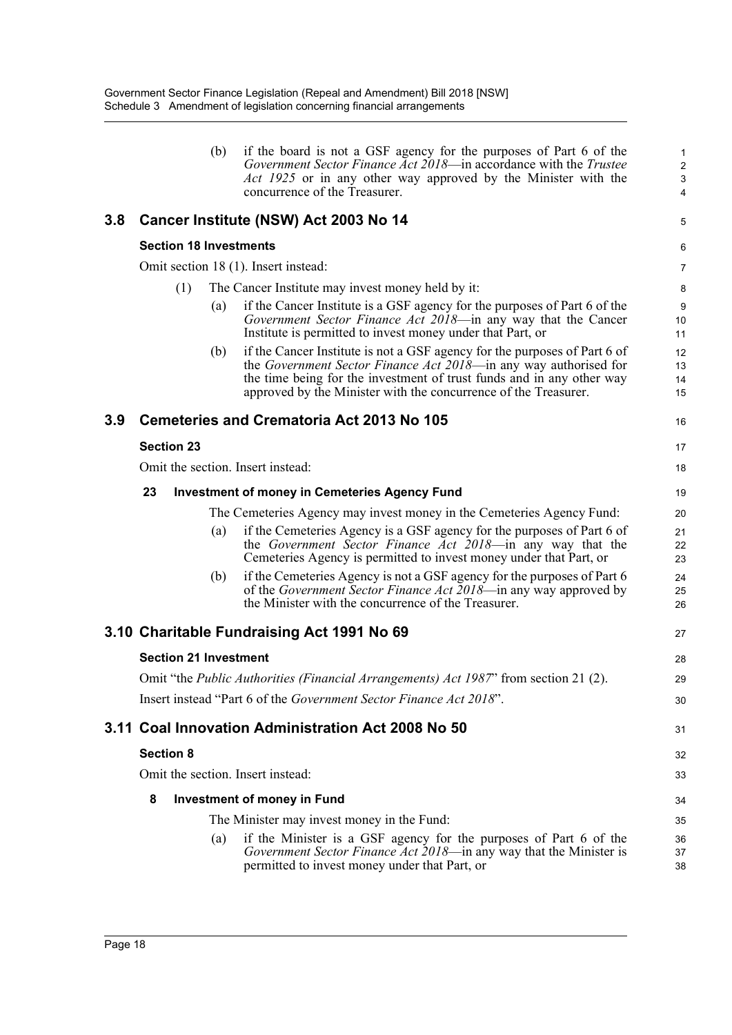(b) if the board is not a GSF agency for the purposes of Part 6 of the *Government Sector Finance Act 2018*—in accordance with the *Trustee Act 1925* or in any other way approved by the Minister with the concurrence of the Treasurer.

## 3.8 Cancer Institute (NSW) Act 2003 No 14

### Section 18 Investments

Omit section 18 (1). Insert instead:

(1) The Cancer Institute may invest money held by it:

(a) if the Cancer Institute is a GSF agency for the purposes of Part 6 of the *Government Sector Finance Act 2018*—in any way that the Cancer Institute is permitted to invest money under that Part, or

(b) if the Cancer Institute is not a GSF agency for the purposes of Part 6 of the *Government Sector Finance Act 2018*—in any way authorised for the time being for the investment of trust funds and in any other way approved by the Minister with the concurrence of the Treasurer.

## 3.9 Cemeteries and Crematoria Act 2013 No 105

### Section 23

Omit the section. Insert instead:

**23 Investment of money in Cemeteries Agency Fund**

The Cemeteries Agency may invest money in the Cemeteries Agency Fund:

(a) if the Cemeteries Agency is a GSF agency for the purposes of Part 6 of the *Government Sector Finance Act 2018*—in any way that the Cemeteries Agency is permitted to invest money under that Part, or

(b) if the Cemeteries Agency is not a GSF agency for the purposes of Part 6 of the *Government Sector Finance Act 2018*—in any way approved by the Minister with the concurrence of the Treasurer.

## 3.10 Charitable Fundraising Act 1991 No 69

### Section 21 Investment

Omit "the *Public Authorities (Financial Arrangements) Act 1987*" from section 21 (2).

Insert instead "Part 6 of the *Government Sector Finance Act 2018*".

## 3.11 Coal Innovation Administration Act 2008 No 50

### Section 8

Omit the section. Insert instead:

**8 Investment of money in Fund**

The Minister may invest money in the Fund:

(a) if the Minister is a GSF agency for the purposes of Part 6 of the *Government Sector Finance Act 2018*—in any way that the Minister is permitted to invest money under that Part, or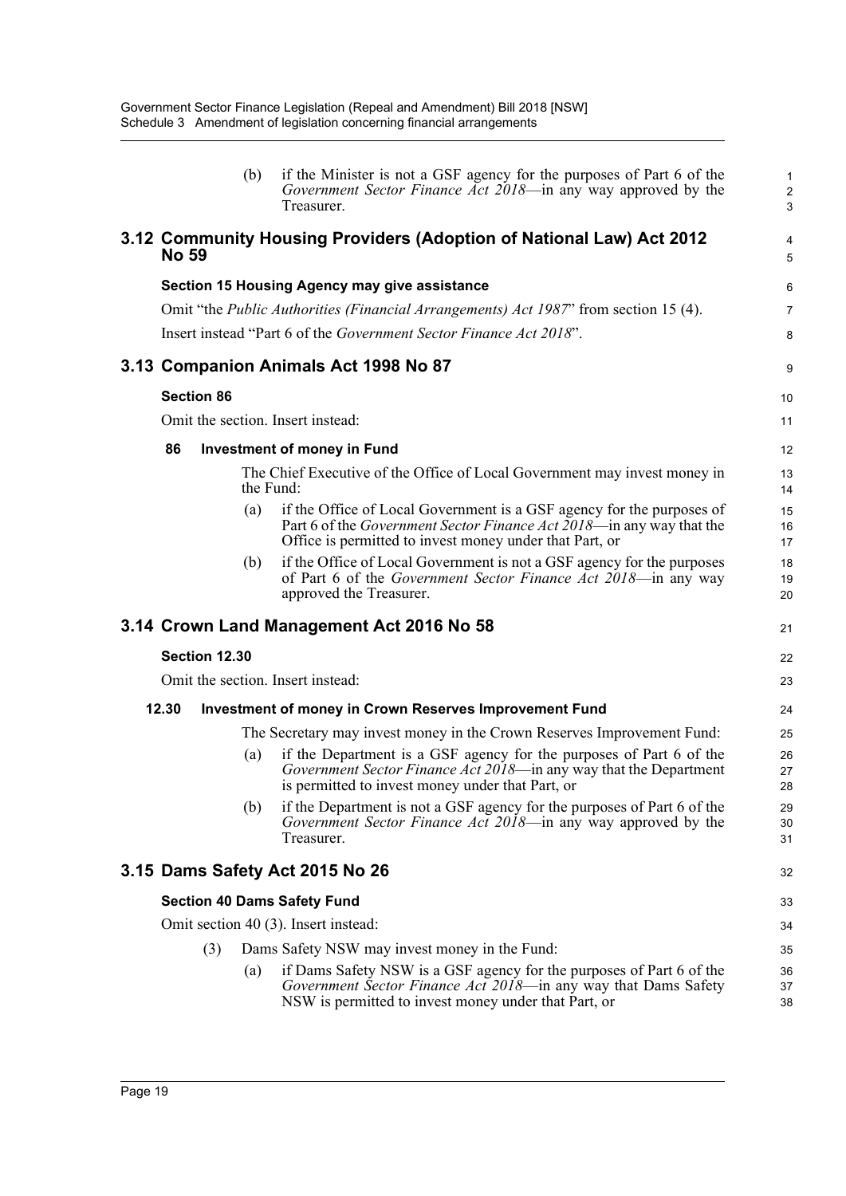(b) if the Minister is not a GSF agency for the purposes of Part 6 of the *Government Sector Finance Act 2018*—in any way approved by the Treasurer.

## 3.12 Community Housing Providers (Adoption of National Law) Act 2012 No 59

### Section 15 Housing Agency may give assistance

Omit "the *Public Authorities (Financial Arrangements) Act 1987*" from section 15 (4).

Insert instead "Part 6 of the *Government Sector Finance Act 2018*".

## 3.13 Companion Animals Act 1998 No 87

### Section 86

Omit the section. Insert instead:

**86 Investment of money in Fund**

The Chief Executive of the Office of Local Government may invest money in the Fund:

(a) if the Office of Local Government is a GSF agency for the purposes of Part 6 of the *Government Sector Finance Act 2018*—in any way that the Office is permitted to invest money under that Part, or

(b) if the Office of Local Government is not a GSF agency for the purposes of Part 6 of the *Government Sector Finance Act 2018*—in any way approved the Treasurer.

## 3.14 Crown Land Management Act 2016 No 58

### Section 12.30

Omit the section. Insert instead:

**12.30 Investment of money in Crown Reserves Improvement Fund**

The Secretary may invest money in the Crown Reserves Improvement Fund:

(a) if the Department is a GSF agency for the purposes of Part 6 of the *Government Sector Finance Act 2018*—in any way that the Department is permitted to invest money under that Part, or

(b) if the Department is not a GSF agency for the purposes of Part 6 of the *Government Sector Finance Act 2018*—in any way approved by the Treasurer.

## 3.15 Dams Safety Act 2015 No 26

### Section 40 Dams Safety Fund

Omit section 40 (3). Insert instead:

(3) Dams Safety NSW may invest money in the Fund:

(a) if Dams Safety NSW is a GSF agency for the purposes of Part 6 of the *Government Sector Finance Act 2018*—in any way that Dams Safety NSW is permitted to invest money under that Part, or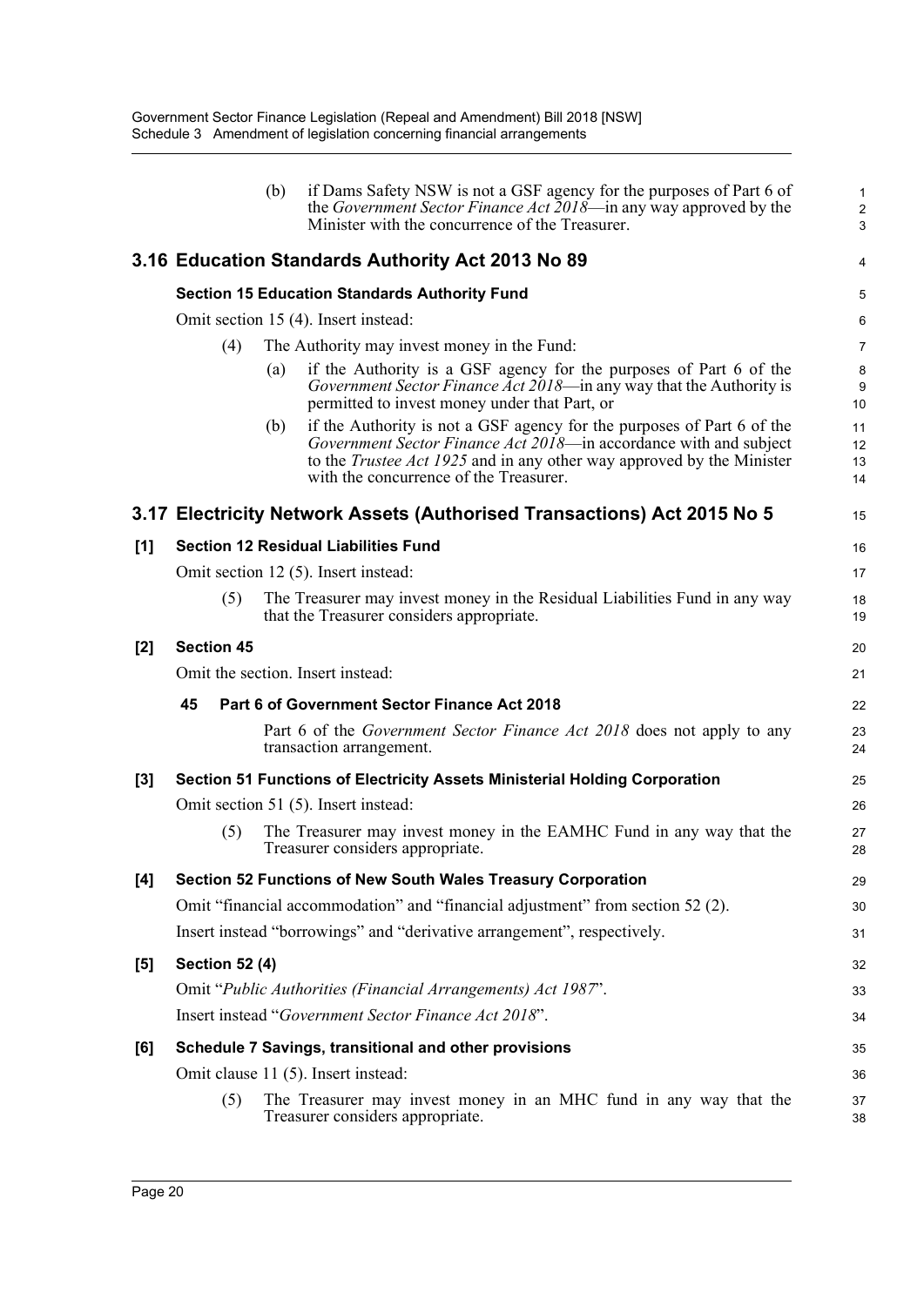(b) if Dams Safety NSW is not a GSF agency for the purposes of Part 6 of the *Government Sector Finance Act 2018*—in any way approved by the Minister with the concurrence of the Treasurer.

## 3.16 Education Standards Authority Act 2013 No 89

**Section 15 Education Standards Authority Fund**

Omit section 15 (4). Insert instead:

(4) The Authority may invest money in the Fund:

(a) if the Authority is a GSF agency for the purposes of Part 6 of the *Government Sector Finance Act 2018*—in any way that the Authority is permitted to invest money under that Part, or

(b) if the Authority is not a GSF agency for the purposes of Part 6 of the *Government Sector Finance Act 2018*—in accordance with and subject to the *Trustee Act 1925* and in any other way approved by the Minister with the concurrence of the Treasurer.

## 3.17 Electricity Network Assets (Authorised Transactions) Act 2015 No 5

**[1] Section 12 Residual Liabilities Fund**

Omit section 12 (5). Insert instead:

(5) The Treasurer may invest money in the Residual Liabilities Fund in any way that the Treasurer considers appropriate.

**[2] Section 45**

Omit the section. Insert instead:

**45 Part 6 of Government Sector Finance Act 2018**

Part 6 of the *Government Sector Finance Act 2018* does not apply to any transaction arrangement.

**[3] Section 51 Functions of Electricity Assets Ministerial Holding Corporation**

Omit section 51 (5). Insert instead:

(5) The Treasurer may invest money in the EAMHC Fund in any way that the Treasurer considers appropriate.

**[4] Section 52 Functions of New South Wales Treasury Corporation**

Omit "financial accommodation" and "financial adjustment" from section 52 (2).

Insert instead "borrowings" and "derivative arrangement", respectively.

**[5] Section 52 (4)**

Omit "*Public Authorities (Financial Arrangements) Act 1987*".

Insert instead "*Government Sector Finance Act 2018*".

**[6] Schedule 7 Savings, transitional and other provisions**

Omit clause 11 (5). Insert instead:

(5) The Treasurer may invest money in an MHC fund in any way that the Treasurer considers appropriate.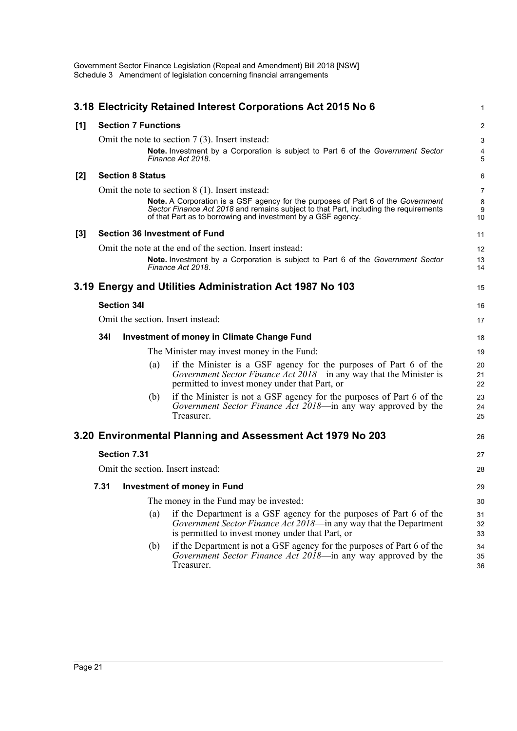## 3.18 Electricity Retained Interest Corporations Act 2015 No 6

**[1] Section 7 Functions**

Omit the note to section 7 (3). Insert instead:

> **Note.** Investment by a Corporation is subject to Part 6 of the *Government Sector Finance Act 2018*.

**[2] Section 8 Status**

Omit the note to section 8 (1). Insert instead:

> **Note.** A Corporation is a GSF agency for the purposes of Part 6 of the *Government Sector Finance Act 2018* and remains subject to that Part, including the requirements of that Part as to borrowing and investment by a GSF agency.

**[3] Section 36 Investment of Fund**

Omit the note at the end of the section. Insert instead:

> **Note.** Investment by a Corporation is subject to Part 6 of the *Government Sector Finance Act 2018*.

## 3.19 Energy and Utilities Administration Act 1987 No 103

**Section 34I**

Omit the section. Insert instead:

**34I Investment of money in Climate Change Fund**

The Minister may invest money in the Fund:

(a) if the Minister is a GSF agency for the purposes of Part 6 of the *Government Sector Finance Act 2018*—in any way that the Minister is permitted to invest money under that Part, or

(b) if the Minister is not a GSF agency for the purposes of Part 6 of the *Government Sector Finance Act 2018*—in any way approved by the Treasurer.

## 3.20 Environmental Planning and Assessment Act 1979 No 203

**Section 7.31**

Omit the section. Insert instead:

**7.31 Investment of money in Fund**

The money in the Fund may be invested:

(a) if the Department is a GSF agency for the purposes of Part 6 of the *Government Sector Finance Act 2018*—in any way that the Department is permitted to invest money under that Part, or

(b) if the Department is not a GSF agency for the purposes of Part 6 of the *Government Sector Finance Act 2018*—in any way approved by the Treasurer.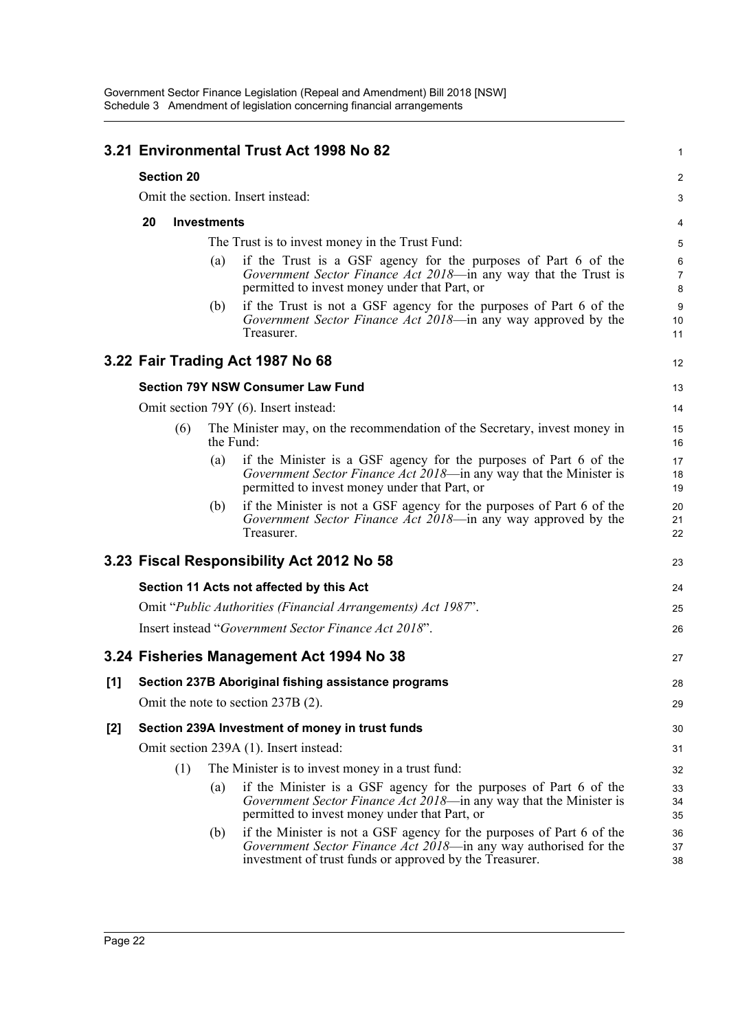## 3.21 Environmental Trust Act 1998 No 82

### Section 20

Omit the section. Insert instead:

**20 Investments**

The Trust is to invest money in the Trust Fund:

(a) if the Trust is a GSF agency for the purposes of Part 6 of the *Government Sector Finance Act 2018*—in any way that the Trust is permitted to invest money under that Part, or

(b) if the Trust is not a GSF agency for the purposes of Part 6 of the *Government Sector Finance Act 2018*—in any way approved by the Treasurer.

## 3.22 Fair Trading Act 1987 No 68

### Section 79Y NSW Consumer Law Fund

Omit section 79Y (6). Insert instead:

(6) The Minister may, on the recommendation of the Secretary, invest money in the Fund:

(a) if the Minister is a GSF agency for the purposes of Part 6 of the *Government Sector Finance Act 2018*—in any way that the Minister is permitted to invest money under that Part, or

(b) if the Minister is not a GSF agency for the purposes of Part 6 of the *Government Sector Finance Act 2018*—in any way approved by the Treasurer.

## 3.23 Fiscal Responsibility Act 2012 No 58

### Section 11 Acts not affected by this Act

Omit "*Public Authorities (Financial Arrangements) Act 1987*".

Insert instead "*Government Sector Finance Act 2018*".

## 3.24 Fisheries Management Act 1994 No 38

### [1] Section 237B Aboriginal fishing assistance programs

Omit the note to section 237B (2).

### [2] Section 239A Investment of money in trust funds

Omit section 239A (1). Insert instead:

(1) The Minister is to invest money in a trust fund:

(a) if the Minister is a GSF agency for the purposes of Part 6 of the *Government Sector Finance Act 2018*—in any way that the Minister is permitted to invest money under that Part, or

(b) if the Minister is not a GSF agency for the purposes of Part 6 of the *Government Sector Finance Act 2018*—in any way authorised for the investment of trust funds or approved by the Treasurer.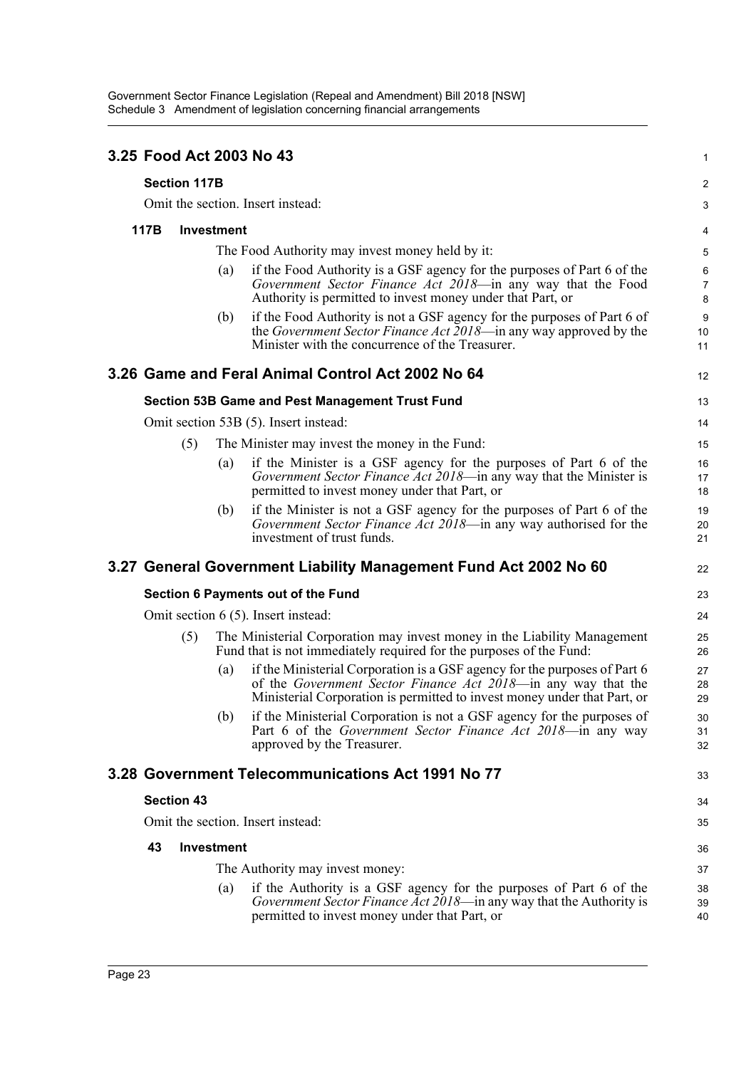## 3.25 Food Act 2003 No 43

### Section 117B

Omit the section. Insert instead:

#### 117B Investment

The Food Authority may invest money held by it:

(a) if the Food Authority is a GSF agency for the purposes of Part 6 of the *Government Sector Finance Act 2018*—in any way that the Food Authority is permitted to invest money under that Part, or

(b) if the Food Authority is not a GSF agency for the purposes of Part 6 of the *Government Sector Finance Act 2018*—in any way approved by the Minister with the concurrence of the Treasurer.

## 3.26 Game and Feral Animal Control Act 2002 No 64

### Section 53B Game and Pest Management Trust Fund

Omit section 53B (5). Insert instead:

(5) The Minister may invest the money in the Fund:

(a) if the Minister is a GSF agency for the purposes of Part 6 of the *Government Sector Finance Act 2018*—in any way that the Minister is permitted to invest money under that Part, or

(b) if the Minister is not a GSF agency for the purposes of Part 6 of the *Government Sector Finance Act 2018*—in any way authorised for the investment of trust funds.

## 3.27 General Government Liability Management Fund Act 2002 No 60

### Section 6 Payments out of the Fund

Omit section 6 (5). Insert instead:

(5) The Ministerial Corporation may invest money in the Liability Management Fund that is not immediately required for the purposes of the Fund:

(a) if the Ministerial Corporation is a GSF agency for the purposes of Part 6 of the *Government Sector Finance Act 2018*—in any way that the Ministerial Corporation is permitted to invest money under that Part, or

(b) if the Ministerial Corporation is not a GSF agency for the purposes of Part 6 of the *Government Sector Finance Act 2018*—in any way approved by the Treasurer.

## 3.28 Government Telecommunications Act 1991 No 77

### Section 43

Omit the section. Insert instead:

#### 43 Investment

The Authority may invest money:

(a) if the Authority is a GSF agency for the purposes of Part 6 of the *Government Sector Finance Act 2018*—in any way that the Authority is permitted to invest money under that Part, or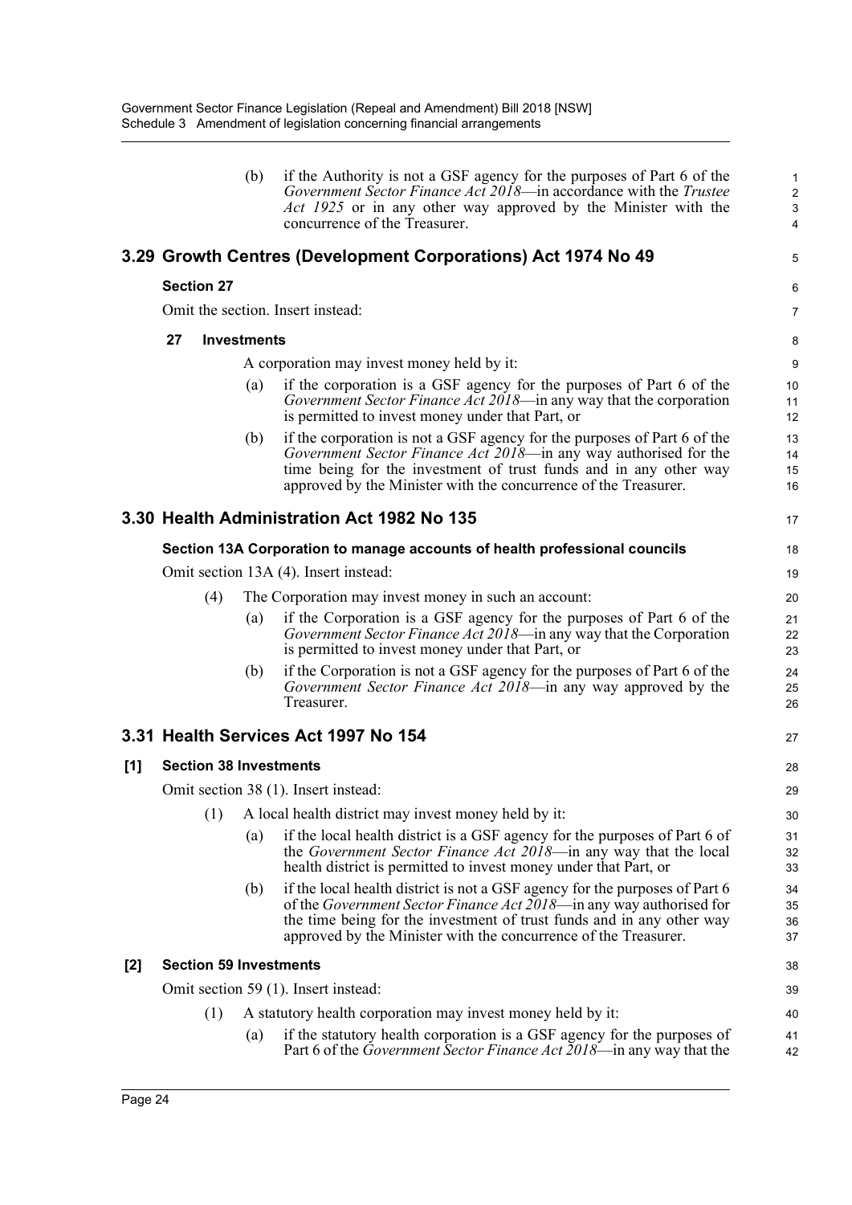(b) if the Authority is not a GSF agency for the purposes of Part 6 of the *Government Sector Finance Act 2018*—in accordance with the *Trustee Act 1925* or in any other way approved by the Minister with the concurrence of the Treasurer.

## 3.29 Growth Centres (Development Corporations) Act 1974 No 49

### Section 27

Omit the section. Insert instead:

#### 27 Investments

A corporation may invest money held by it:

(a) if the corporation is a GSF agency for the purposes of Part 6 of the *Government Sector Finance Act 2018*—in any way that the corporation is permitted to invest money under that Part, or

(b) if the corporation is not a GSF agency for the purposes of Part 6 of the *Government Sector Finance Act 2018*—in any way authorised for the time being for the investment of trust funds and in any other way approved by the Minister with the concurrence of the Treasurer.

## 3.30 Health Administration Act 1982 No 135

### Section 13A Corporation to manage accounts of health professional councils

Omit section 13A (4). Insert instead:

(4) The Corporation may invest money in such an account:

(a) if the Corporation is a GSF agency for the purposes of Part 6 of the *Government Sector Finance Act 2018*—in any way that the Corporation is permitted to invest money under that Part, or

(b) if the Corporation is not a GSF agency for the purposes of Part 6 of the *Government Sector Finance Act 2018*—in any way approved by the Treasurer.

## 3.31 Health Services Act 1997 No 154

### [1] Section 38 Investments

Omit section 38 (1). Insert instead:

(1) A local health district may invest money held by it:

(a) if the local health district is a GSF agency for the purposes of Part 6 of the *Government Sector Finance Act 2018*—in any way that the local health district is permitted to invest money under that Part, or

(b) if the local health district is not a GSF agency for the purposes of Part 6 of the *Government Sector Finance Act 2018*—in any way authorised for the time being for the investment of trust funds and in any other way approved by the Minister with the concurrence of the Treasurer.

### [2] Section 59 Investments

Omit section 59 (1). Insert instead:

(1) A statutory health corporation may invest money held by it:

(a) if the statutory health corporation is a GSF agency for the purposes of Part 6 of the *Government Sector Finance Act 2018*—in any way that the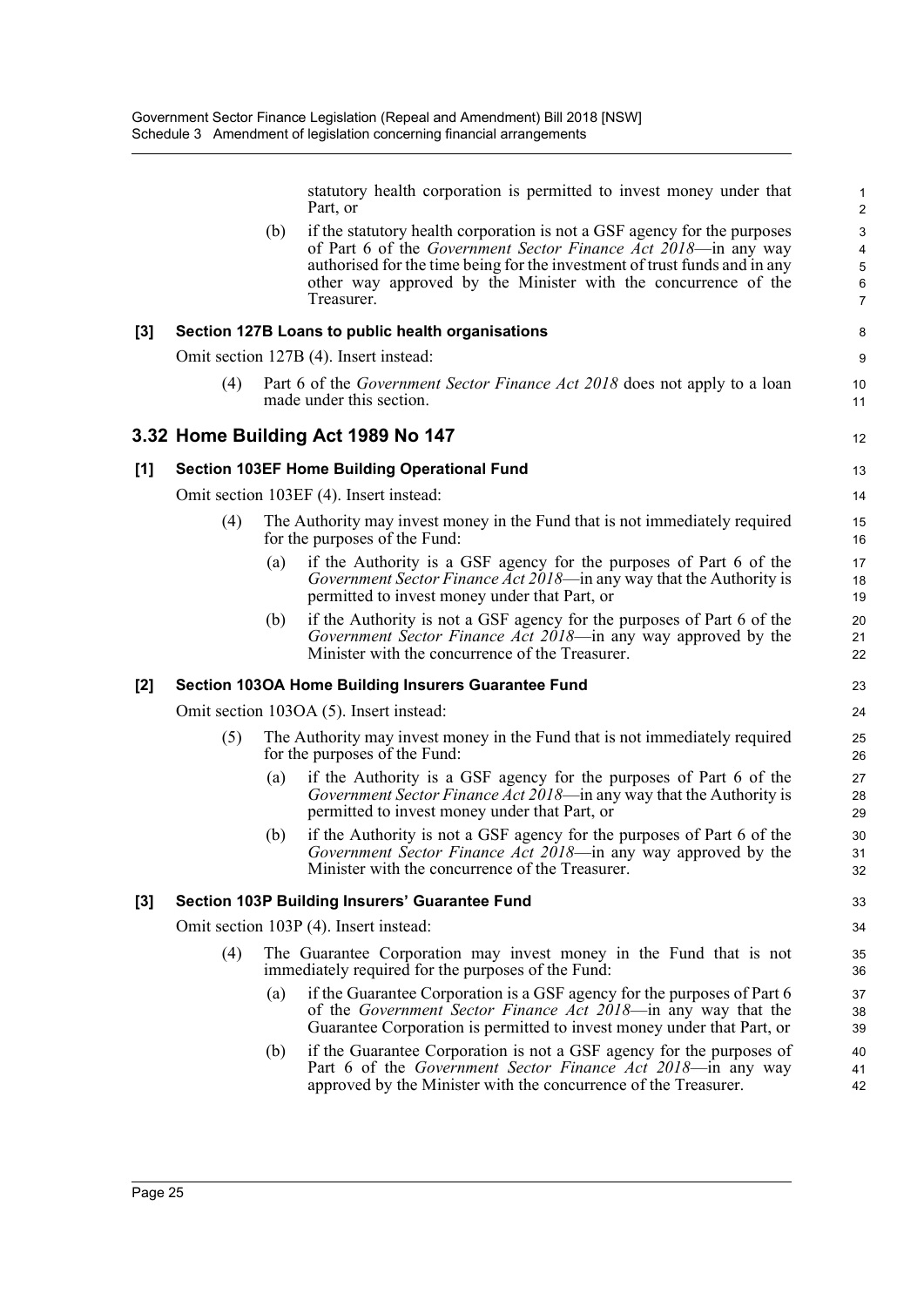statutory health corporation is permitted to invest money under that Part, or

(b) if the statutory health corporation is not a GSF agency for the purposes of Part 6 of the *Government Sector Finance Act 2018*—in any way authorised for the time being for the investment of trust funds and in any other way approved by the Minister with the concurrence of the Treasurer.

**[3] Section 127B Loans to public health organisations**

Omit section 127B (4). Insert instead:

(4) Part 6 of the *Government Sector Finance Act 2018* does not apply to a loan made under this section.

## 3.32 Home Building Act 1989 No 147

**[1] Section 103EF Home Building Operational Fund**

Omit section 103EF (4). Insert instead:

(4) The Authority may invest money in the Fund that is not immediately required for the purposes of the Fund:

(a) if the Authority is a GSF agency for the purposes of Part 6 of the *Government Sector Finance Act 2018*—in any way that the Authority is permitted to invest money under that Part, or

(b) if the Authority is not a GSF agency for the purposes of Part 6 of the *Government Sector Finance Act 2018*—in any way approved by the Minister with the concurrence of the Treasurer.

**[2] Section 103OA Home Building Insurers Guarantee Fund**

Omit section 103OA (5). Insert instead:

(5) The Authority may invest money in the Fund that is not immediately required for the purposes of the Fund:

(a) if the Authority is a GSF agency for the purposes of Part 6 of the *Government Sector Finance Act 2018*—in any way that the Authority is permitted to invest money under that Part, or

(b) if the Authority is not a GSF agency for the purposes of Part 6 of the *Government Sector Finance Act 2018*—in any way approved by the Minister with the concurrence of the Treasurer.

**[3] Section 103P Building Insurers' Guarantee Fund**

Omit section 103P (4). Insert instead:

(4) The Guarantee Corporation may invest money in the Fund that is not immediately required for the purposes of the Fund:

(a) if the Guarantee Corporation is a GSF agency for the purposes of Part 6 of the *Government Sector Finance Act 2018*—in any way that the Guarantee Corporation is permitted to invest money under that Part, or

(b) if the Guarantee Corporation is not a GSF agency for the purposes of Part 6 of the *Government Sector Finance Act 2018*—in any way approved by the Minister with the concurrence of the Treasurer.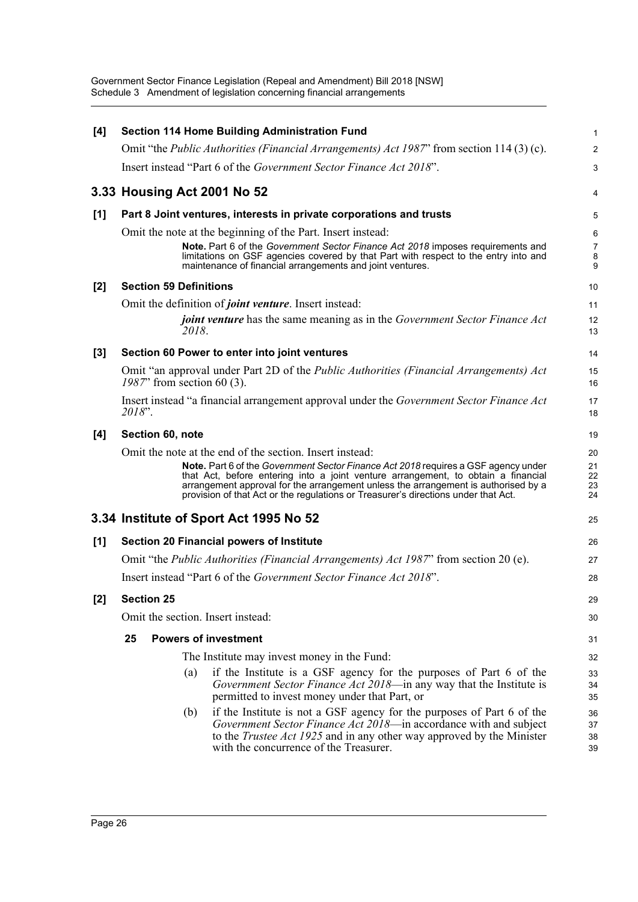**[4] Section 114 Home Building Administration Fund**

Omit "the *Public Authorities (Financial Arrangements) Act 1987*" from section 114 (3) (c).

Insert instead "Part 6 of the *Government Sector Finance Act 2018*".

## 3.33 Housing Act 2001 No 52

**[1] Part 8 Joint ventures, interests in private corporations and trusts**

Omit the note at the beginning of the Part. Insert instead:

> **Note.** Part 6 of the *Government Sector Finance Act 2018* imposes requirements and limitations on GSF agencies covered by that Part with respect to the entry into and maintenance of financial arrangements and joint ventures.

**[2] Section 59 Definitions**

Omit the definition of ***joint venture***. Insert instead:

> ***joint venture*** has the same meaning as in the *Government Sector Finance Act 2018*.

**[3] Section 60 Power to enter into joint ventures**

Omit "an approval under Part 2D of the *Public Authorities (Financial Arrangements) Act 1987*" from section 60 (3).

Insert instead "a financial arrangement approval under the *Government Sector Finance Act 2018*".

**[4] Section 60, note**

Omit the note at the end of the section. Insert instead:

> **Note.** Part 6 of the *Government Sector Finance Act 2018* requires a GSF agency under that Act, before entering into a joint venture arrangement, to obtain a financial arrangement approval for the arrangement unless the arrangement is authorised by a provision of that Act or the regulations or Treasurer's directions under that Act.

## 3.34 Institute of Sport Act 1995 No 52

**[1] Section 20 Financial powers of Institute**

Omit "the *Public Authorities (Financial Arrangements) Act 1987*" from section 20 (e).

Insert instead "Part 6 of the *Government Sector Finance Act 2018*".

**[2] Section 25**

Omit the section. Insert instead:

**25 Powers of investment**

The Institute may invest money in the Fund:

(a) if the Institute is a GSF agency for the purposes of Part 6 of the *Government Sector Finance Act 2018*—in any way that the Institute is permitted to invest money under that Part, or

(b) if the Institute is not a GSF agency for the purposes of Part 6 of the *Government Sector Finance Act 2018*—in accordance with and subject to the *Trustee Act 1925* and in any other way approved by the Minister with the concurrence of the Treasurer.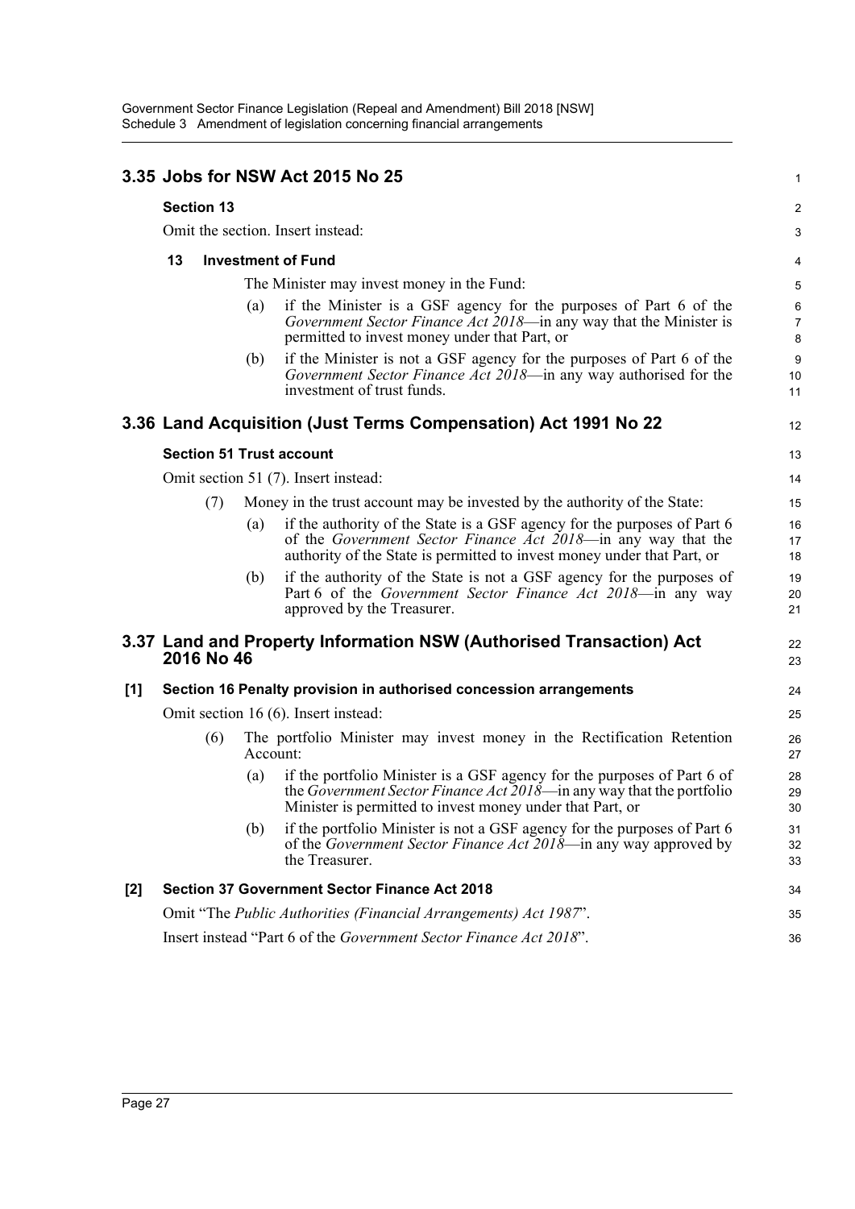## 3.35 Jobs for NSW Act 2015 No 25

### Section 13

Omit the section. Insert instead:

**13 Investment of Fund**

The Minister may invest money in the Fund:

(a) if the Minister is a GSF agency for the purposes of Part 6 of the *Government Sector Finance Act 2018*—in any way that the Minister is permitted to invest money under that Part, or

(b) if the Minister is not a GSF agency for the purposes of Part 6 of the *Government Sector Finance Act 2018*—in any way authorised for the investment of trust funds.

## 3.36 Land Acquisition (Just Terms Compensation) Act 1991 No 22

### Section 51 Trust account

Omit section 51 (7). Insert instead:

(7) Money in the trust account may be invested by the authority of the State:

(a) if the authority of the State is a GSF agency for the purposes of Part 6 of the *Government Sector Finance Act 2018*—in any way that the authority of the State is permitted to invest money under that Part, or

(b) if the authority of the State is not a GSF agency for the purposes of Part 6 of the *Government Sector Finance Act 2018*—in any way approved by the Treasurer.

## 3.37 Land and Property Information NSW (Authorised Transaction) Act 2016 No 46

### [1] Section 16 Penalty provision in authorised concession arrangements

Omit section 16 (6). Insert instead:

(6) The portfolio Minister may invest money in the Rectification Retention Account:

(a) if the portfolio Minister is a GSF agency for the purposes of Part 6 of the *Government Sector Finance Act 2018*—in any way that the portfolio Minister is permitted to invest money under that Part, or

(b) if the portfolio Minister is not a GSF agency for the purposes of Part 6 of the *Government Sector Finance Act 2018*—in any way approved by the Treasurer.

### [2] Section 37 Government Sector Finance Act 2018

Omit "The *Public Authorities (Financial Arrangements) Act 1987*".

Insert instead "Part 6 of the *Government Sector Finance Act 2018*".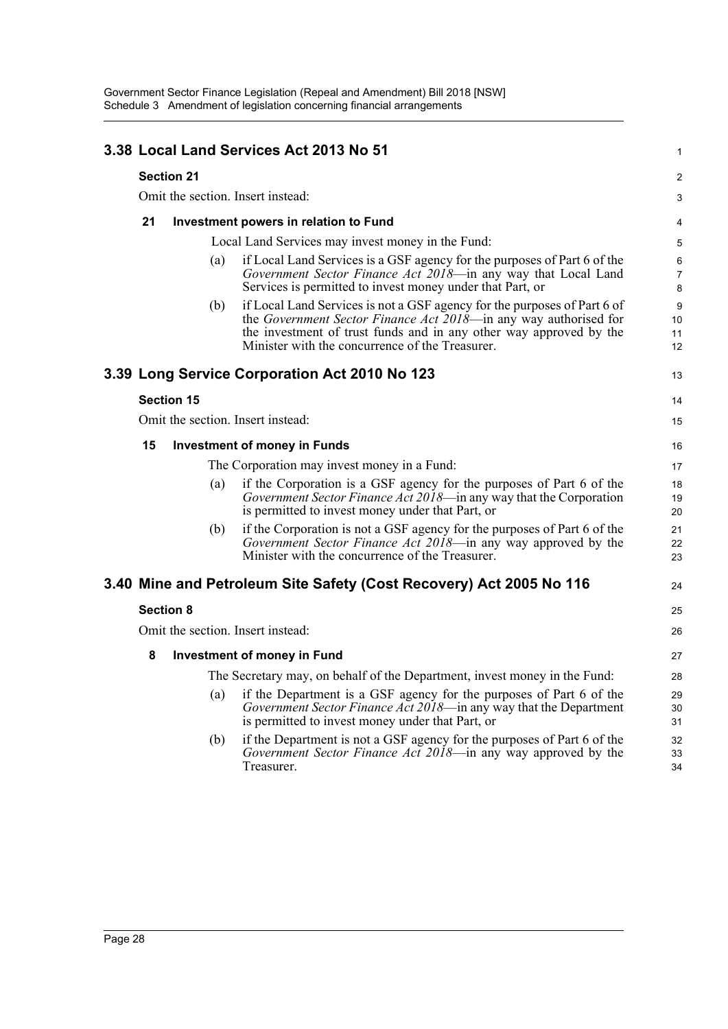## 3.38 Local Land Services Act 2013 No 51

**Section 21**

Omit the section. Insert instead:

**21 Investment powers in relation to Fund**

Local Land Services may invest money in the Fund:

(a) if Local Land Services is a GSF agency for the purposes of Part 6 of the *Government Sector Finance Act 2018*—in any way that Local Land Services is permitted to invest money under that Part, or

(b) if Local Land Services is not a GSF agency for the purposes of Part 6 of the *Government Sector Finance Act 2018*—in any way authorised for the investment of trust funds and in any other way approved by the Minister with the concurrence of the Treasurer.

## 3.39 Long Service Corporation Act 2010 No 123

**Section 15**

Omit the section. Insert instead:

**15 Investment of money in Funds**

The Corporation may invest money in a Fund:

(a) if the Corporation is a GSF agency for the purposes of Part 6 of the *Government Sector Finance Act 2018*—in any way that the Corporation is permitted to invest money under that Part, or

(b) if the Corporation is not a GSF agency for the purposes of Part 6 of the *Government Sector Finance Act 2018*—in any way approved by the Minister with the concurrence of the Treasurer.

## 3.40 Mine and Petroleum Site Safety (Cost Recovery) Act 2005 No 116

**Section 8**

Omit the section. Insert instead:

**8 Investment of money in Fund**

The Secretary may, on behalf of the Department, invest money in the Fund:

(a) if the Department is a GSF agency for the purposes of Part 6 of the *Government Sector Finance Act 2018*—in any way that the Department is permitted to invest money under that Part, or

(b) if the Department is not a GSF agency for the purposes of Part 6 of the *Government Sector Finance Act 2018*—in any way approved by the Treasurer.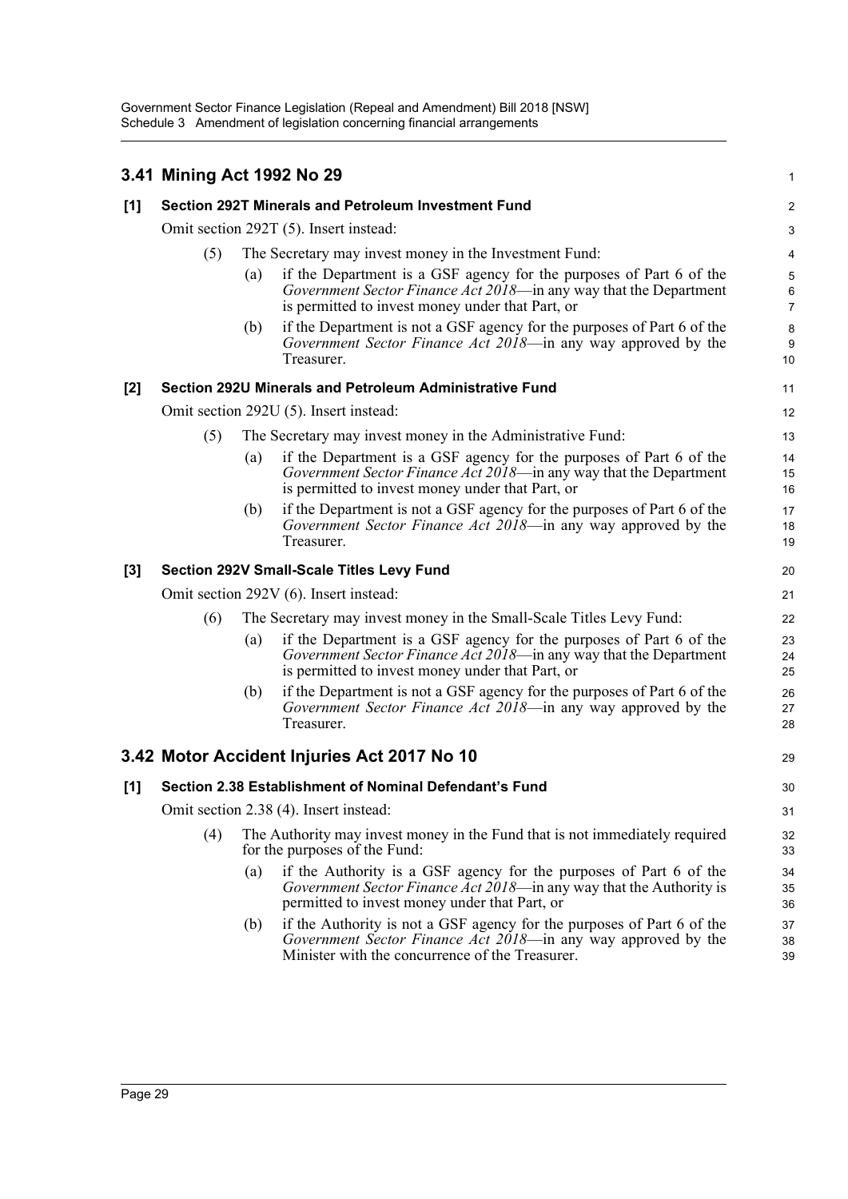## 3.41 Mining Act 1992 No 29

### [1] Section 292T Minerals and Petroleum Investment Fund

Omit section 292T (5). Insert instead:

(5) The Secretary may invest money in the Investment Fund:

(a) if the Department is a GSF agency for the purposes of Part 6 of the *Government Sector Finance Act 2018*—in any way that the Department is permitted to invest money under that Part, or

(b) if the Department is not a GSF agency for the purposes of Part 6 of the *Government Sector Finance Act 2018*—in any way approved by the Treasurer.

### [2] Section 292U Minerals and Petroleum Administrative Fund

Omit section 292U (5). Insert instead:

(5) The Secretary may invest money in the Administrative Fund:

(a) if the Department is a GSF agency for the purposes of Part 6 of the *Government Sector Finance Act 2018*—in any way that the Department is permitted to invest money under that Part, or

(b) if the Department is not a GSF agency for the purposes of Part 6 of the *Government Sector Finance Act 2018*—in any way approved by the Treasurer.

### [3] Section 292V Small-Scale Titles Levy Fund

Omit section 292V (6). Insert instead:

(6) The Secretary may invest money in the Small-Scale Titles Levy Fund:

(a) if the Department is a GSF agency for the purposes of Part 6 of the *Government Sector Finance Act 2018*—in any way that the Department is permitted to invest money under that Part, or

(b) if the Department is not a GSF agency for the purposes of Part 6 of the *Government Sector Finance Act 2018*—in any way approved by the Treasurer.

## 3.42 Motor Accident Injuries Act 2017 No 10

### [1] Section 2.38 Establishment of Nominal Defendant's Fund

Omit section 2.38 (4). Insert instead:

(4) The Authority may invest money in the Fund that is not immediately required for the purposes of the Fund:

(a) if the Authority is a GSF agency for the purposes of Part 6 of the *Government Sector Finance Act 2018*—in any way that the Authority is permitted to invest money under that Part, or

(b) if the Authority is not a GSF agency for the purposes of Part 6 of the *Government Sector Finance Act 2018*—in any way approved by the Minister with the concurrence of the Treasurer.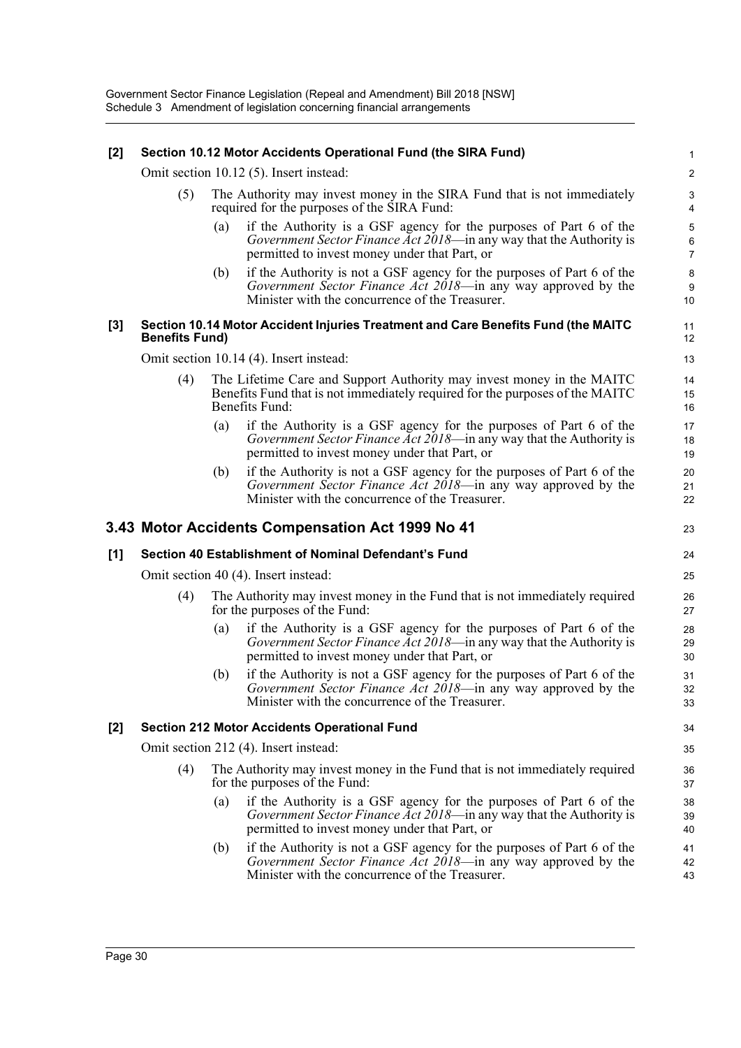**[2] Section 10.12 Motor Accidents Operational Fund (the SIRA Fund)**

Omit section 10.12 (5). Insert instead:

(5) The Authority may invest money in the SIRA Fund that is not immediately required for the purposes of the SIRA Fund:

(a) if the Authority is a GSF agency for the purposes of Part 6 of the *Government Sector Finance Act 2018*—in any way that the Authority is permitted to invest money under that Part, or

(b) if the Authority is not a GSF agency for the purposes of Part 6 of the *Government Sector Finance Act 2018*—in any way approved by the Minister with the concurrence of the Treasurer.

**[3] Section 10.14 Motor Accident Injuries Treatment and Care Benefits Fund (the MAITC Benefits Fund)**

Omit section 10.14 (4). Insert instead:

(4) The Lifetime Care and Support Authority may invest money in the MAITC Benefits Fund that is not immediately required for the purposes of the MAITC Benefits Fund:

(a) if the Authority is a GSF agency for the purposes of Part 6 of the *Government Sector Finance Act 2018*—in any way that the Authority is permitted to invest money under that Part, or

(b) if the Authority is not a GSF agency for the purposes of Part 6 of the *Government Sector Finance Act 2018*—in any way approved by the Minister with the concurrence of the Treasurer.

## 3.43 Motor Accidents Compensation Act 1999 No 41

**[1] Section 40 Establishment of Nominal Defendant's Fund**

Omit section 40 (4). Insert instead:

(4) The Authority may invest money in the Fund that is not immediately required for the purposes of the Fund:

(a) if the Authority is a GSF agency for the purposes of Part 6 of the *Government Sector Finance Act 2018*—in any way that the Authority is permitted to invest money under that Part, or

(b) if the Authority is not a GSF agency for the purposes of Part 6 of the *Government Sector Finance Act 2018*—in any way approved by the Minister with the concurrence of the Treasurer.

**[2] Section 212 Motor Accidents Operational Fund**

Omit section 212 (4). Insert instead:

(4) The Authority may invest money in the Fund that is not immediately required for the purposes of the Fund:

(a) if the Authority is a GSF agency for the purposes of Part 6 of the *Government Sector Finance Act 2018*—in any way that the Authority is permitted to invest money under that Part, or

(b) if the Authority is not a GSF agency for the purposes of Part 6 of the *Government Sector Finance Act 2018*—in any way approved by the Minister with the concurrence of the Treasurer.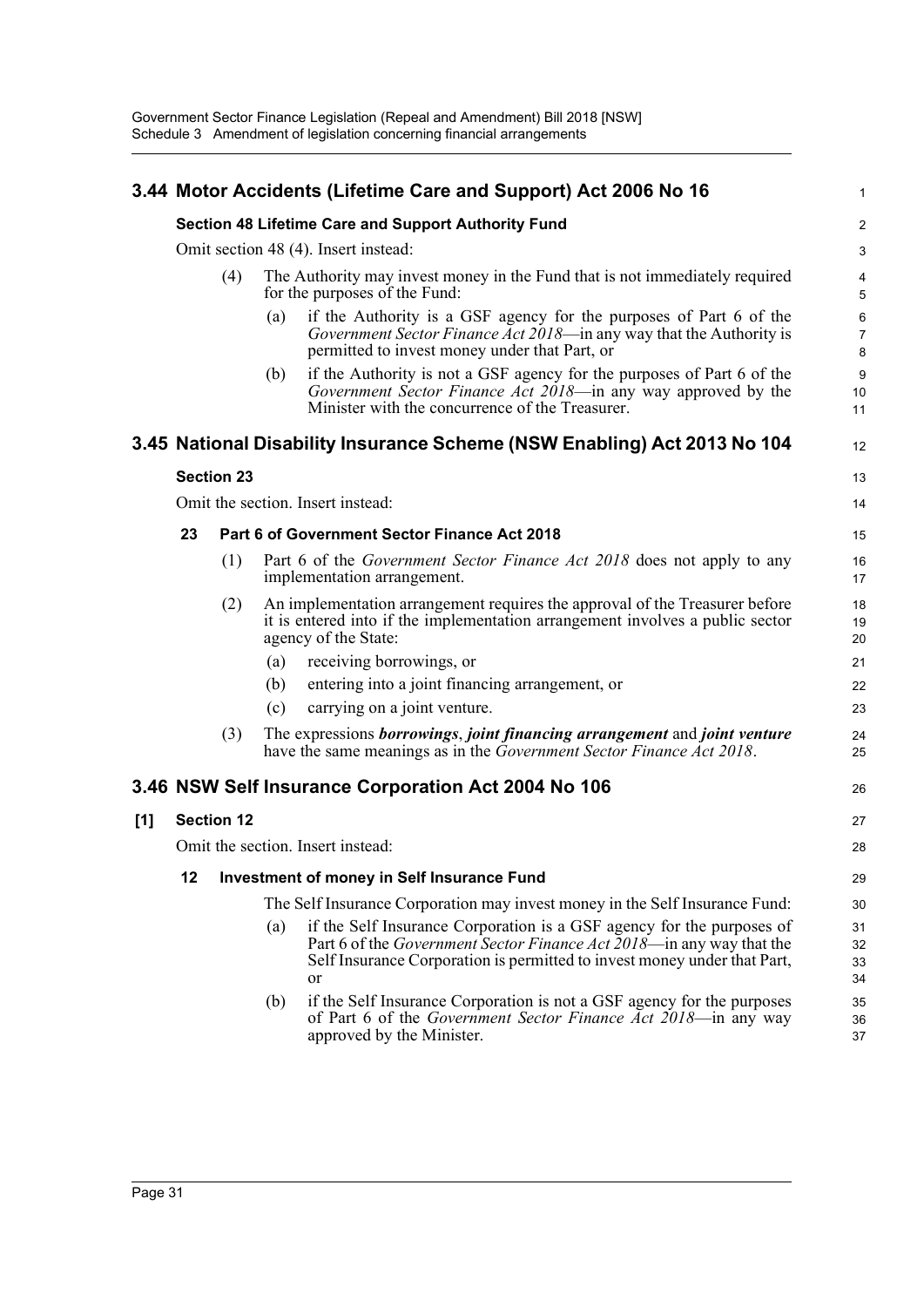## 3.44 Motor Accidents (Lifetime Care and Support) Act 2006 No 16

**Section 48 Lifetime Care and Support Authority Fund**

Omit section 48 (4). Insert instead:

(4) The Authority may invest money in the Fund that is not immediately required for the purposes of the Fund:

(a) if the Authority is a GSF agency for the purposes of Part 6 of the *Government Sector Finance Act 2018*—in any way that the Authority is permitted to invest money under that Part, or

(b) if the Authority is not a GSF agency for the purposes of Part 6 of the *Government Sector Finance Act 2018*—in any way approved by the Minister with the concurrence of the Treasurer.

## 3.45 National Disability Insurance Scheme (NSW Enabling) Act 2013 No 104

**Section 23**

Omit the section. Insert instead:

**23 Part 6 of Government Sector Finance Act 2018**

(1) Part 6 of the *Government Sector Finance Act 2018* does not apply to any implementation arrangement.

(2) An implementation arrangement requires the approval of the Treasurer before it is entered into if the implementation arrangement involves a public sector agency of the State:

(a) receiving borrowings, or

(b) entering into a joint financing arrangement, or

(c) carrying on a joint venture.

(3) The expressions ***borrowings***, ***joint financing arrangement*** and ***joint venture*** have the same meanings as in the *Government Sector Finance Act 2018*.

## 3.46 NSW Self Insurance Corporation Act 2004 No 106

**[1] Section 12**

Omit the section. Insert instead:

**12 Investment of money in Self Insurance Fund**

The Self Insurance Corporation may invest money in the Self Insurance Fund:

(a) if the Self Insurance Corporation is a GSF agency for the purposes of Part 6 of the *Government Sector Finance Act 2018*—in any way that the Self Insurance Corporation is permitted to invest money under that Part, or

(b) if the Self Insurance Corporation is not a GSF agency for the purposes of Part 6 of the *Government Sector Finance Act 2018*—in any way approved by the Minister.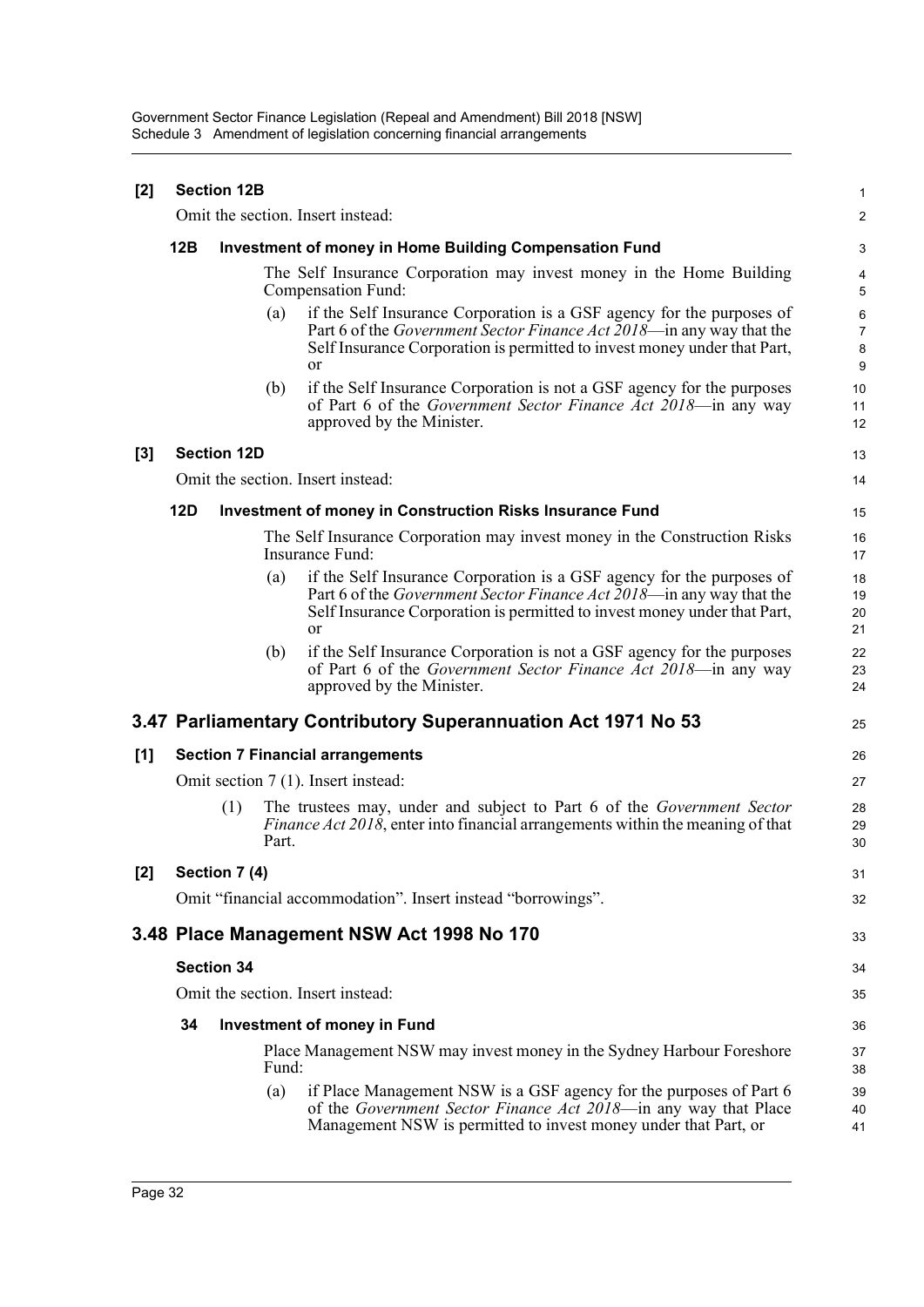**[2] Section 12B**

Omit the section. Insert instead:

**12B Investment of money in Home Building Compensation Fund**

The Self Insurance Corporation may invest money in the Home Building Compensation Fund:

(a) if the Self Insurance Corporation is a GSF agency for the purposes of Part 6 of the *Government Sector Finance Act 2018*—in any way that the Self Insurance Corporation is permitted to invest money under that Part, or

(b) if the Self Insurance Corporation is not a GSF agency for the purposes of Part 6 of the *Government Sector Finance Act 2018*—in any way approved by the Minister.

**[3] Section 12D**

Omit the section. Insert instead:

**12D Investment of money in Construction Risks Insurance Fund**

The Self Insurance Corporation may invest money in the Construction Risks Insurance Fund:

(a) if the Self Insurance Corporation is a GSF agency for the purposes of Part 6 of the *Government Sector Finance Act 2018*—in any way that the Self Insurance Corporation is permitted to invest money under that Part, or

(b) if the Self Insurance Corporation is not a GSF agency for the purposes of Part 6 of the *Government Sector Finance Act 2018*—in any way approved by the Minister.

## 3.47 Parliamentary Contributory Superannuation Act 1971 No 53

**[1] Section 7 Financial arrangements**

Omit section 7 (1). Insert instead:

(1) The trustees may, under and subject to Part 6 of the *Government Sector Finance Act 2018*, enter into financial arrangements within the meaning of that Part.

**[2] Section 7 (4)**

Omit "financial accommodation". Insert instead "borrowings".

## 3.48 Place Management NSW Act 1998 No 170

**Section 34**

Omit the section. Insert instead:

**34 Investment of money in Fund**

Place Management NSW may invest money in the Sydney Harbour Foreshore Fund:

(a) if Place Management NSW is a GSF agency for the purposes of Part 6 of the *Government Sector Finance Act 2018*—in any way that Place Management NSW is permitted to invest money under that Part, or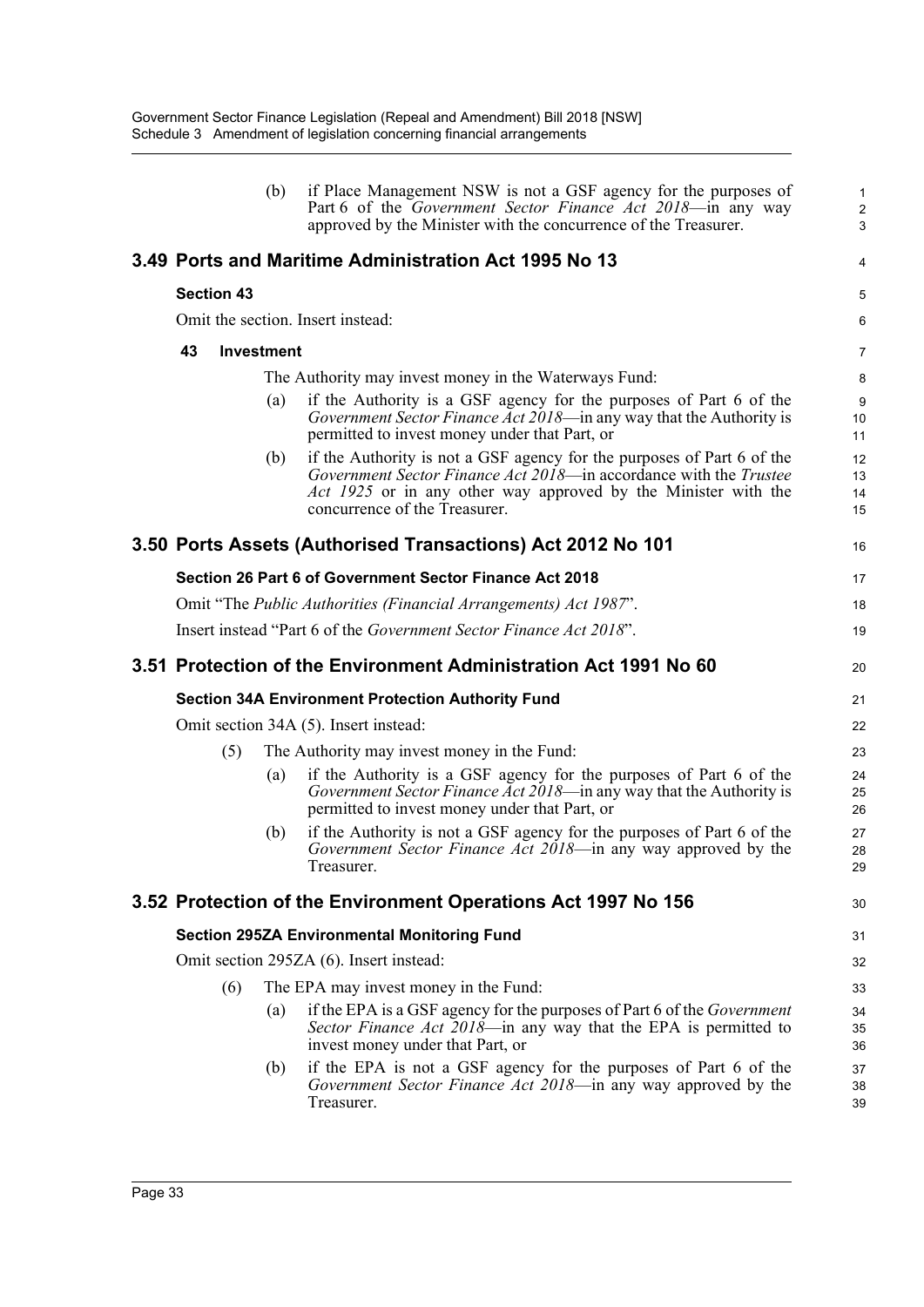(b) if Place Management NSW is not a GSF agency for the purposes of Part 6 of the *Government Sector Finance Act 2018*—in any way approved by the Minister with the concurrence of the Treasurer.

## 3.49 Ports and Maritime Administration Act 1995 No 13

### Section 43

Omit the section. Insert instead:

**43 Investment**

The Authority may invest money in the Waterways Fund:

(a) if the Authority is a GSF agency for the purposes of Part 6 of the *Government Sector Finance Act 2018*—in any way that the Authority is permitted to invest money under that Part, or

(b) if the Authority is not a GSF agency for the purposes of Part 6 of the *Government Sector Finance Act 2018*—in accordance with the *Trustee Act 1925* or in any other way approved by the Minister with the concurrence of the Treasurer.

## 3.50 Ports Assets (Authorised Transactions) Act 2012 No 101

### Section 26 Part 6 of Government Sector Finance Act 2018

Omit "The *Public Authorities (Financial Arrangements) Act 1987*".

Insert instead "Part 6 of the *Government Sector Finance Act 2018*".

## 3.51 Protection of the Environment Administration Act 1991 No 60

### Section 34A Environment Protection Authority Fund

Omit section 34A (5). Insert instead:

(5) The Authority may invest money in the Fund:

(a) if the Authority is a GSF agency for the purposes of Part 6 of the *Government Sector Finance Act 2018*—in any way that the Authority is permitted to invest money under that Part, or

(b) if the Authority is not a GSF agency for the purposes of Part 6 of the *Government Sector Finance Act 2018*—in any way approved by the Treasurer.

## 3.52 Protection of the Environment Operations Act 1997 No 156

### Section 295ZA Environmental Monitoring Fund

Omit section 295ZA (6). Insert instead:

(6) The EPA may invest money in the Fund:

(a) if the EPA is a GSF agency for the purposes of Part 6 of the *Government Sector Finance Act 2018*—in any way that the EPA is permitted to invest money under that Part, or

(b) if the EPA is not a GSF agency for the purposes of Part 6 of the *Government Sector Finance Act 2018*—in any way approved by the Treasurer.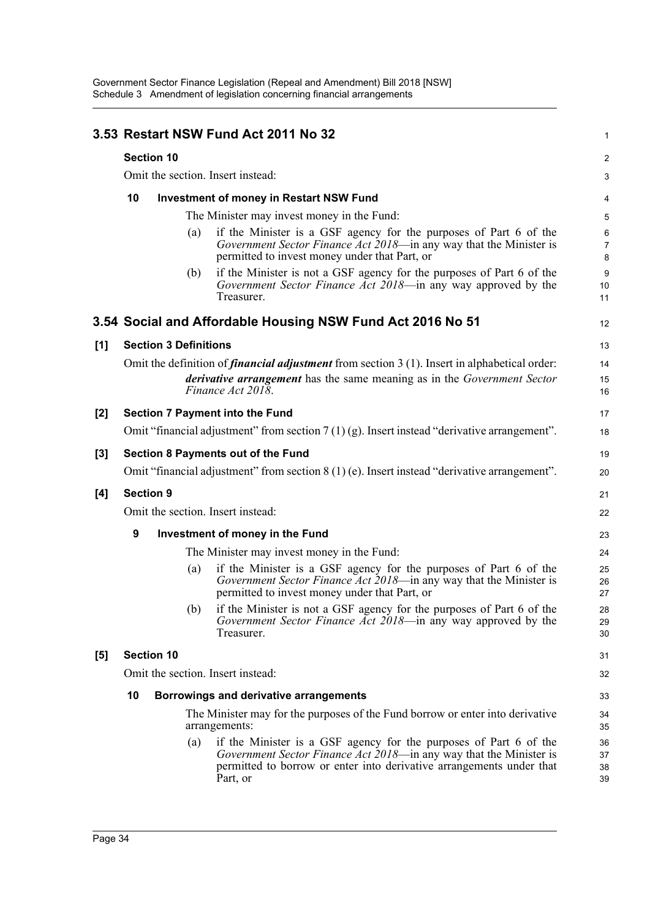## 3.53 Restart NSW Fund Act 2011 No 32

**Section 10**

Omit the section. Insert instead:

**10 Investment of money in Restart NSW Fund**

The Minister may invest money in the Fund:

(a) if the Minister is a GSF agency for the purposes of Part 6 of the *Government Sector Finance Act 2018*—in any way that the Minister is permitted to invest money under that Part, or

(b) if the Minister is not a GSF agency for the purposes of Part 6 of the *Government Sector Finance Act 2018*—in any way approved by the Treasurer.

## 3.54 Social and Affordable Housing NSW Fund Act 2016 No 51

**[1] Section 3 Definitions**

Omit the definition of ***financial adjustment*** from section 3 (1). Insert in alphabetical order:

***derivative arrangement*** has the same meaning as in the *Government Sector Finance Act 2018*.

**[2] Section 7 Payment into the Fund**

Omit "financial adjustment" from section 7 (1) (g). Insert instead "derivative arrangement".

**[3] Section 8 Payments out of the Fund**

Omit "financial adjustment" from section 8 (1) (e). Insert instead "derivative arrangement".

**[4] Section 9**

Omit the section. Insert instead:

**9 Investment of money in the Fund**

The Minister may invest money in the Fund:

(a) if the Minister is a GSF agency for the purposes of Part 6 of the *Government Sector Finance Act 2018*—in any way that the Minister is permitted to invest money under that Part, or

(b) if the Minister is not a GSF agency for the purposes of Part 6 of the *Government Sector Finance Act 2018*—in any way approved by the Treasurer.

**[5] Section 10**

Omit the section. Insert instead:

**10 Borrowings and derivative arrangements**

The Minister may for the purposes of the Fund borrow or enter into derivative arrangements:

(a) if the Minister is a GSF agency for the purposes of Part 6 of the *Government Sector Finance Act 2018*—in any way that the Minister is permitted to borrow or enter into derivative arrangements under that Part, or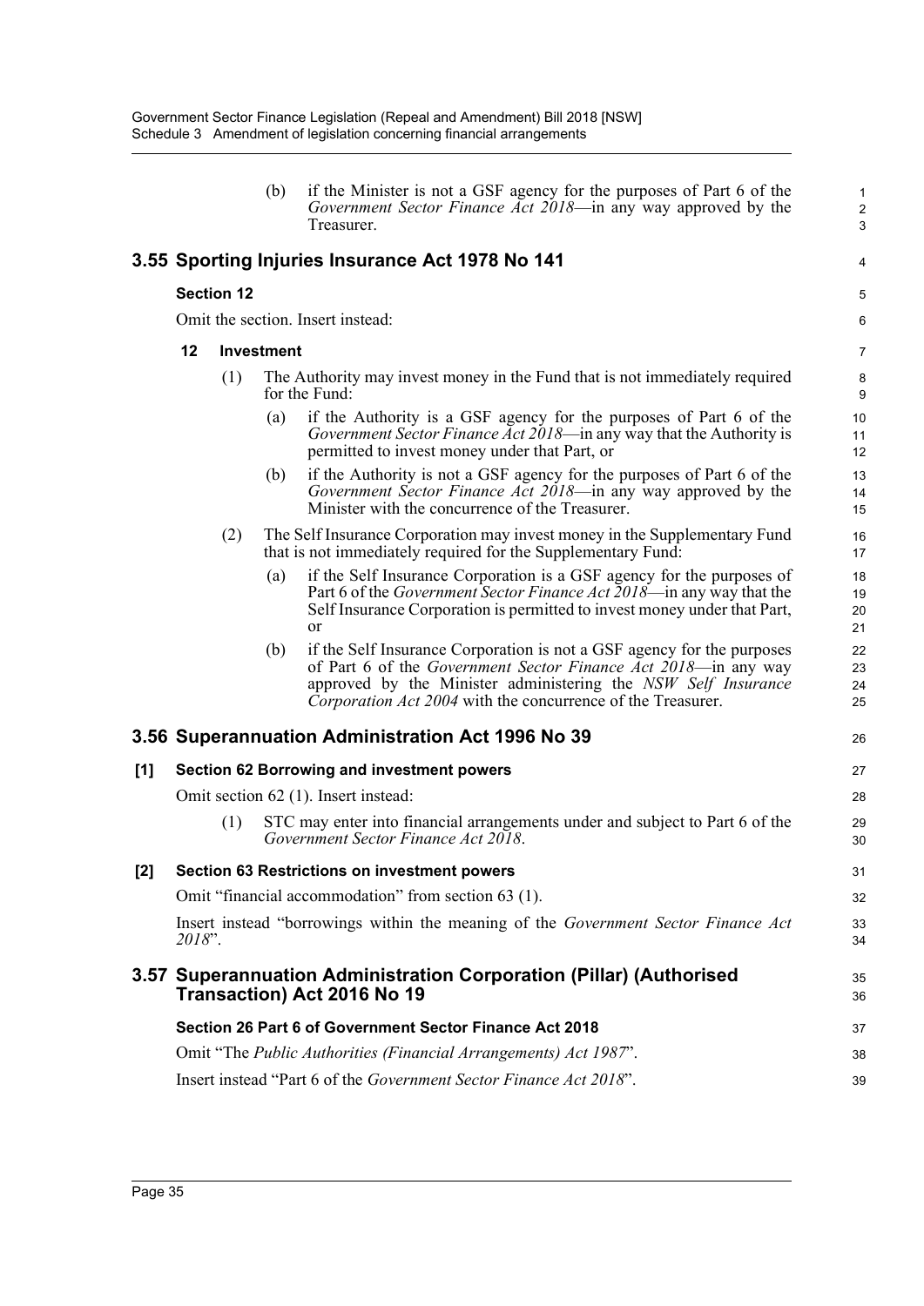(b) if the Minister is not a GSF agency for the purposes of Part 6 of the *Government Sector Finance Act 2018*—in any way approved by the Treasurer.

## 3.55 Sporting Injuries Insurance Act 1978 No 141

### Section 12

Omit the section. Insert instead:

**12 Investment**

(1) The Authority may invest money in the Fund that is not immediately required for the Fund:

(a) if the Authority is a GSF agency for the purposes of Part 6 of the *Government Sector Finance Act 2018*—in any way that the Authority is permitted to invest money under that Part, or

(b) if the Authority is not a GSF agency for the purposes of Part 6 of the *Government Sector Finance Act 2018*—in any way approved by the Minister with the concurrence of the Treasurer.

(2) The Self Insurance Corporation may invest money in the Supplementary Fund that is not immediately required for the Supplementary Fund:

(a) if the Self Insurance Corporation is a GSF agency for the purposes of Part 6 of the *Government Sector Finance Act 2018*—in any way that the Self Insurance Corporation is permitted to invest money under that Part, or

(b) if the Self Insurance Corporation is not a GSF agency for the purposes of Part 6 of the *Government Sector Finance Act 2018*—in any way approved by the Minister administering the *NSW Self Insurance Corporation Act 2004* with the concurrence of the Treasurer.

## 3.56 Superannuation Administration Act 1996 No 39

### [1] Section 62 Borrowing and investment powers

Omit section 62 (1). Insert instead:

(1) STC may enter into financial arrangements under and subject to Part 6 of the *Government Sector Finance Act 2018*.

### [2] Section 63 Restrictions on investment powers

Omit "financial accommodation" from section 63 (1).

Insert instead "borrowings within the meaning of the *Government Sector Finance Act 2018*".

## 3.57 Superannuation Administration Corporation (Pillar) (Authorised Transaction) Act 2016 No 19

### Section 26 Part 6 of Government Sector Finance Act 2018

Omit "The *Public Authorities (Financial Arrangements) Act 1987*".

Insert instead "Part 6 of the *Government Sector Finance Act 2018*".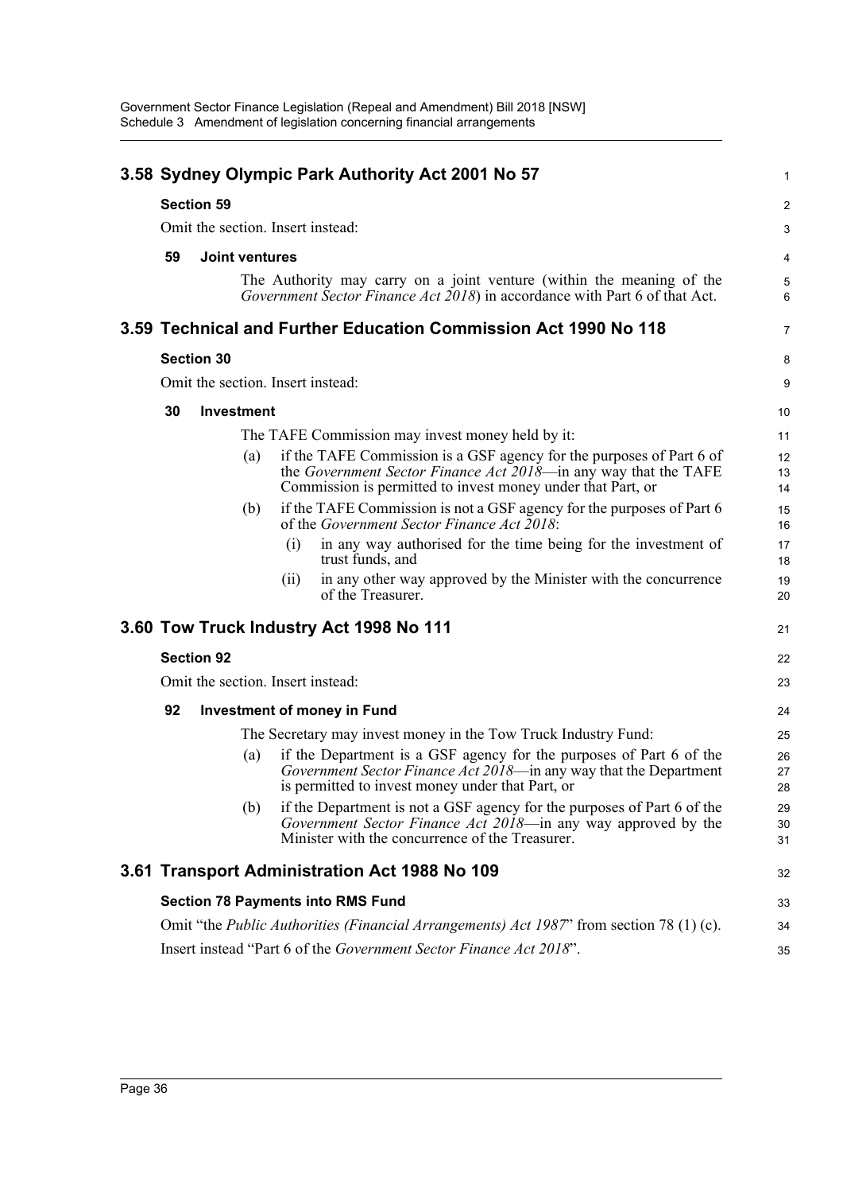## 3.58 Sydney Olympic Park Authority Act 2001 No 57

**Section 59**

Omit the section. Insert instead:

**59 Joint ventures**

The Authority may carry on a joint venture (within the meaning of the *Government Sector Finance Act 2018*) in accordance with Part 6 of that Act.

## 3.59 Technical and Further Education Commission Act 1990 No 118

**Section 30**

Omit the section. Insert instead:

**30 Investment**

The TAFE Commission may invest money held by it:

(a) if the TAFE Commission is a GSF agency for the purposes of Part 6 of the *Government Sector Finance Act 2018*—in any way that the TAFE Commission is permitted to invest money under that Part, or

(b) if the TAFE Commission is not a GSF agency for the purposes of Part 6 of the *Government Sector Finance Act 2018*:

(i) in any way authorised for the time being for the investment of trust funds, and

(ii) in any other way approved by the Minister with the concurrence of the Treasurer.

## 3.60 Tow Truck Industry Act 1998 No 111

**Section 92**

Omit the section. Insert instead:

**92 Investment of money in Fund**

The Secretary may invest money in the Tow Truck Industry Fund:

(a) if the Department is a GSF agency for the purposes of Part 6 of the *Government Sector Finance Act 2018*—in any way that the Department is permitted to invest money under that Part, or

(b) if the Department is not a GSF agency for the purposes of Part 6 of the *Government Sector Finance Act 2018*—in any way approved by the Minister with the concurrence of the Treasurer.

## 3.61 Transport Administration Act 1988 No 109

**Section 78 Payments into RMS Fund**

Omit "the *Public Authorities (Financial Arrangements) Act 1987*" from section 78 (1) (c).

Insert instead "Part 6 of the *Government Sector Finance Act 2018*".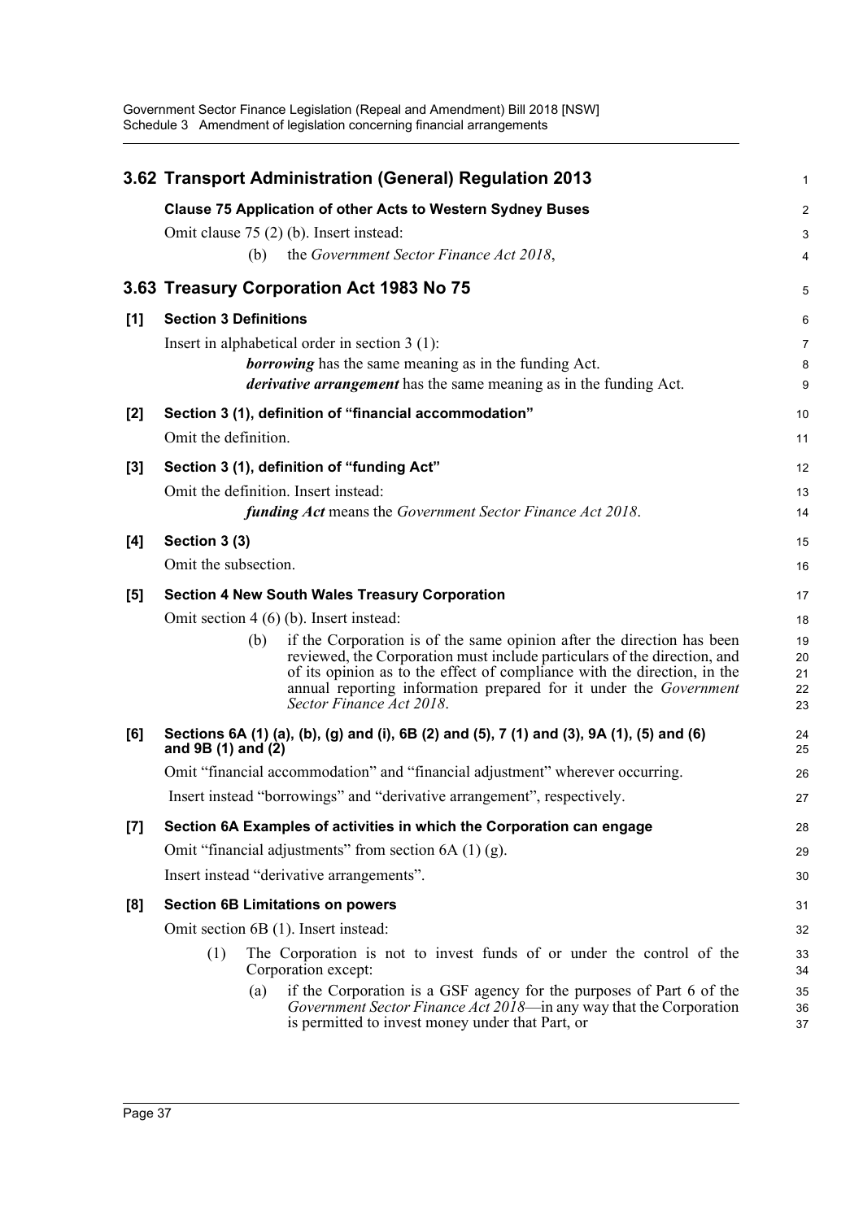## 3.62 Transport Administration (General) Regulation 2013

**Clause 75 Application of other Acts to Western Sydney Buses**

Omit clause 75 (2) (b). Insert instead:

(b) the *Government Sector Finance Act 2018*,

## 3.63 Treasury Corporation Act 1983 No 75

**[1] Section 3 Definitions**

Insert in alphabetical order in section 3 (1):

***borrowing*** has the same meaning as in the funding Act.

***derivative arrangement*** has the same meaning as in the funding Act.

**[2] Section 3 (1), definition of "financial accommodation"**

Omit the definition.

**[3] Section 3 (1), definition of "funding Act"**

Omit the definition. Insert instead:

***funding Act*** means the *Government Sector Finance Act 2018*.

**[4] Section 3 (3)**

Omit the subsection.

**[5] Section 4 New South Wales Treasury Corporation**

Omit section 4 (6) (b). Insert instead:

(b) if the Corporation is of the same opinion after the direction has been reviewed, the Corporation must include particulars of the direction, and of its opinion as to the effect of compliance with the direction, in the annual reporting information prepared for it under the *Government Sector Finance Act 2018*.

**[6] Sections 6A (1) (a), (b), (g) and (i), 6B (2) and (5), 7 (1) and (3), 9A (1), (5) and (6) and 9B (1) and (2)**

Omit "financial accommodation" and "financial adjustment" wherever occurring.

Insert instead "borrowings" and "derivative arrangement", respectively.

**[7] Section 6A Examples of activities in which the Corporation can engage**

Omit "financial adjustments" from section 6A (1) (g).

Insert instead "derivative arrangements".

**[8] Section 6B Limitations on powers**

Omit section 6B (1). Insert instead:

(1) The Corporation is not to invest funds of or under the control of the Corporation except:

(a) if the Corporation is a GSF agency for the purposes of Part 6 of the *Government Sector Finance Act 2018*—in any way that the Corporation is permitted to invest money under that Part, or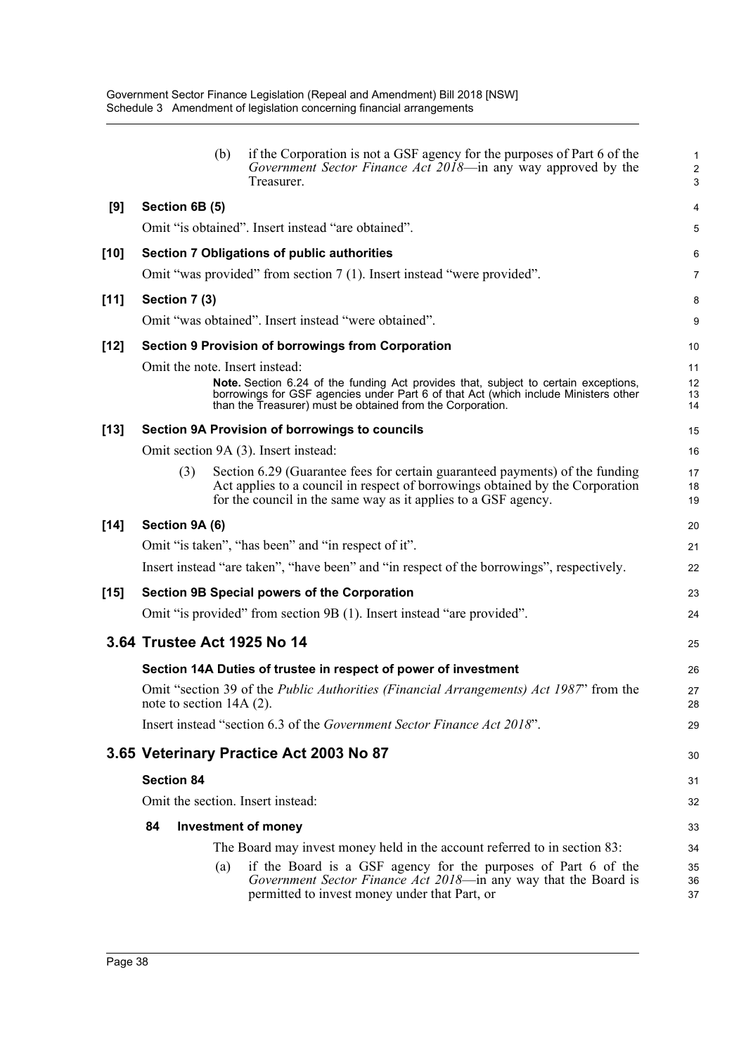(b) if the Corporation is not a GSF agency for the purposes of Part 6 of the *Government Sector Finance Act 2018*—in any way approved by the Treasurer.

**[9] Section 6B (5)**

Omit "is obtained". Insert instead "are obtained".

**[10] Section 7 Obligations of public authorities**

Omit "was provided" from section 7 (1). Insert instead "were provided".

**[11] Section 7 (3)**

Omit "was obtained". Insert instead "were obtained".

**[12] Section 9 Provision of borrowings from Corporation**

Omit the note. Insert instead:

> **Note.** Section 6.24 of the funding Act provides that, subject to certain exceptions, borrowings for GSF agencies under Part 6 of that Act (which include Ministers other than the Treasurer) must be obtained from the Corporation.

**[13] Section 9A Provision of borrowings to councils**

Omit section 9A (3). Insert instead:

(3) Section 6.29 (Guarantee fees for certain guaranteed payments) of the funding Act applies to a council in respect of borrowings obtained by the Corporation for the council in the same way as it applies to a GSF agency.

**[14] Section 9A (6)**

Omit "is taken", "has been" and "in respect of it".

Insert instead "are taken", "have been" and "in respect of the borrowings", respectively.

**[15] Section 9B Special powers of the Corporation**

Omit "is provided" from section 9B (1). Insert instead "are provided".

## 3.64 Trustee Act 1925 No 14

**Section 14A Duties of trustee in respect of power of investment**

Omit "section 39 of the *Public Authorities (Financial Arrangements) Act 1987*" from the note to section 14A (2).

Insert instead "section 6.3 of the *Government Sector Finance Act 2018*".

## 3.65 Veterinary Practice Act 2003 No 87

**Section 84**

Omit the section. Insert instead:

**84 Investment of money**

The Board may invest money held in the account referred to in section 83:

(a) if the Board is a GSF agency for the purposes of Part 6 of the *Government Sector Finance Act 2018*—in any way that the Board is permitted to invest money under that Part, or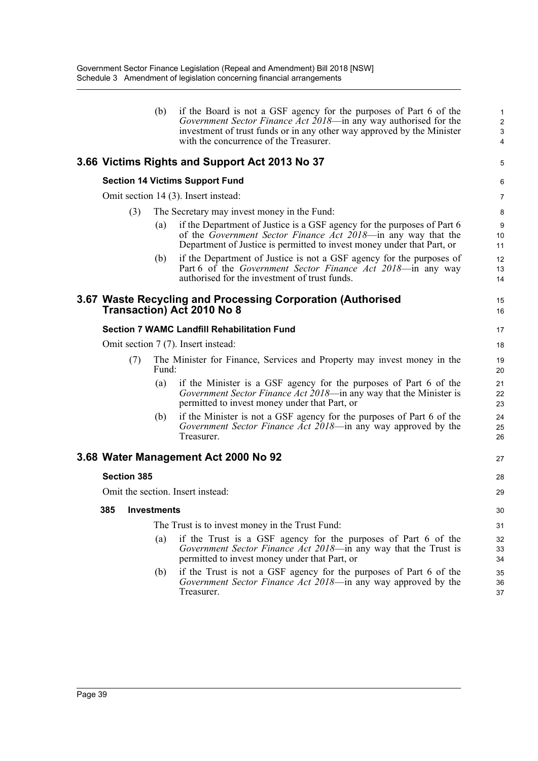(b) if the Board is not a GSF agency for the purposes of Part 6 of the *Government Sector Finance Act 2018*—in any way authorised for the investment of trust funds or in any other way approved by the Minister with the concurrence of the Treasurer.

## 3.66 Victims Rights and Support Act 2013 No 37

### Section 14 Victims Support Fund

Omit section 14 (3). Insert instead:

(3) The Secretary may invest money in the Fund:

(a) if the Department of Justice is a GSF agency for the purposes of Part 6 of the *Government Sector Finance Act 2018*—in any way that the Department of Justice is permitted to invest money under that Part, or

(b) if the Department of Justice is not a GSF agency for the purposes of Part 6 of the *Government Sector Finance Act 2018*—in any way authorised for the investment of trust funds.

## 3.67 Waste Recycling and Processing Corporation (Authorised Transaction) Act 2010 No 8

### Section 7 WAMC Landfill Rehabilitation Fund

Omit section 7 (7). Insert instead:

(7) The Minister for Finance, Services and Property may invest money in the Fund:

(a) if the Minister is a GSF agency for the purposes of Part 6 of the *Government Sector Finance Act 2018*—in any way that the Minister is permitted to invest money under that Part, or

(b) if the Minister is not a GSF agency for the purposes of Part 6 of the *Government Sector Finance Act 2018*—in any way approved by the Treasurer.

## 3.68 Water Management Act 2000 No 92

### Section 385

Omit the section. Insert instead:

**385 Investments**

The Trust is to invest money in the Trust Fund:

(a) if the Trust is a GSF agency for the purposes of Part 6 of the *Government Sector Finance Act 2018*—in any way that the Trust is permitted to invest money under that Part, or

(b) if the Trust is not a GSF agency for the purposes of Part 6 of the *Government Sector Finance Act 2018*—in any way approved by the Treasurer.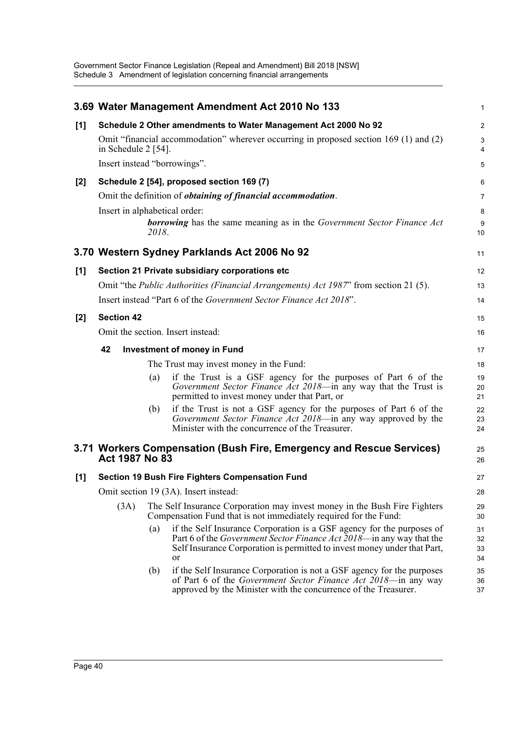## 3.69 Water Management Amendment Act 2010 No 133

**[1] Schedule 2 Other amendments to Water Management Act 2000 No 92**

Omit "financial accommodation" wherever occurring in proposed section 169 (1) and (2) in Schedule 2 [54].

Insert instead "borrowings".

**[2] Schedule 2 [54], proposed section 169 (7)**

Omit the definition of ***obtaining of financial accommodation***.

Insert in alphabetical order:

> ***borrowing*** has the same meaning as in the *Government Sector Finance Act 2018*.

## 3.70 Western Sydney Parklands Act 2006 No 92

**[1] Section 21 Private subsidiary corporations etc**

Omit "the *Public Authorities (Financial Arrangements) Act 1987*" from section 21 (5).

Insert instead "Part 6 of the *Government Sector Finance Act 2018*".

**[2] Section 42**

Omit the section. Insert instead:

> **42 Investment of money in Fund**
>
> The Trust may invest money in the Fund:
>
> (a) if the Trust is a GSF agency for the purposes of Part 6 of the *Government Sector Finance Act 2018*—in any way that the Trust is permitted to invest money under that Part, or
>
> (b) if the Trust is not a GSF agency for the purposes of Part 6 of the *Government Sector Finance Act 2018*—in any way approved by the Minister with the concurrence of the Treasurer.

## 3.71 Workers Compensation (Bush Fire, Emergency and Rescue Services) Act 1987 No 83

**[1] Section 19 Bush Fire Fighters Compensation Fund**

Omit section 19 (3A). Insert instead:

> (3A) The Self Insurance Corporation may invest money in the Bush Fire Fighters Compensation Fund that is not immediately required for the Fund:
>
> (a) if the Self Insurance Corporation is a GSF agency for the purposes of Part 6 of the *Government Sector Finance Act 2018*—in any way that the Self Insurance Corporation is permitted to invest money under that Part, or
>
> (b) if the Self Insurance Corporation is not a GSF agency for the purposes of Part 6 of the *Government Sector Finance Act 2018*—in any way approved by the Minister with the concurrence of the Treasurer.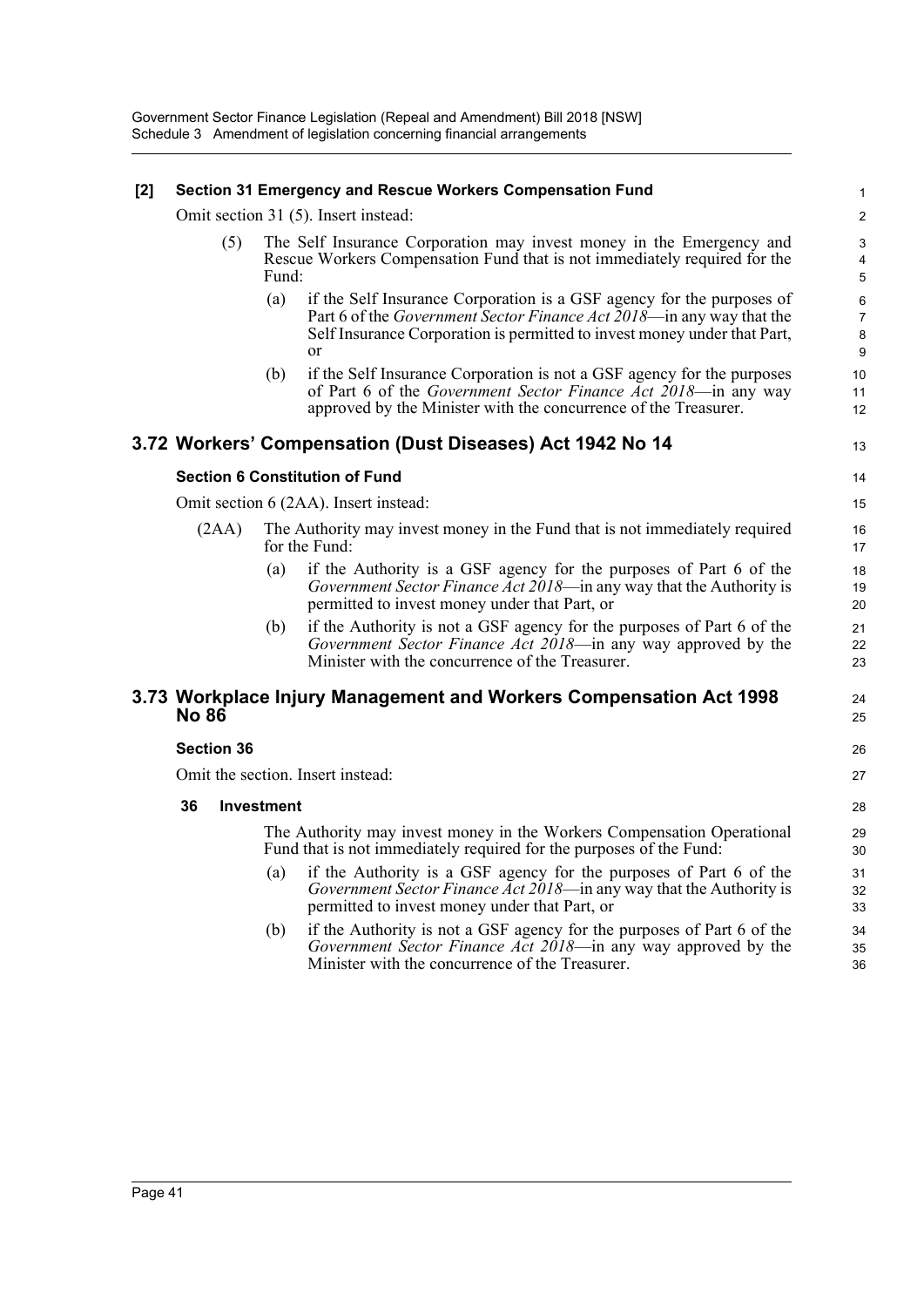**[2] Section 31 Emergency and Rescue Workers Compensation Fund**

Omit section 31 (5). Insert instead:

(5) The Self Insurance Corporation may invest money in the Emergency and Rescue Workers Compensation Fund that is not immediately required for the Fund:

(a) if the Self Insurance Corporation is a GSF agency for the purposes of Part 6 of the *Government Sector Finance Act 2018*—in any way that the Self Insurance Corporation is permitted to invest money under that Part, or

(b) if the Self Insurance Corporation is not a GSF agency for the purposes of Part 6 of the *Government Sector Finance Act 2018*—in any way approved by the Minister with the concurrence of the Treasurer.

## 3.72 Workers' Compensation (Dust Diseases) Act 1942 No 14

### Section 6 Constitution of Fund

Omit section 6 (2AA). Insert instead:

(2AA) The Authority may invest money in the Fund that is not immediately required for the Fund:

(a) if the Authority is a GSF agency for the purposes of Part 6 of the *Government Sector Finance Act 2018*—in any way that the Authority is permitted to invest money under that Part, or

(b) if the Authority is not a GSF agency for the purposes of Part 6 of the *Government Sector Finance Act 2018*—in any way approved by the Minister with the concurrence of the Treasurer.

## 3.73 Workplace Injury Management and Workers Compensation Act 1998 No 86

### Section 36

Omit the section. Insert instead:

**36 Investment**

The Authority may invest money in the Workers Compensation Operational Fund that is not immediately required for the purposes of the Fund:

(a) if the Authority is a GSF agency for the purposes of Part 6 of the *Government Sector Finance Act 2018*—in any way that the Authority is permitted to invest money under that Part, or

(b) if the Authority is not a GSF agency for the purposes of Part 6 of the *Government Sector Finance Act 2018*—in any way approved by the Minister with the concurrence of the Treasurer.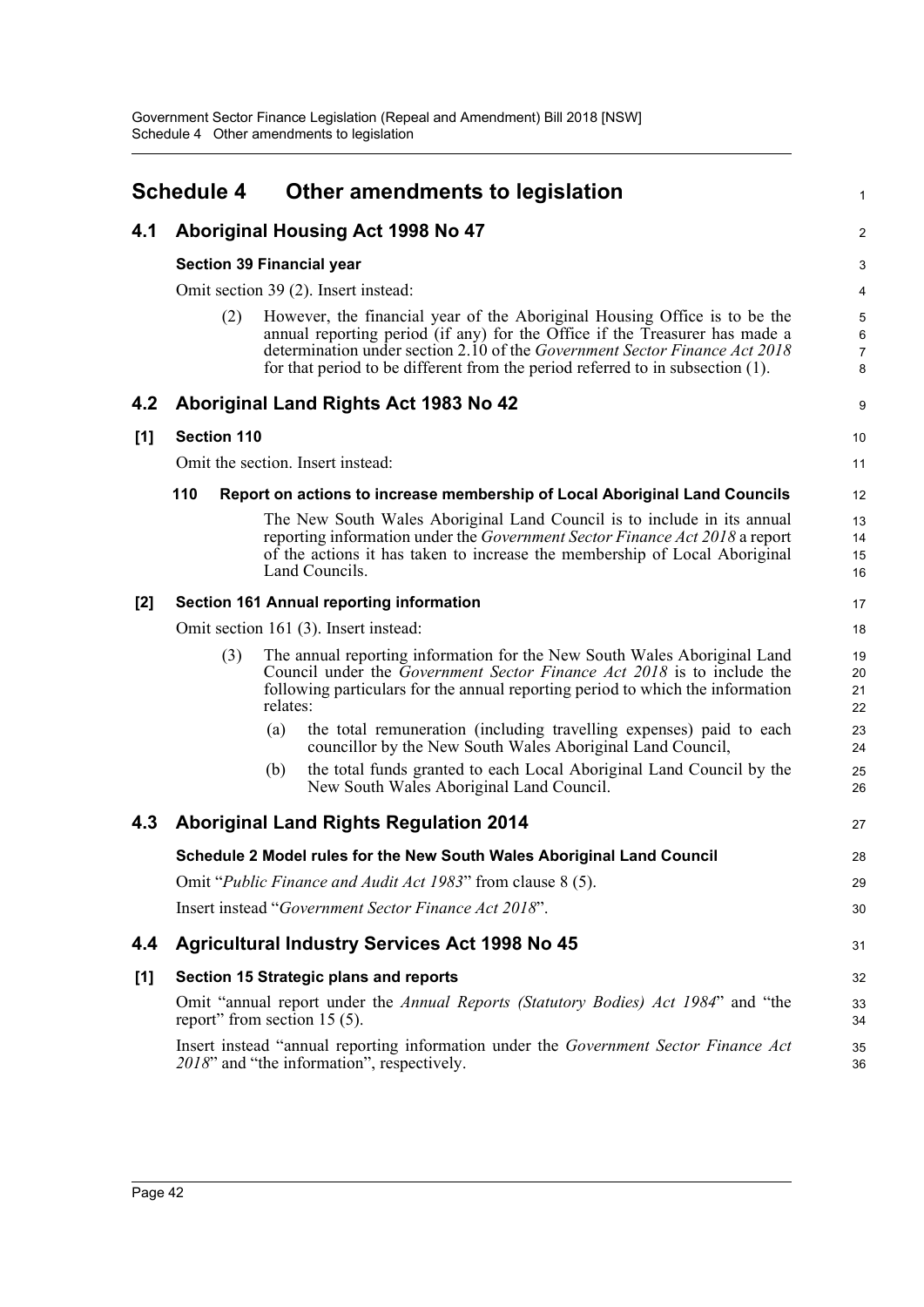# Schedule 4 Other amendments to legislation

## 4.1 Aboriginal Housing Act 1998 No 47

### Section 39 Financial year

Omit section 39 (2). Insert instead:

(2) However, the financial year of the Aboriginal Housing Office is to be the annual reporting period (if any) for the Office if the Treasurer has made a determination under section 2.10 of the *Government Sector Finance Act 2018* for that period to be different from the period referred to in subsection (1).

## 4.2 Aboriginal Land Rights Act 1983 No 42

### [1] Section 110

Omit the section. Insert instead:

**110 Report on actions to increase membership of Local Aboriginal Land Councils**

The New South Wales Aboriginal Land Council is to include in its annual reporting information under the *Government Sector Finance Act 2018* a report of the actions it has taken to increase the membership of Local Aboriginal Land Councils.

### [2] Section 161 Annual reporting information

Omit section 161 (3). Insert instead:

(3) The annual reporting information for the New South Wales Aboriginal Land Council under the *Government Sector Finance Act 2018* is to include the following particulars for the annual reporting period to which the information relates:

(a) the total remuneration (including travelling expenses) paid to each councillor by the New South Wales Aboriginal Land Council,

(b) the total funds granted to each Local Aboriginal Land Council by the New South Wales Aboriginal Land Council.

## 4.3 Aboriginal Land Rights Regulation 2014

### Schedule 2 Model rules for the New South Wales Aboriginal Land Council

Omit "*Public Finance and Audit Act 1983*" from clause 8 (5).

Insert instead "*Government Sector Finance Act 2018*".

## 4.4 Agricultural Industry Services Act 1998 No 45

### [1] Section 15 Strategic plans and reports

Omit "annual report under the *Annual Reports (Statutory Bodies) Act 1984*" and "the report" from section 15 (5).

Insert instead "annual reporting information under the *Government Sector Finance Act 2018*" and "the information", respectively.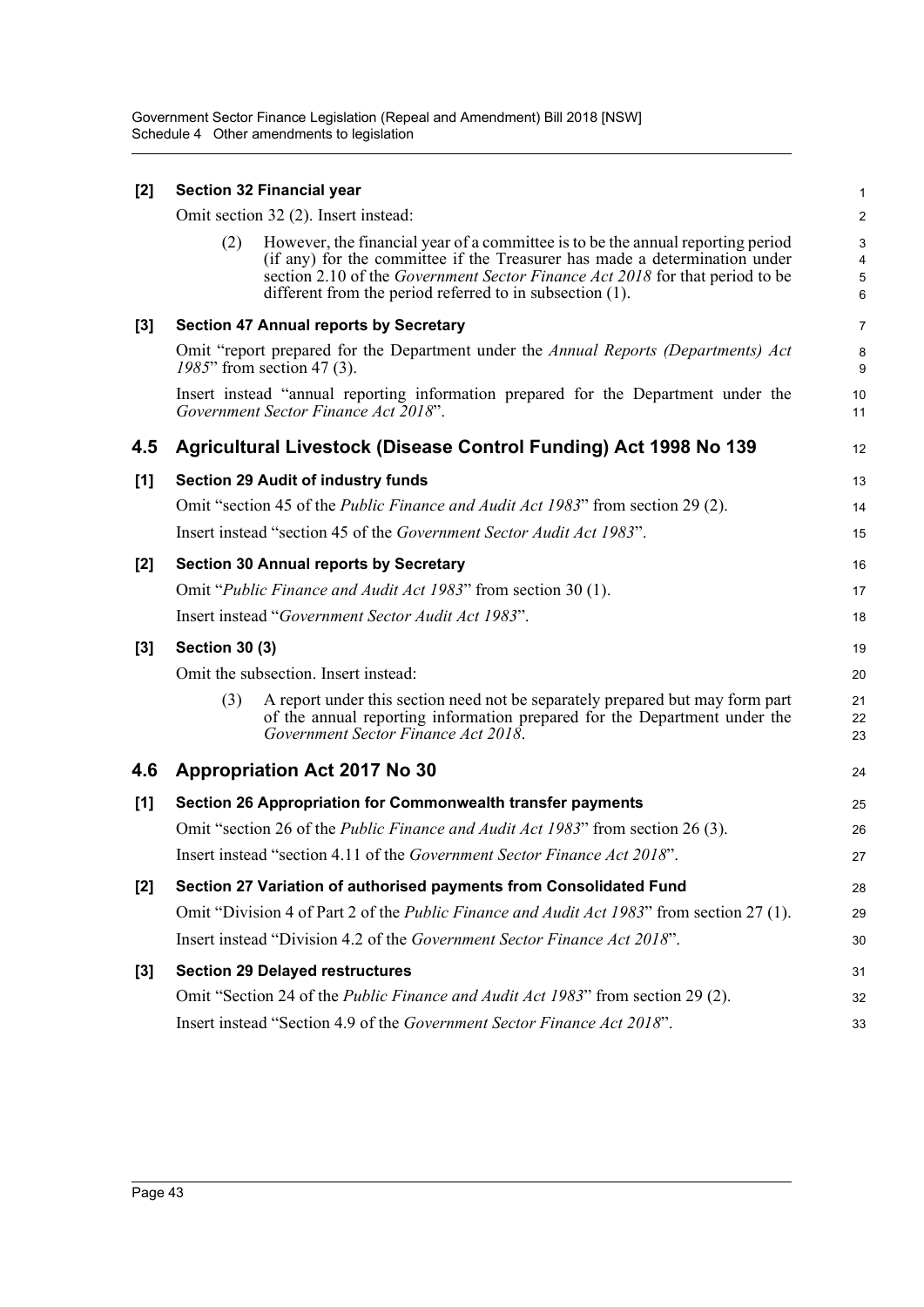**[2] Section 32 Financial year**

Omit section 32 (2). Insert instead:

> (2) However, the financial year of a committee is to be the annual reporting period (if any) for the committee if the Treasurer has made a determination under section 2.10 of the *Government Sector Finance Act 2018* for that period to be different from the period referred to in subsection (1).

**[3] Section 47 Annual reports by Secretary**

Omit "report prepared for the Department under the *Annual Reports (Departments) Act 1985*" from section 47 (3).

Insert instead "annual reporting information prepared for the Department under the *Government Sector Finance Act 2018*".

## 4.5 Agricultural Livestock (Disease Control Funding) Act 1998 No 139

**[1] Section 29 Audit of industry funds**

Omit "section 45 of the *Public Finance and Audit Act 1983*" from section 29 (2).

Insert instead "section 45 of the *Government Sector Audit Act 1983*".

**[2] Section 30 Annual reports by Secretary**

Omit "*Public Finance and Audit Act 1983*" from section 30 (1).

Insert instead "*Government Sector Audit Act 1983*".

**[3] Section 30 (3)**

Omit the subsection. Insert instead:

> (3) A report under this section need not be separately prepared but may form part of the annual reporting information prepared for the Department under the *Government Sector Finance Act 2018*.

## 4.6 Appropriation Act 2017 No 30

**[1] Section 26 Appropriation for Commonwealth transfer payments**

Omit "section 26 of the *Public Finance and Audit Act 1983*" from section 26 (3).

Insert instead "section 4.11 of the *Government Sector Finance Act 2018*".

**[2] Section 27 Variation of authorised payments from Consolidated Fund**

Omit "Division 4 of Part 2 of the *Public Finance and Audit Act 1983*" from section 27 (1).

Insert instead "Division 4.2 of the *Government Sector Finance Act 2018*".

**[3] Section 29 Delayed restructures**

Omit "Section 24 of the *Public Finance and Audit Act 1983*" from section 29 (2).

Insert instead "Section 4.9 of the *Government Sector Finance Act 2018*".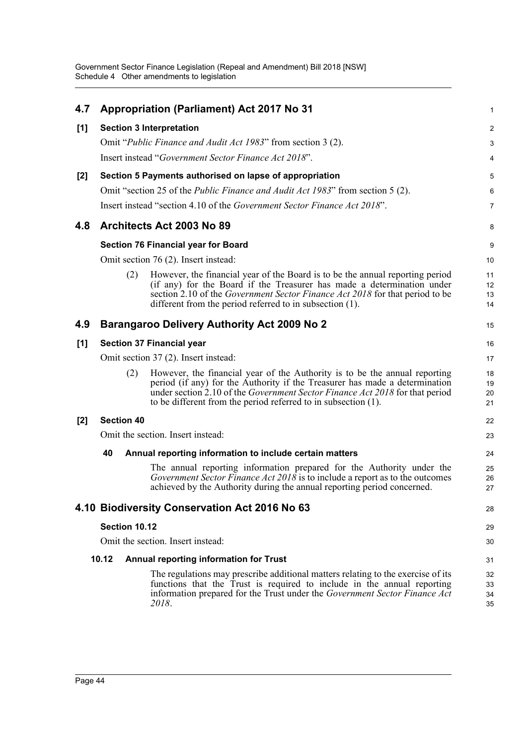## 4.7 Appropriation (Parliament) Act 2017 No 31

**[1] Section 3 Interpretation**

Omit "*Public Finance and Audit Act 1983*" from section 3 (2).

Insert instead "*Government Sector Finance Act 2018*".

**[2] Section 5 Payments authorised on lapse of appropriation**

Omit "section 25 of the *Public Finance and Audit Act 1983*" from section 5 (2).

Insert instead "section 4.10 of the *Government Sector Finance Act 2018*".

## 4.8 Architects Act 2003 No 89

**Section 76 Financial year for Board**

Omit section 76 (2). Insert instead:

(2) However, the financial year of the Board is to be the annual reporting period (if any) for the Board if the Treasurer has made a determination under section 2.10 of the *Government Sector Finance Act 2018* for that period to be different from the period referred to in subsection (1).

## 4.9 Barangaroo Delivery Authority Act 2009 No 2

**[1] Section 37 Financial year**

Omit section 37 (2). Insert instead:

(2) However, the financial year of the Authority is to be the annual reporting period (if any) for the Authority if the Treasurer has made a determination under section 2.10 of the *Government Sector Finance Act 2018* for that period to be different from the period referred to in subsection (1).

**[2] Section 40**

Omit the section. Insert instead:

**40 Annual reporting information to include certain matters**

The annual reporting information prepared for the Authority under the *Government Sector Finance Act 2018* is to include a report as to the outcomes achieved by the Authority during the annual reporting period concerned.

## 4.10 Biodiversity Conservation Act 2016 No 63

**Section 10.12**

Omit the section. Insert instead:

**10.12 Annual reporting information for Trust**

The regulations may prescribe additional matters relating to the exercise of its functions that the Trust is required to include in the annual reporting information prepared for the Trust under the *Government Sector Finance Act 2018*.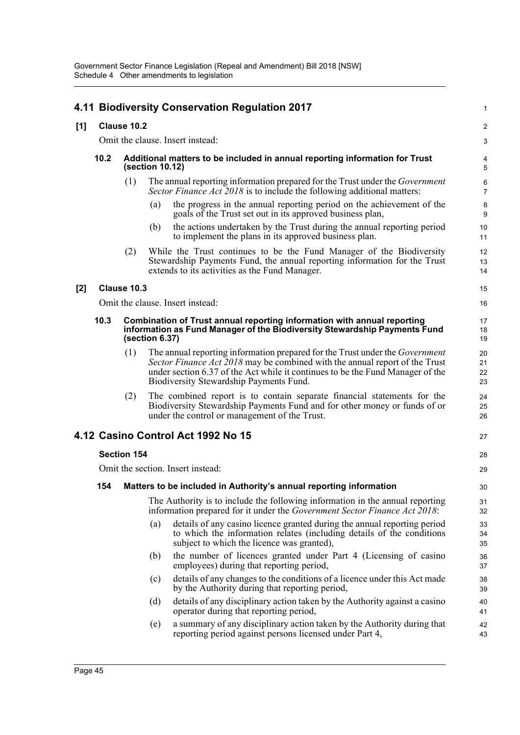## 4.11 Biodiversity Conservation Regulation 2017

**[1] Clause 10.2**

Omit the clause. Insert instead:

**10.2 Additional matters to be included in annual reporting information for Trust (section 10.12)**

(1) The annual reporting information prepared for the Trust under the *Government Sector Finance Act 2018* is to include the following additional matters:

(a) the progress in the annual reporting period on the achievement of the goals of the Trust set out in its approved business plan,

(b) the actions undertaken by the Trust during the annual reporting period to implement the plans in its approved business plan.

(2) While the Trust continues to be the Fund Manager of the Biodiversity Stewardship Payments Fund, the annual reporting information for the Trust extends to its activities as the Fund Manager.

**[2] Clause 10.3**

Omit the clause. Insert instead:

**10.3 Combination of Trust annual reporting information with annual reporting information as Fund Manager of the Biodiversity Stewardship Payments Fund (section 6.37)**

(1) The annual reporting information prepared for the Trust under the *Government Sector Finance Act 2018* may be combined with the annual report of the Trust under section 6.37 of the Act while it continues to be the Fund Manager of the Biodiversity Stewardship Payments Fund.

(2) The combined report is to contain separate financial statements for the Biodiversity Stewardship Payments Fund and for other money or funds of or under the control or management of the Trust.

## 4.12 Casino Control Act 1992 No 15

**Section 154**

Omit the section. Insert instead:

**154 Matters to be included in Authority's annual reporting information**

The Authority is to include the following information in the annual reporting information prepared for it under the *Government Sector Finance Act 2018*:

(a) details of any casino licence granted during the annual reporting period to which the information relates (including details of the conditions subject to which the licence was granted),

(b) the number of licences granted under Part 4 (Licensing of casino employees) during that reporting period,

(c) details of any changes to the conditions of a licence under this Act made by the Authority during that reporting period,

(d) details of any disciplinary action taken by the Authority against a casino operator during that reporting period,

(e) a summary of any disciplinary action taken by the Authority during that reporting period against persons licensed under Part 4,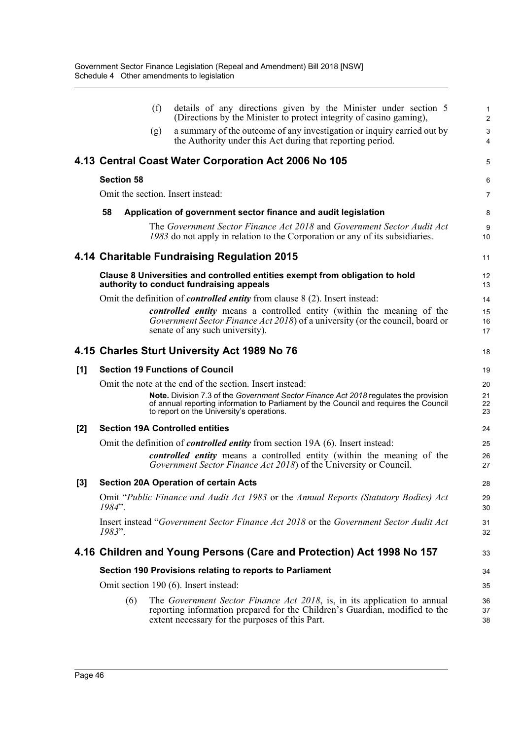(f) details of any directions given by the Minister under section 5 (Directions by the Minister to protect integrity of casino gaming),

(g) a summary of the outcome of any investigation or inquiry carried out by the Authority under this Act during that reporting period.

## 4.13 Central Coast Water Corporation Act 2006 No 105

**Section 58**

Omit the section. Insert instead:

**58 Application of government sector finance and audit legislation**

The *Government Sector Finance Act 2018* and *Government Sector Audit Act 1983* do not apply in relation to the Corporation or any of its subsidiaries.

## 4.14 Charitable Fundraising Regulation 2015

**Clause 8 Universities and controlled entities exempt from obligation to hold authority to conduct fundraising appeals**

Omit the definition of ***controlled entity*** from clause 8 (2). Insert instead:

***controlled entity*** means a controlled entity (within the meaning of the *Government Sector Finance Act 2018*) of a university (or the council, board or senate of any such university).

## 4.15 Charles Sturt University Act 1989 No 76

**[1] Section 19 Functions of Council**

Omit the note at the end of the section. Insert instead:

**Note.** Division 7.3 of the *Government Sector Finance Act 2018* regulates the provision of annual reporting information to Parliament by the Council and requires the Council to report on the University's operations.

**[2] Section 19A Controlled entities**

Omit the definition of ***controlled entity*** from section 19A (6). Insert instead:

***controlled entity*** means a controlled entity (within the meaning of the *Government Sector Finance Act 2018*) of the University or Council.

**[3] Section 20A Operation of certain Acts**

Omit "*Public Finance and Audit Act 1983* or the *Annual Reports (Statutory Bodies) Act 1984*".

Insert instead "*Government Sector Finance Act 2018* or the *Government Sector Audit Act 1983*".

## 4.16 Children and Young Persons (Care and Protection) Act 1998 No 157

**Section 190 Provisions relating to reports to Parliament**

Omit section 190 (6). Insert instead:

(6) The *Government Sector Finance Act 2018*, is, in its application to annual reporting information prepared for the Children's Guardian, modified to the extent necessary for the purposes of this Part.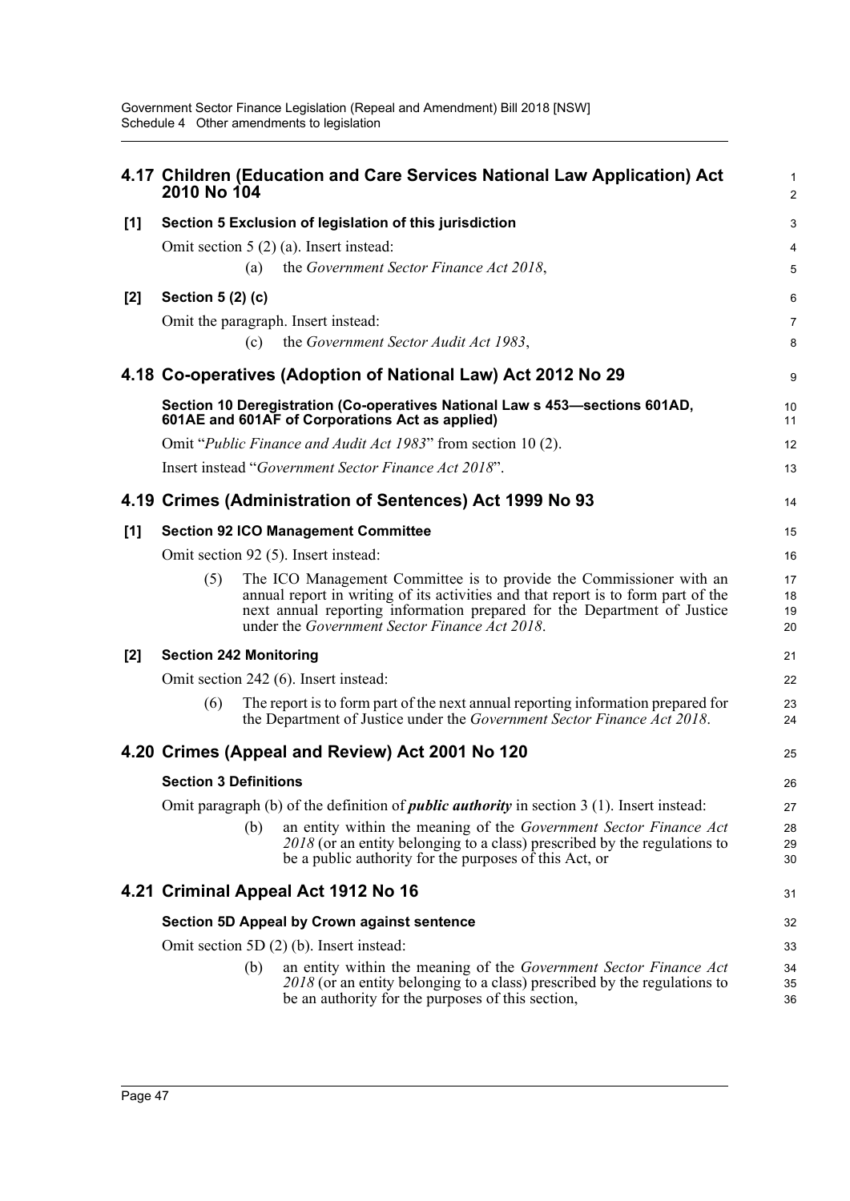## 4.17 Children (Education and Care Services National Law Application) Act 2010 No 104

**[1] Section 5 Exclusion of legislation of this jurisdiction**

Omit section 5 (2) (a). Insert instead:

> (a) the *Government Sector Finance Act 2018*,

**[2] Section 5 (2) (c)**

Omit the paragraph. Insert instead:

> (c) the *Government Sector Audit Act 1983*,

## 4.18 Co-operatives (Adoption of National Law) Act 2012 No 29

**Section 10 Deregistration (Co-operatives National Law s 453—sections 601AD, 601AE and 601AF of Corporations Act as applied)**

Omit "*Public Finance and Audit Act 1983*" from section 10 (2).

Insert instead "*Government Sector Finance Act 2018*".

## 4.19 Crimes (Administration of Sentences) Act 1999 No 93

**[1] Section 92 ICO Management Committee**

Omit section 92 (5). Insert instead:

> (5) The ICO Management Committee is to provide the Commissioner with an annual report in writing of its activities and that report is to form part of the next annual reporting information prepared for the Department of Justice under the *Government Sector Finance Act 2018*.

**[2] Section 242 Monitoring**

Omit section 242 (6). Insert instead:

> (6) The report is to form part of the next annual reporting information prepared for the Department of Justice under the *Government Sector Finance Act 2018*.

## 4.20 Crimes (Appeal and Review) Act 2001 No 120

**Section 3 Definitions**

Omit paragraph (b) of the definition of ***public authority*** in section 3 (1). Insert instead:

> (b) an entity within the meaning of the *Government Sector Finance Act 2018* (or an entity belonging to a class) prescribed by the regulations to be a public authority for the purposes of this Act, or

## 4.21 Criminal Appeal Act 1912 No 16

**Section 5D Appeal by Crown against sentence**

Omit section 5D (2) (b). Insert instead:

> (b) an entity within the meaning of the *Government Sector Finance Act 2018* (or an entity belonging to a class) prescribed by the regulations to be an authority for the purposes of this section,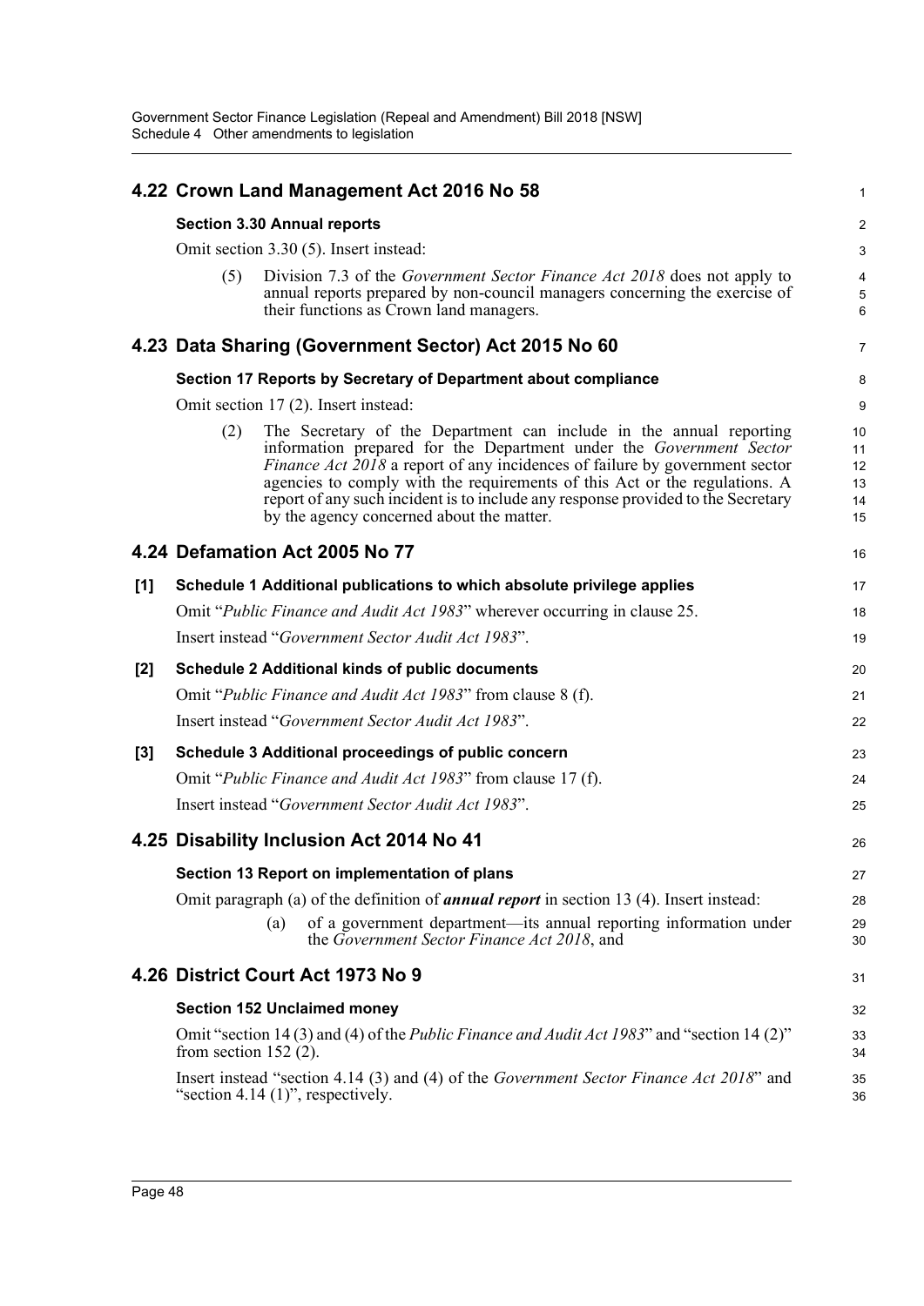## 4.22 Crown Land Management Act 2016 No 58

### Section 3.30 Annual reports

Omit section 3.30 (5). Insert instead:

(5) Division 7.3 of the *Government Sector Finance Act 2018* does not apply to annual reports prepared by non-council managers concerning the exercise of their functions as Crown land managers.

## 4.23 Data Sharing (Government Sector) Act 2015 No 60

### Section 17 Reports by Secretary of Department about compliance

Omit section 17 (2). Insert instead:

(2) The Secretary of the Department can include in the annual reporting information prepared for the Department under the *Government Sector Finance Act 2018* a report of any incidences of failure by government sector agencies to comply with the requirements of this Act or the regulations. A report of any such incident is to include any response provided to the Secretary by the agency concerned about the matter.

## 4.24 Defamation Act 2005 No 77

### [1] Schedule 1 Additional publications to which absolute privilege applies

Omit "*Public Finance and Audit Act 1983*" wherever occurring in clause 25.

Insert instead "*Government Sector Audit Act 1983*".

### [2] Schedule 2 Additional kinds of public documents

Omit "*Public Finance and Audit Act 1983*" from clause 8 (f).

Insert instead "*Government Sector Audit Act 1983*".

### [3] Schedule 3 Additional proceedings of public concern

Omit "*Public Finance and Audit Act 1983*" from clause 17 (f).

Insert instead "*Government Sector Audit Act 1983*".

## 4.25 Disability Inclusion Act 2014 No 41

### Section 13 Report on implementation of plans

Omit paragraph (a) of the definition of ***annual report*** in section 13 (4). Insert instead:

(a) of a government department—its annual reporting information under the *Government Sector Finance Act 2018*, and

## 4.26 District Court Act 1973 No 9

### Section 152 Unclaimed money

Omit "section 14 (3) and (4) of the *Public Finance and Audit Act 1983*" and "section 14 (2)" from section 152 (2).

Insert instead "section 4.14 (3) and (4) of the *Government Sector Finance Act 2018*" and "section 4.14 (1)", respectively.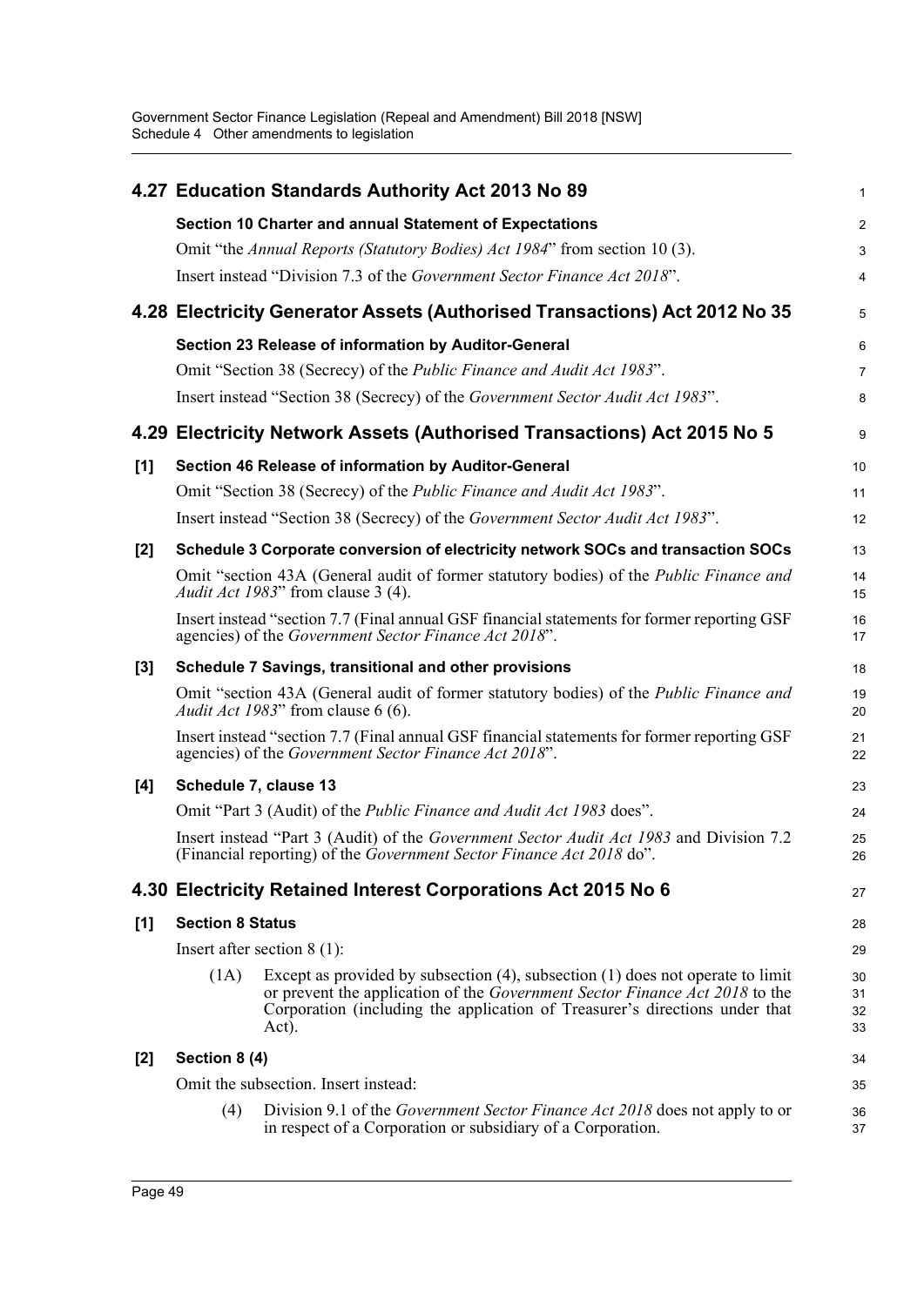## 4.27 Education Standards Authority Act 2013 No 89

**Section 10 Charter and annual Statement of Expectations**

Omit "the *Annual Reports (Statutory Bodies) Act 1984*" from section 10 (3).

Insert instead "Division 7.3 of the *Government Sector Finance Act 2018*".

## 4.28 Electricity Generator Assets (Authorised Transactions) Act 2012 No 35

**Section 23 Release of information by Auditor-General**

Omit "Section 38 (Secrecy) of the *Public Finance and Audit Act 1983*".

Insert instead "Section 38 (Secrecy) of the *Government Sector Audit Act 1983*".

## 4.29 Electricity Network Assets (Authorised Transactions) Act 2015 No 5

**[1] Section 46 Release of information by Auditor-General**

Omit "Section 38 (Secrecy) of the *Public Finance and Audit Act 1983*".

Insert instead "Section 38 (Secrecy) of the *Government Sector Audit Act 1983*".

**[2] Schedule 3 Corporate conversion of electricity network SOCs and transaction SOCs**

Omit "section 43A (General audit of former statutory bodies) of the *Public Finance and Audit Act 1983*" from clause 3 (4).

Insert instead "section 7.7 (Final annual GSF financial statements for former reporting GSF agencies) of the *Government Sector Finance Act 2018*".

**[3] Schedule 7 Savings, transitional and other provisions**

Omit "section 43A (General audit of former statutory bodies) of the *Public Finance and Audit Act 1983*" from clause 6 (6).

Insert instead "section 7.7 (Final annual GSF financial statements for former reporting GSF agencies) of the *Government Sector Finance Act 2018*".

**[4] Schedule 7, clause 13**

Omit "Part 3 (Audit) of the *Public Finance and Audit Act 1983* does".

Insert instead "Part 3 (Audit) of the *Government Sector Audit Act 1983* and Division 7.2 (Financial reporting) of the *Government Sector Finance Act 2018* do".

## 4.30 Electricity Retained Interest Corporations Act 2015 No 6

**[1] Section 8 Status**

Insert after section 8 (1):

(1A) Except as provided by subsection (4), subsection (1) does not operate to limit or prevent the application of the *Government Sector Finance Act 2018* to the Corporation (including the application of Treasurer's directions under that Act).

**[2] Section 8 (4)**

Omit the subsection. Insert instead:

(4) Division 9.1 of the *Government Sector Finance Act 2018* does not apply to or in respect of a Corporation or subsidiary of a Corporation.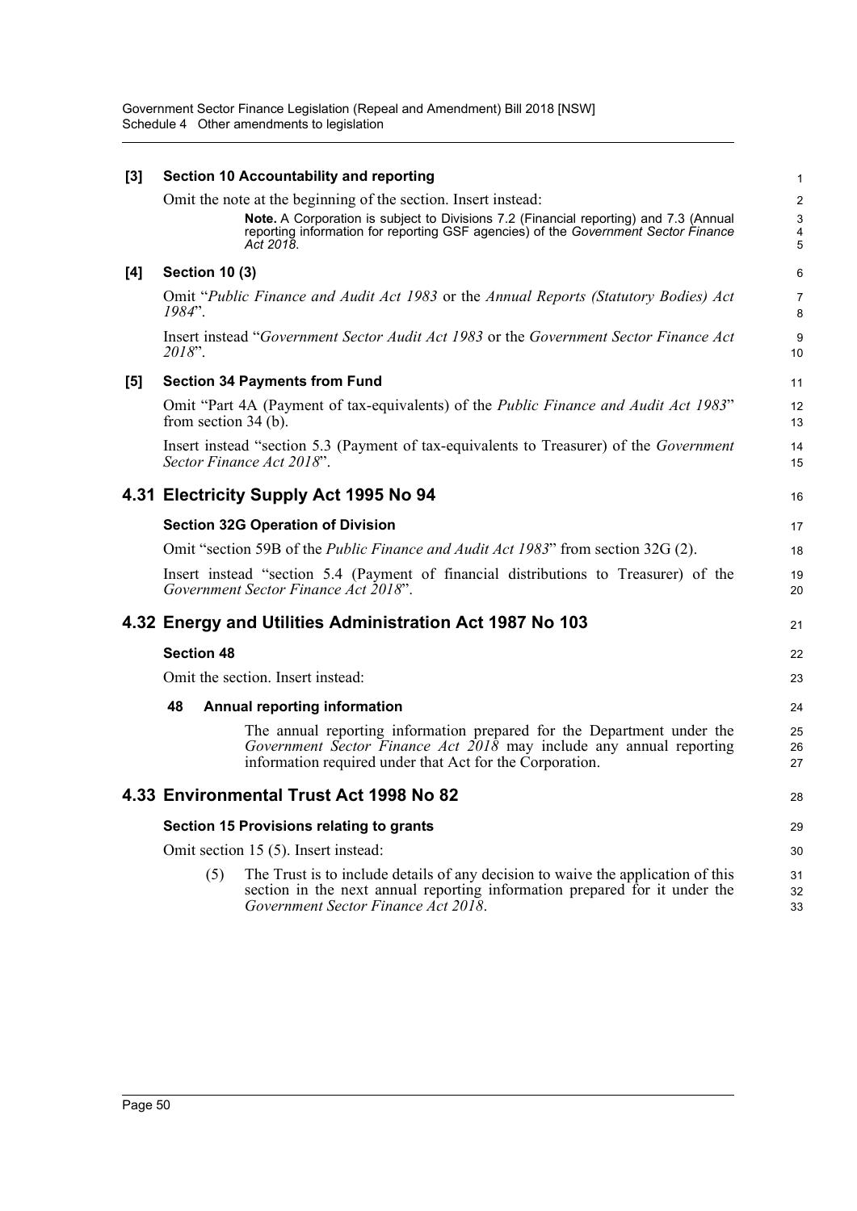**[3] Section 10 Accountability and reporting**

Omit the note at the beginning of the section. Insert instead:

> **Note.** A Corporation is subject to Divisions 7.2 (Financial reporting) and 7.3 (Annual reporting information for reporting GSF agencies) of the *Government Sector Finance Act 2018*.

**[4] Section 10 (3)**

Omit "*Public Finance and Audit Act 1983* or the *Annual Reports (Statutory Bodies) Act 1984*".

Insert instead "*Government Sector Audit Act 1983* or the *Government Sector Finance Act 2018*".

**[5] Section 34 Payments from Fund**

Omit "Part 4A (Payment of tax-equivalents) of the *Public Finance and Audit Act 1983*" from section 34 (b).

Insert instead "section 5.3 (Payment of tax-equivalents to Treasurer) of the *Government Sector Finance Act 2018*".

## 4.31 Electricity Supply Act 1995 No 94

**Section 32G Operation of Division**

Omit "section 59B of the *Public Finance and Audit Act 1983*" from section 32G (2).

Insert instead "section 5.4 (Payment of financial distributions to Treasurer) of the *Government Sector Finance Act 2018*".

## 4.32 Energy and Utilities Administration Act 1987 No 103

**Section 48**

Omit the section. Insert instead:

**48 Annual reporting information**

The annual reporting information prepared for the Department under the *Government Sector Finance Act 2018* may include any annual reporting information required under that Act for the Corporation.

## 4.33 Environmental Trust Act 1998 No 82

**Section 15 Provisions relating to grants**

Omit section 15 (5). Insert instead:

(5) The Trust is to include details of any decision to waive the application of this section in the next annual reporting information prepared for it under the *Government Sector Finance Act 2018*.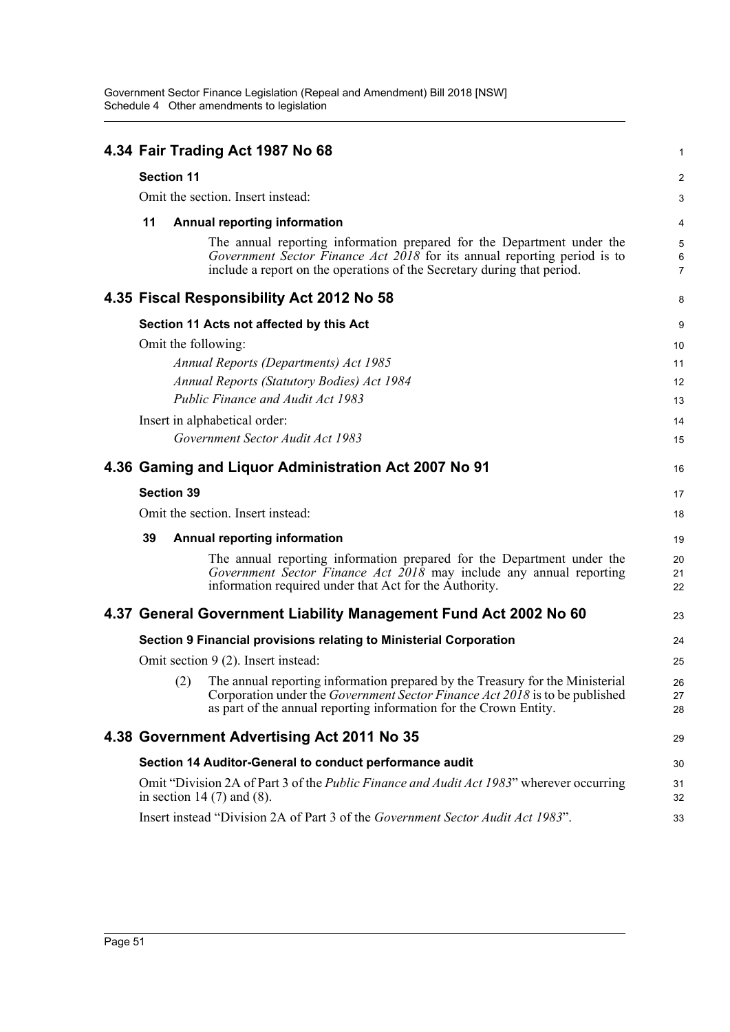## 4.34 Fair Trading Act 1987 No 68

**Section 11**

Omit the section. Insert instead:

**11 Annual reporting information**

The annual reporting information prepared for the Department under the *Government Sector Finance Act 2018* for its annual reporting period is to include a report on the operations of the Secretary during that period.

## 4.35 Fiscal Responsibility Act 2012 No 58

**Section 11 Acts not affected by this Act**

Omit the following:

*Annual Reports (Departments) Act 1985*

*Annual Reports (Statutory Bodies) Act 1984*

*Public Finance and Audit Act 1983*

Insert in alphabetical order:

*Government Sector Audit Act 1983*

## 4.36 Gaming and Liquor Administration Act 2007 No 91

**Section 39**

Omit the section. Insert instead:

**39 Annual reporting information**

The annual reporting information prepared for the Department under the *Government Sector Finance Act 2018* may include any annual reporting information required under that Act for the Authority.

## 4.37 General Government Liability Management Fund Act 2002 No 60

**Section 9 Financial provisions relating to Ministerial Corporation**

Omit section 9 (2). Insert instead:

(2) The annual reporting information prepared by the Treasury for the Ministerial Corporation under the *Government Sector Finance Act 2018* is to be published as part of the annual reporting information for the Crown Entity.

## 4.38 Government Advertising Act 2011 No 35

**Section 14 Auditor-General to conduct performance audit**

Omit "Division 2A of Part 3 of the *Public Finance and Audit Act 1983*" wherever occurring in section 14 (7) and (8).

Insert instead "Division 2A of Part 3 of the *Government Sector Audit Act 1983*".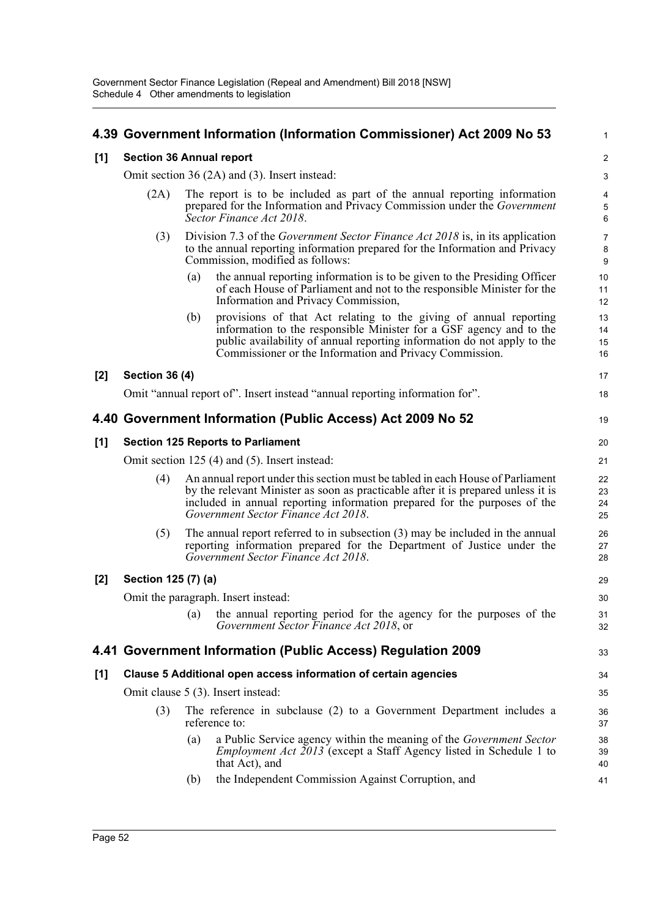## 4.39 Government Information (Information Commissioner) Act 2009 No 53

**[1] Section 36 Annual report**

Omit section 36 (2A) and (3). Insert instead:

(2A) The report is to be included as part of the annual reporting information prepared for the Information and Privacy Commission under the *Government Sector Finance Act 2018*.

(3) Division 7.3 of the *Government Sector Finance Act 2018* is, in its application to the annual reporting information prepared for the Information and Privacy Commission, modified as follows:

- (a) the annual reporting information is to be given to the Presiding Officer of each House of Parliament and not to the responsible Minister for the Information and Privacy Commission,
- (b) provisions of that Act relating to the giving of annual reporting information to the responsible Minister for a GSF agency and to the public availability of annual reporting information do not apply to the Commissioner or the Information and Privacy Commission.

**[2] Section 36 (4)**

Omit "annual report of". Insert instead "annual reporting information for".

## 4.40 Government Information (Public Access) Act 2009 No 52

**[1] Section 125 Reports to Parliament**

Omit section 125 (4) and (5). Insert instead:

(4) An annual report under this section must be tabled in each House of Parliament by the relevant Minister as soon as practicable after it is prepared unless it is included in annual reporting information prepared for the purposes of the *Government Sector Finance Act 2018*.

(5) The annual report referred to in subsection (3) may be included in the annual reporting information prepared for the Department of Justice under the *Government Sector Finance Act 2018*.

**[2] Section 125 (7) (a)**

Omit the paragraph. Insert instead:

- (a) the annual reporting period for the agency for the purposes of the *Government Sector Finance Act 2018*, or

## 4.41 Government Information (Public Access) Regulation 2009

**[1] Clause 5 Additional open access information of certain agencies**

Omit clause 5 (3). Insert instead:

(3) The reference in subclause (2) to a Government Department includes a reference to:

- (a) a Public Service agency within the meaning of the *Government Sector Employment Act 2013* (except a Staff Agency listed in Schedule 1 to that Act), and
- (b) the Independent Commission Against Corruption, and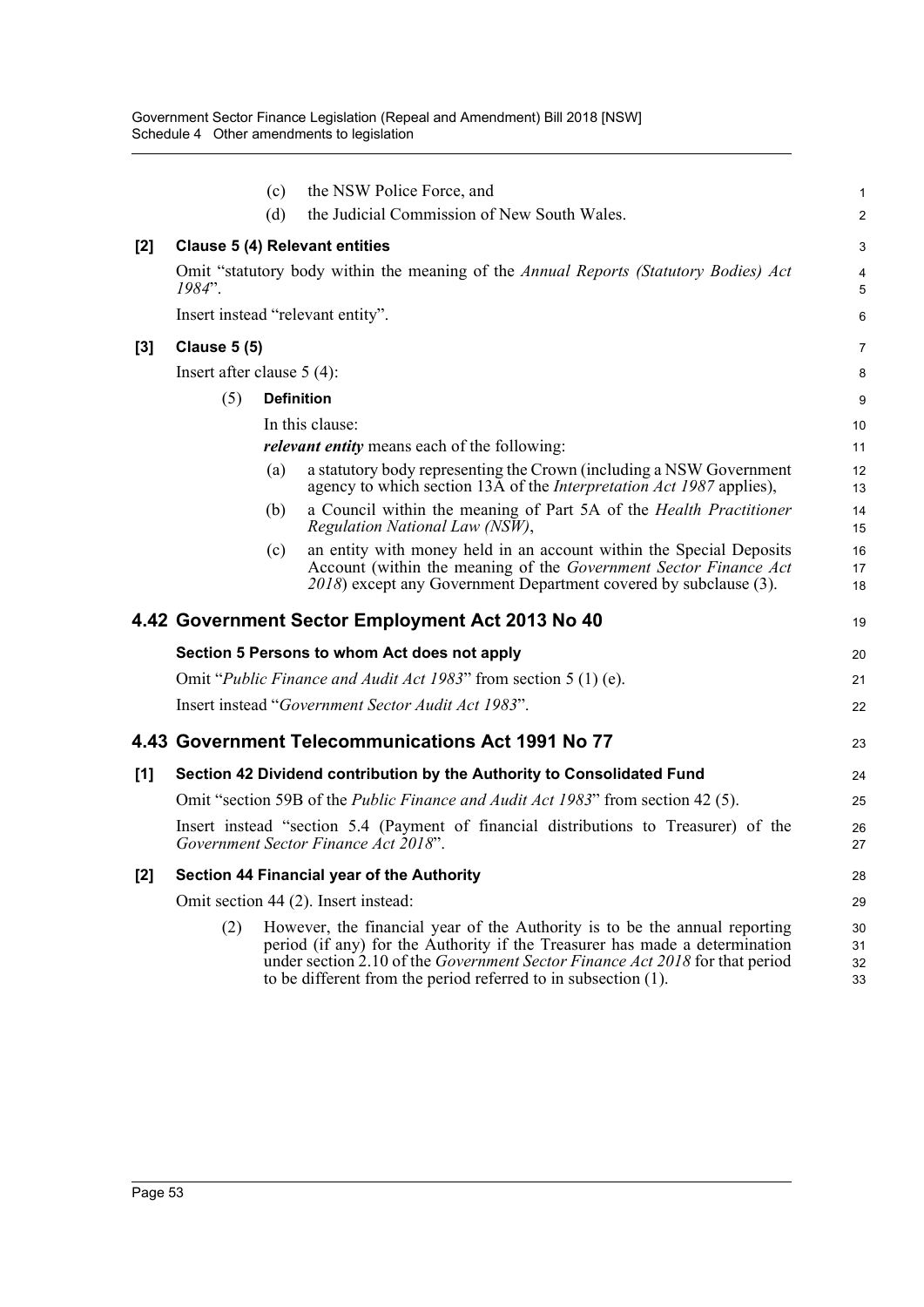(c) the NSW Police Force, and

(d) the Judicial Commission of New South Wales.

**[2] Clause 5 (4) Relevant entities**

Omit "statutory body within the meaning of the *Annual Reports (Statutory Bodies) Act 1984*".

Insert instead "relevant entity".

**[3] Clause 5 (5)**

Insert after clause 5 (4):

(5) **Definition**

In this clause:

***relevant entity*** means each of the following:

(a) a statutory body representing the Crown (including a NSW Government agency to which section 13A of the *Interpretation Act 1987* applies),

(b) a Council within the meaning of Part 5A of the *Health Practitioner Regulation National Law (NSW)*,

(c) an entity with money held in an account within the Special Deposits Account (within the meaning of the *Government Sector Finance Act 2018*) except any Government Department covered by subclause (3).

## 4.42 Government Sector Employment Act 2013 No 40

**Section 5 Persons to whom Act does not apply**

Omit "*Public Finance and Audit Act 1983*" from section 5 (1) (e).

Insert instead "*Government Sector Audit Act 1983*".

## 4.43 Government Telecommunications Act 1991 No 77

**[1] Section 42 Dividend contribution by the Authority to Consolidated Fund**

Omit "section 59B of the *Public Finance and Audit Act 1983*" from section 42 (5).

Insert instead "section 5.4 (Payment of financial distributions to Treasurer) of the *Government Sector Finance Act 2018*".

**[2] Section 44 Financial year of the Authority**

Omit section 44 (2). Insert instead:

(2) However, the financial year of the Authority is to be the annual reporting period (if any) for the Authority if the Treasurer has made a determination under section 2.10 of the *Government Sector Finance Act 2018* for that period to be different from the period referred to in subsection (1).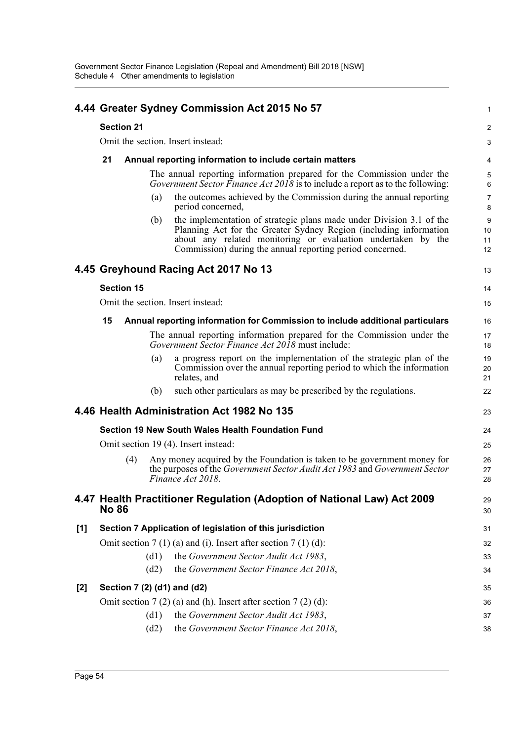## 4.44 Greater Sydney Commission Act 2015 No 57

**Section 21**

Omit the section. Insert instead:

**21 Annual reporting information to include certain matters**

The annual reporting information prepared for the Commission under the *Government Sector Finance Act 2018* is to include a report as to the following:

(a) the outcomes achieved by the Commission during the annual reporting period concerned,

(b) the implementation of strategic plans made under Division 3.1 of the Planning Act for the Greater Sydney Region (including information about any related monitoring or evaluation undertaken by the Commission) during the annual reporting period concerned.

## 4.45 Greyhound Racing Act 2017 No 13

**Section 15**

Omit the section. Insert instead:

**15 Annual reporting information for Commission to include additional particulars**

The annual reporting information prepared for the Commission under the *Government Sector Finance Act 2018* must include:

(a) a progress report on the implementation of the strategic plan of the Commission over the annual reporting period to which the information relates, and

(b) such other particulars as may be prescribed by the regulations.

## 4.46 Health Administration Act 1982 No 135

**Section 19 New South Wales Health Foundation Fund**

Omit section 19 (4). Insert instead:

(4) Any money acquired by the Foundation is taken to be government money for the purposes of the *Government Sector Audit Act 1983* and *Government Sector Finance Act 2018*.

## 4.47 Health Practitioner Regulation (Adoption of National Law) Act 2009 No 86

**[1] Section 7 Application of legislation of this jurisdiction**

Omit section 7 (1) (a) and (i). Insert after section 7 (1) (d):

(d1) the *Government Sector Audit Act 1983*,

(d2) the *Government Sector Finance Act 2018*,

**[2] Section 7 (2) (d1) and (d2)**

Omit section 7 (2) (a) and (h). Insert after section 7 (2) (d):

(d1) the *Government Sector Audit Act 1983*,

(d2) the *Government Sector Finance Act 2018*,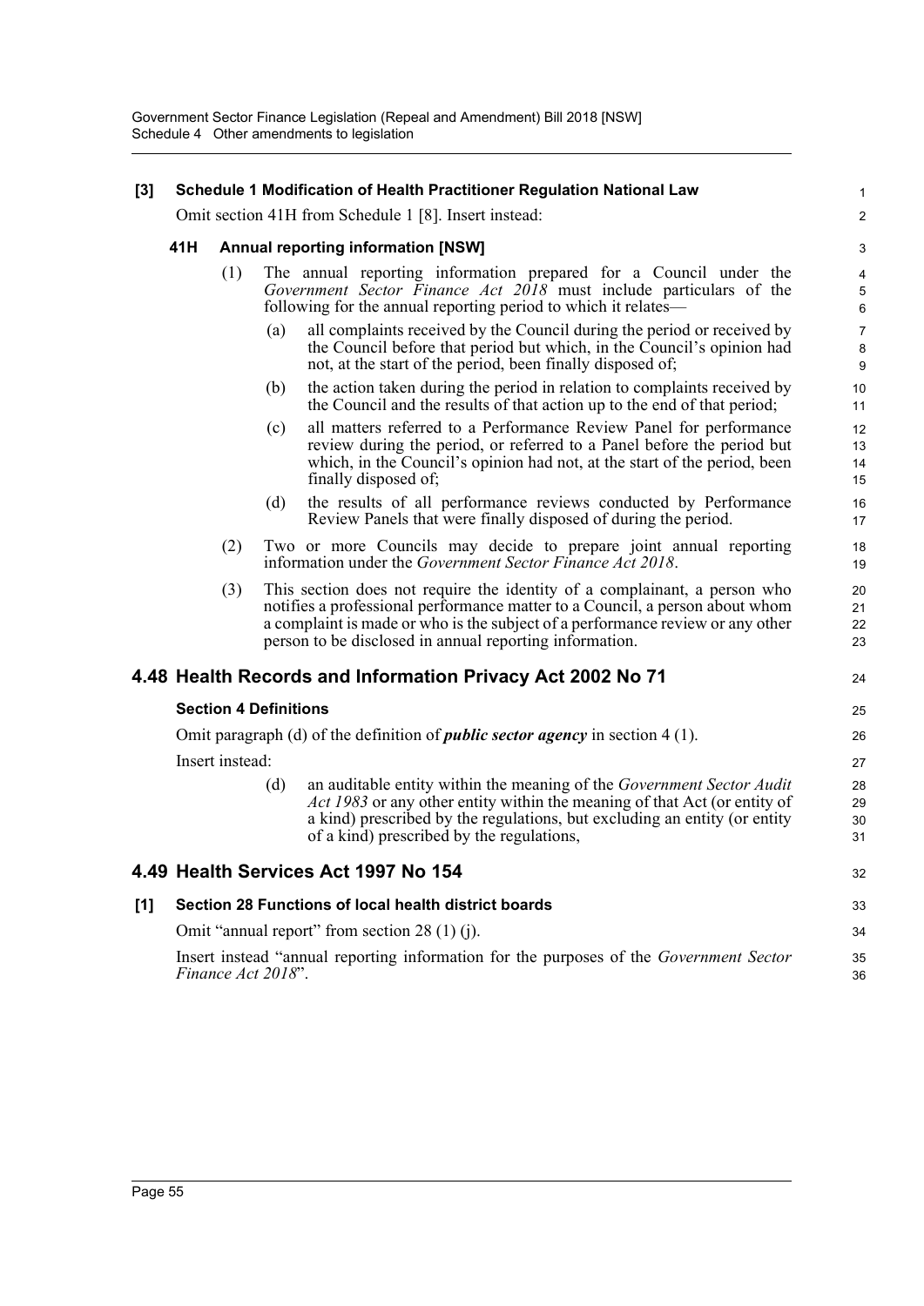**[3] Schedule 1 Modification of Health Practitioner Regulation National Law**

Omit section 41H from Schedule 1 [8]. Insert instead:

**41H Annual reporting information [NSW]**

(1) The annual reporting information prepared for a Council under the *Government Sector Finance Act 2018* must include particulars of the following for the annual reporting period to which it relates—

(a) all complaints received by the Council during the period or received by the Council before that period but which, in the Council's opinion had not, at the start of the period, been finally disposed of;

(b) the action taken during the period in relation to complaints received by the Council and the results of that action up to the end of that period;

(c) all matters referred to a Performance Review Panel for performance review during the period, or referred to a Panel before the period but which, in the Council's opinion had not, at the start of the period, been finally disposed of;

(d) the results of all performance reviews conducted by Performance Review Panels that were finally disposed of during the period.

(2) Two or more Councils may decide to prepare joint annual reporting information under the *Government Sector Finance Act 2018*.

(3) This section does not require the identity of a complainant, a person who notifies a professional performance matter to a Council, a person about whom a complaint is made or who is the subject of a performance review or any other person to be disclosed in annual reporting information.

## 4.48 Health Records and Information Privacy Act 2002 No 71

**Section 4 Definitions**

Omit paragraph (d) of the definition of ***public sector agency*** in section 4 (1).

Insert instead:

(d) an auditable entity within the meaning of the *Government Sector Audit Act 1983* or any other entity within the meaning of that Act (or entity of a kind) prescribed by the regulations, but excluding an entity (or entity of a kind) prescribed by the regulations,

## 4.49 Health Services Act 1997 No 154

**[1] Section 28 Functions of local health district boards**

Omit "annual report" from section 28 (1) (j).

Insert instead "annual reporting information for the purposes of the *Government Sector Finance Act 2018*".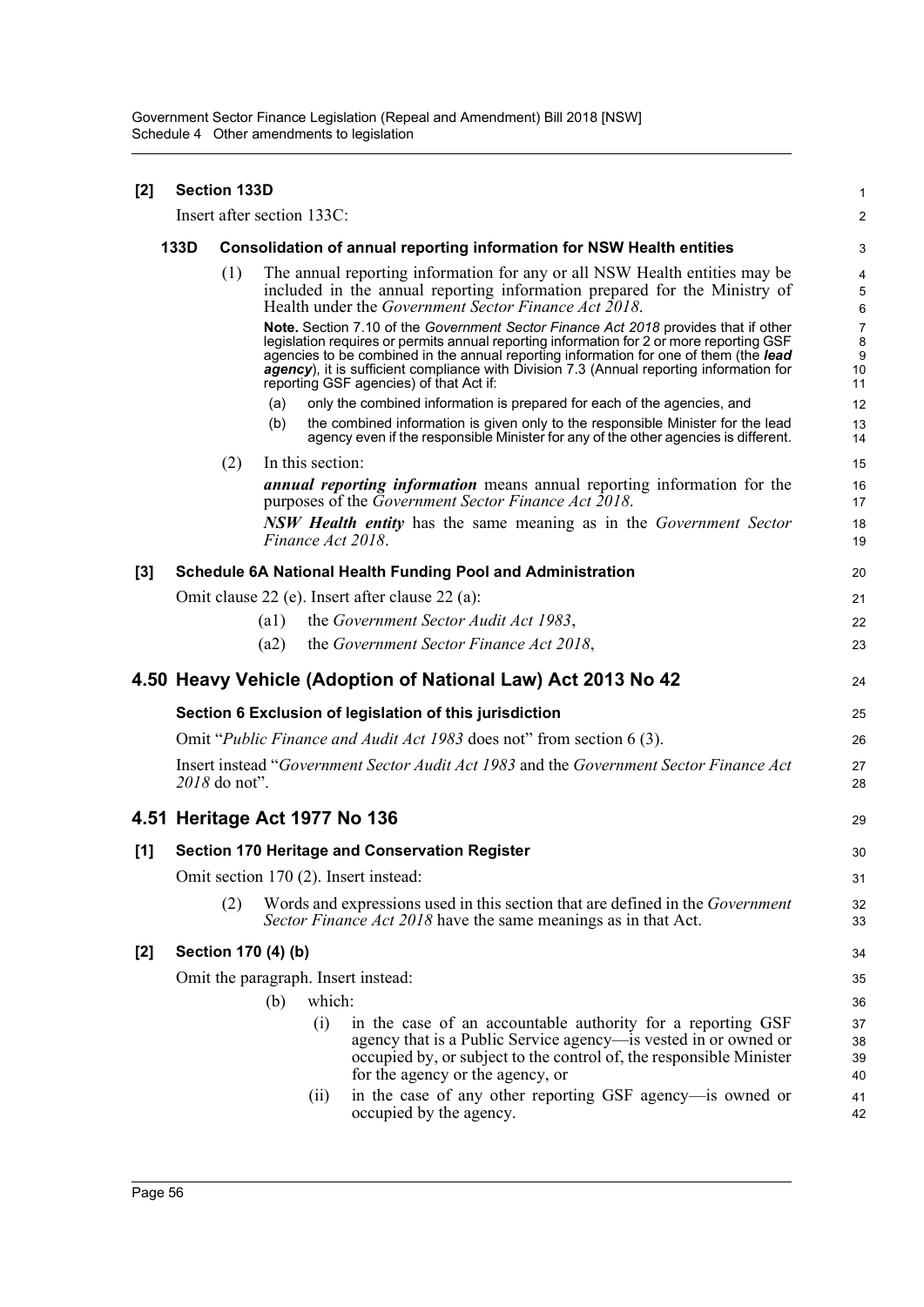**[2] Section 133D**

Insert after section 133C:

**133D Consolidation of annual reporting information for NSW Health entities**

(1) The annual reporting information for any or all NSW Health entities may be included in the annual reporting information prepared for the Ministry of Health under the *Government Sector Finance Act 2018*.

**Note.** Section 7.10 of the *Government Sector Finance Act 2018* provides that if other legislation requires or permits annual reporting information for 2 or more reporting GSF agencies to be combined in the annual reporting information for one of them (the ***lead agency***), it is sufficient compliance with Division 7.3 (Annual reporting information for reporting GSF agencies) of that Act if:

(a) only the combined information is prepared for each of the agencies, and

(b) the combined information is given only to the responsible Minister for the lead agency even if the responsible Minister for any of the other agencies is different.

(2) In this section:

***annual reporting information*** means annual reporting information for the purposes of the *Government Sector Finance Act 2018*.

***NSW Health entity*** has the same meaning as in the *Government Sector Finance Act 2018*.

**[3] Schedule 6A National Health Funding Pool and Administration**

Omit clause 22 (e). Insert after clause 22 (a):

(a1) the *Government Sector Audit Act 1983*,

(a2) the *Government Sector Finance Act 2018*,

## 4.50 Heavy Vehicle (Adoption of National Law) Act 2013 No 42

**Section 6 Exclusion of legislation of this jurisdiction**

Omit "*Public Finance and Audit Act 1983* does not" from section 6 (3).

Insert instead "*Government Sector Audit Act 1983* and the *Government Sector Finance Act 2018* do not".

## 4.51 Heritage Act 1977 No 136

**[1] Section 170 Heritage and Conservation Register**

Omit section 170 (2). Insert instead:

(2) Words and expressions used in this section that are defined in the *Government Sector Finance Act 2018* have the same meanings as in that Act.

**[2] Section 170 (4) (b)**

Omit the paragraph. Insert instead:

(b) which:

(i) in the case of an accountable authority for a reporting GSF agency that is a Public Service agency—is vested in or owned or occupied by, or subject to the control of, the responsible Minister for the agency or the agency, or

(ii) in the case of any other reporting GSF agency—is owned or occupied by the agency.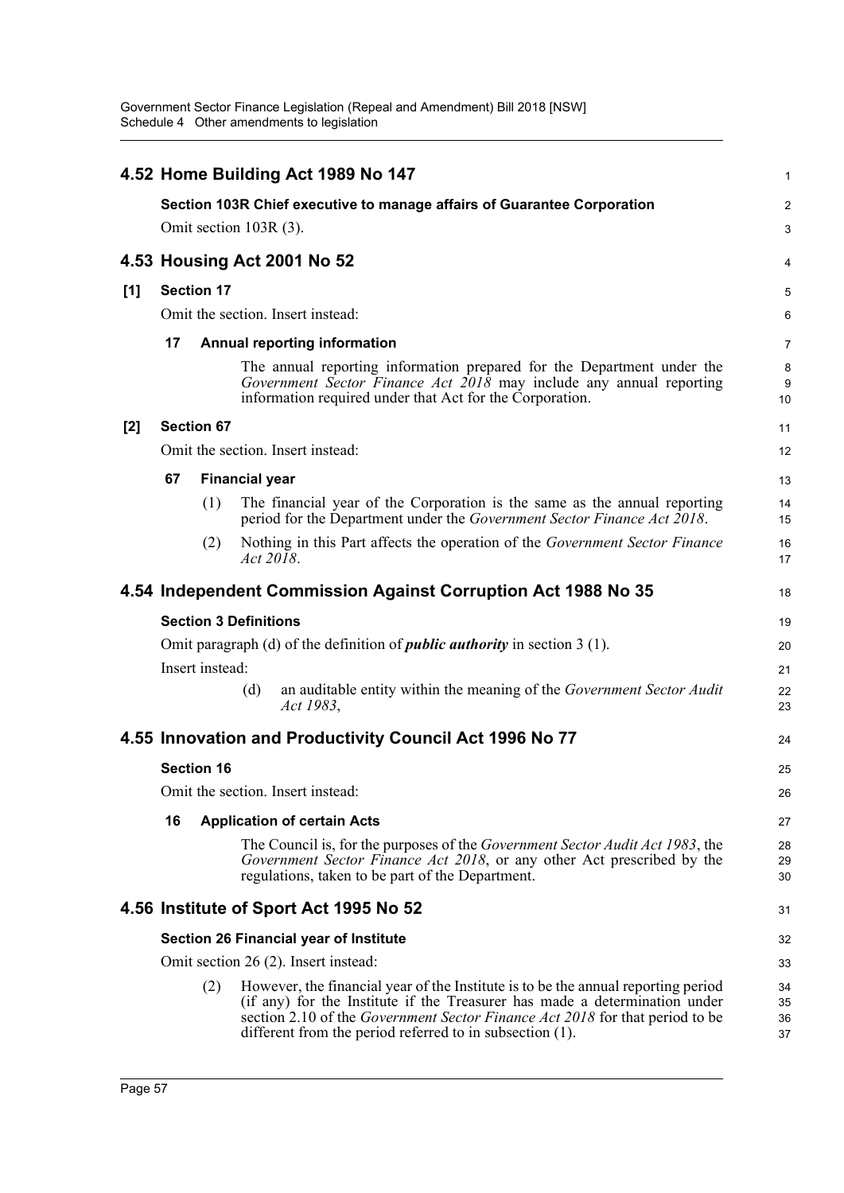## 4.52 Home Building Act 1989 No 147

**Section 103R Chief executive to manage affairs of Guarantee Corporation**

Omit section 103R (3).

## 4.53 Housing Act 2001 No 52

**[1] Section 17**

Omit the section. Insert instead:

**17 Annual reporting information**

The annual reporting information prepared for the Department under the *Government Sector Finance Act 2018* may include any annual reporting information required under that Act for the Corporation.

**[2] Section 67**

Omit the section. Insert instead:

**67 Financial year**

(1) The financial year of the Corporation is the same as the annual reporting period for the Department under the *Government Sector Finance Act 2018*.

(2) Nothing in this Part affects the operation of the *Government Sector Finance Act 2018*.

## 4.54 Independent Commission Against Corruption Act 1988 No 35

**Section 3 Definitions**

Omit paragraph (d) of the definition of ***public authority*** in section 3 (1).

Insert instead:

(d) an auditable entity within the meaning of the *Government Sector Audit Act 1983*,

## 4.55 Innovation and Productivity Council Act 1996 No 77

**Section 16**

Omit the section. Insert instead:

**16 Application of certain Acts**

The Council is, for the purposes of the *Government Sector Audit Act 1983*, the *Government Sector Finance Act 2018*, or any other Act prescribed by the regulations, taken to be part of the Department.

## 4.56 Institute of Sport Act 1995 No 52

**Section 26 Financial year of Institute**

Omit section 26 (2). Insert instead:

(2) However, the financial year of the Institute is to be the annual reporting period (if any) for the Institute if the Treasurer has made a determination under section 2.10 of the *Government Sector Finance Act 2018* for that period to be different from the period referred to in subsection (1).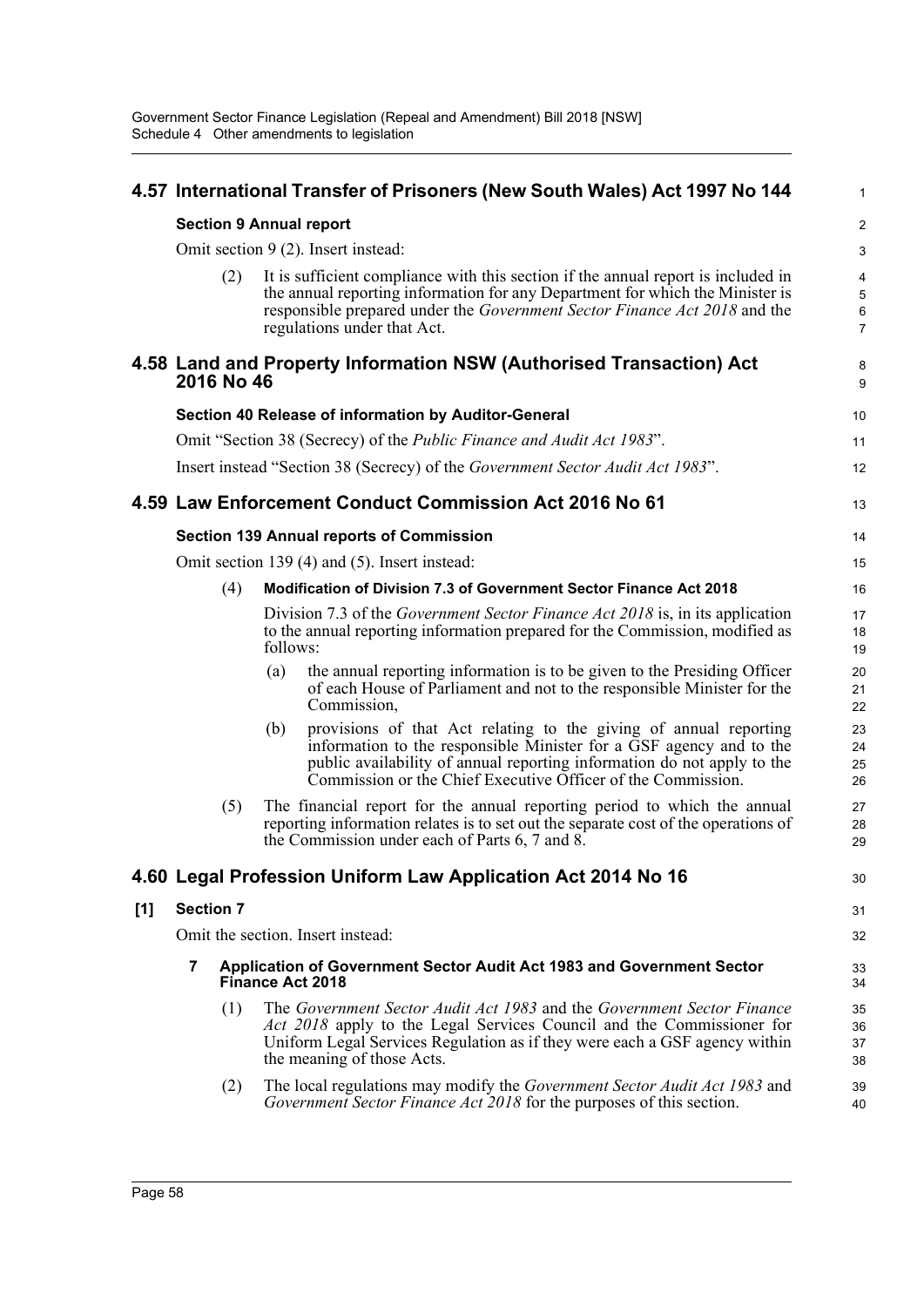## 4.57 International Transfer of Prisoners (New South Wales) Act 1997 No 144

**Section 9 Annual report**

Omit section 9 (2). Insert instead:

(2) It is sufficient compliance with this section if the annual report is included in the annual reporting information for any Department for which the Minister is responsible prepared under the *Government Sector Finance Act 2018* and the regulations under that Act.

## 4.58 Land and Property Information NSW (Authorised Transaction) Act 2016 No 46

**Section 40 Release of information by Auditor-General**

Omit "Section 38 (Secrecy) of the *Public Finance and Audit Act 1983*".

Insert instead "Section 38 (Secrecy) of the *Government Sector Audit Act 1983*".

## 4.59 Law Enforcement Conduct Commission Act 2016 No 61

**Section 139 Annual reports of Commission**

Omit section 139 (4) and (5). Insert instead:

(4) **Modification of Division 7.3 of Government Sector Finance Act 2018**

Division 7.3 of the *Government Sector Finance Act 2018* is, in its application to the annual reporting information prepared for the Commission, modified as follows:

(a) the annual reporting information is to be given to the Presiding Officer of each House of Parliament and not to the responsible Minister for the Commission,

(b) provisions of that Act relating to the giving of annual reporting information to the responsible Minister for a GSF agency and to the public availability of annual reporting information do not apply to the Commission or the Chief Executive Officer of the Commission.

(5) The financial report for the annual reporting period to which the annual reporting information relates is to set out the separate cost of the operations of the Commission under each of Parts 6, 7 and 8.

## 4.60 Legal Profession Uniform Law Application Act 2014 No 16

**[1] Section 7**

Omit the section. Insert instead:

**7 Application of Government Sector Audit Act 1983 and Government Sector Finance Act 2018**

(1) The *Government Sector Audit Act 1983* and the *Government Sector Finance Act 2018* apply to the Legal Services Council and the Commissioner for Uniform Legal Services Regulation as if they were each a GSF agency within the meaning of those Acts.

(2) The local regulations may modify the *Government Sector Audit Act 1983* and *Government Sector Finance Act 2018* for the purposes of this section.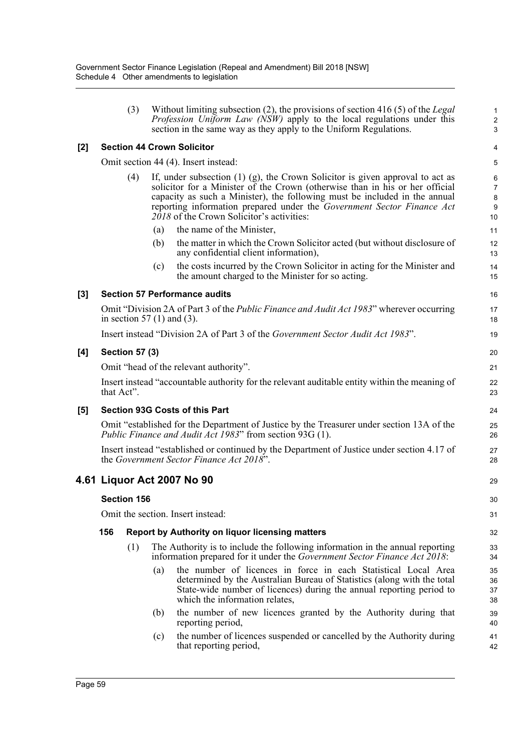(3) Without limiting subsection (2), the provisions of section 416 (5) of the *Legal Profession Uniform Law (NSW)* apply to the local regulations under this section in the same way as they apply to the Uniform Regulations.

**[2] Section 44 Crown Solicitor**

Omit section 44 (4). Insert instead:

(4) If, under subsection (1) (g), the Crown Solicitor is given approval to act as solicitor for a Minister of the Crown (otherwise than in his or her official capacity as such a Minister), the following must be included in the annual reporting information prepared under the *Government Sector Finance Act 2018* of the Crown Solicitor's activities:

(a) the name of the Minister,

(b) the matter in which the Crown Solicitor acted (but without disclosure of any confidential client information),

(c) the costs incurred by the Crown Solicitor in acting for the Minister and the amount charged to the Minister for so acting.

**[3] Section 57 Performance audits**

Omit "Division 2A of Part 3 of the *Public Finance and Audit Act 1983*" wherever occurring in section 57 (1) and (3).

Insert instead "Division 2A of Part 3 of the *Government Sector Audit Act 1983*".

**[4] Section 57 (3)**

Omit "head of the relevant authority".

Insert instead "accountable authority for the relevant auditable entity within the meaning of that Act".

**[5] Section 93G Costs of this Part**

Omit "established for the Department of Justice by the Treasurer under section 13A of the *Public Finance and Audit Act 1983*" from section 93G (1).

Insert instead "established or continued by the Department of Justice under section 4.17 of the *Government Sector Finance Act 2018*".

## 4.61 Liquor Act 2007 No 90

**Section 156**

Omit the section. Insert instead:

**156 Report by Authority on liquor licensing matters**

(1) The Authority is to include the following information in the annual reporting information prepared for it under the *Government Sector Finance Act 2018*:

(a) the number of licences in force in each Statistical Local Area determined by the Australian Bureau of Statistics (along with the total State-wide number of licences) during the annual reporting period to which the information relates,

(b) the number of new licences granted by the Authority during that reporting period,

(c) the number of licences suspended or cancelled by the Authority during that reporting period,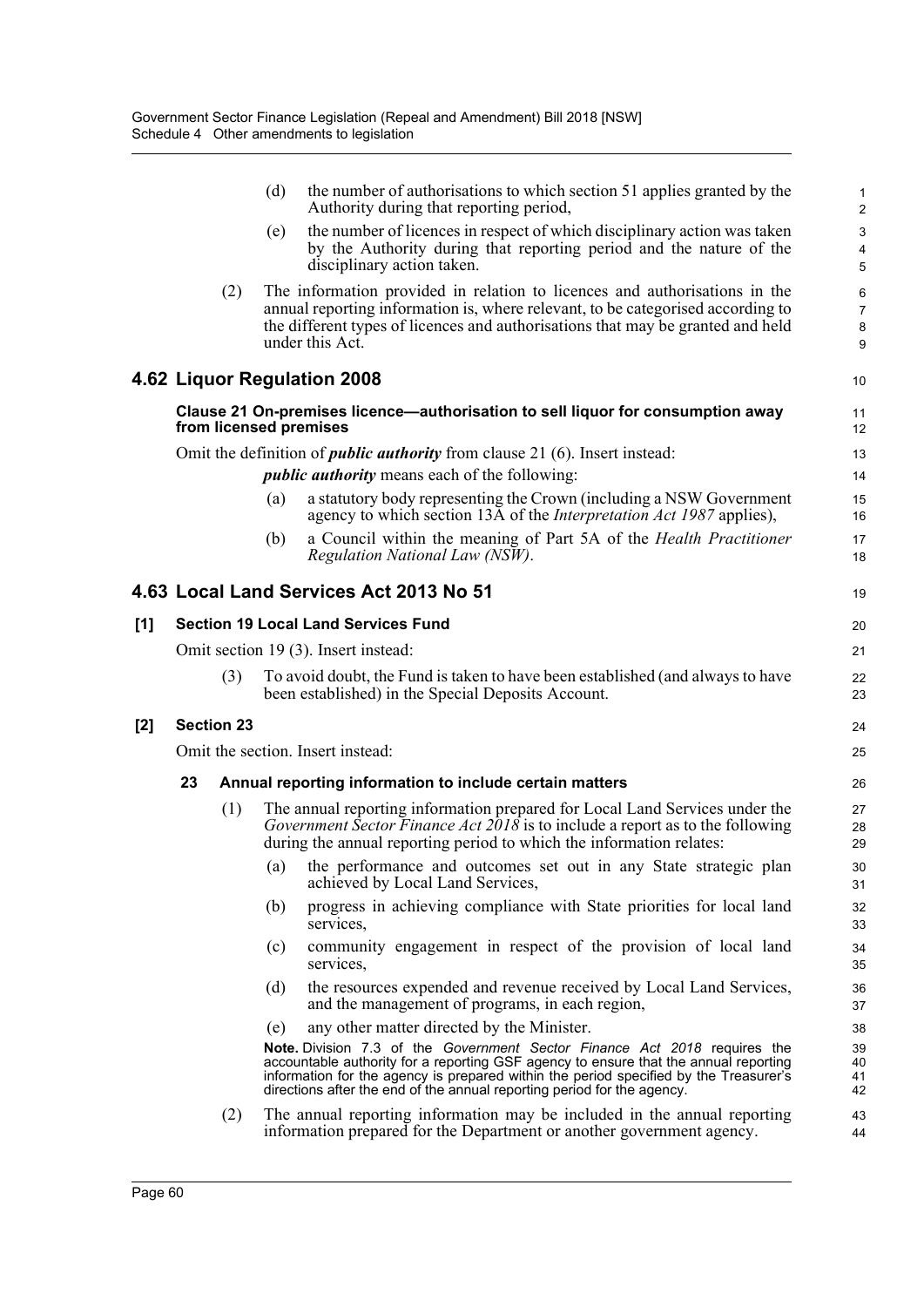(d) the number of authorisations to which section 51 applies granted by the Authority during that reporting period,

(e) the number of licences in respect of which disciplinary action was taken by the Authority during that reporting period and the nature of the disciplinary action taken.

(2) The information provided in relation to licences and authorisations in the annual reporting information is, where relevant, to be categorised according to the different types of licences and authorisations that may be granted and held under this Act.

## 4.62 Liquor Regulation 2008

### Clause 21 On-premises licence—authorisation to sell liquor for consumption away from licensed premises

Omit the definition of ***public authority*** from clause 21 (6). Insert instead:

***public authority*** means each of the following:

(a) a statutory body representing the Crown (including a NSW Government agency to which section 13A of the *Interpretation Act 1987* applies),

(b) a Council within the meaning of Part 5A of the *Health Practitioner Regulation National Law (NSW)*.

## 4.63 Local Land Services Act 2013 No 51

### [1] Section 19 Local Land Services Fund

Omit section 19 (3). Insert instead:

(3) To avoid doubt, the Fund is taken to have been established (and always to have been established) in the Special Deposits Account.

### [2] Section 23

Omit the section. Insert instead:

#### 23 Annual reporting information to include certain matters

(1) The annual reporting information prepared for Local Land Services under the *Government Sector Finance Act 2018* is to include a report as to the following during the annual reporting period to which the information relates:

(a) the performance and outcomes set out in any State strategic plan achieved by Local Land Services,

(b) progress in achieving compliance with State priorities for local land services,

(c) community engagement in respect of the provision of local land services,

(d) the resources expended and revenue received by Local Land Services, and the management of programs, in each region,

(e) any other matter directed by the Minister.

**Note.** Division 7.3 of the *Government Sector Finance Act 2018* requires the accountable authority for a reporting GSF agency to ensure that the annual reporting information for the agency is prepared within the period specified by the Treasurer's directions after the end of the annual reporting period for the agency.

(2) The annual reporting information may be included in the annual reporting information prepared for the Department or another government agency.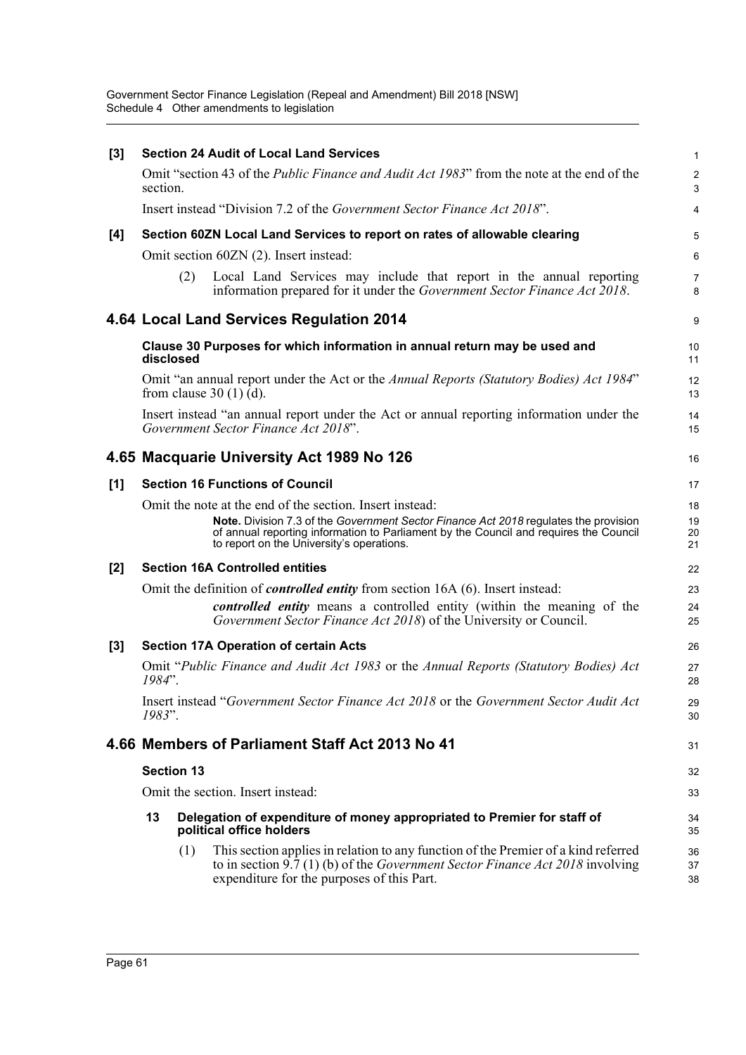**[3] Section 24 Audit of Local Land Services**

Omit "section 43 of the *Public Finance and Audit Act 1983*" from the note at the end of the section.

Insert instead "Division 7.2 of the *Government Sector Finance Act 2018*".

**[4] Section 60ZN Local Land Services to report on rates of allowable clearing**

Omit section 60ZN (2). Insert instead:

(2) Local Land Services may include that report in the annual reporting information prepared for it under the *Government Sector Finance Act 2018*.

## 4.64 Local Land Services Regulation 2014

**Clause 30 Purposes for which information in annual return may be used and disclosed**

Omit "an annual report under the Act or the *Annual Reports (Statutory Bodies) Act 1984*" from clause 30 (1) (d).

Insert instead "an annual report under the Act or annual reporting information under the *Government Sector Finance Act 2018*".

## 4.65 Macquarie University Act 1989 No 126

**[1] Section 16 Functions of Council**

Omit the note at the end of the section. Insert instead:

**Note.** Division 7.3 of the *Government Sector Finance Act 2018* regulates the provision of annual reporting information to Parliament by the Council and requires the Council to report on the University's operations.

**[2] Section 16A Controlled entities**

Omit the definition of ***controlled entity*** from section 16A (6). Insert instead:

***controlled entity*** means a controlled entity (within the meaning of the *Government Sector Finance Act 2018*) of the University or Council.

**[3] Section 17A Operation of certain Acts**

Omit "*Public Finance and Audit Act 1983* or the *Annual Reports (Statutory Bodies) Act 1984*".

Insert instead "*Government Sector Finance Act 2018* or the *Government Sector Audit Act 1983*".

## 4.66 Members of Parliament Staff Act 2013 No 41

**Section 13**

Omit the section. Insert instead:

**13 Delegation of expenditure of money appropriated to Premier for staff of political office holders**

(1) This section applies in relation to any function of the Premier of a kind referred to in section 9.7 (1) (b) of the *Government Sector Finance Act 2018* involving expenditure for the purposes of this Part.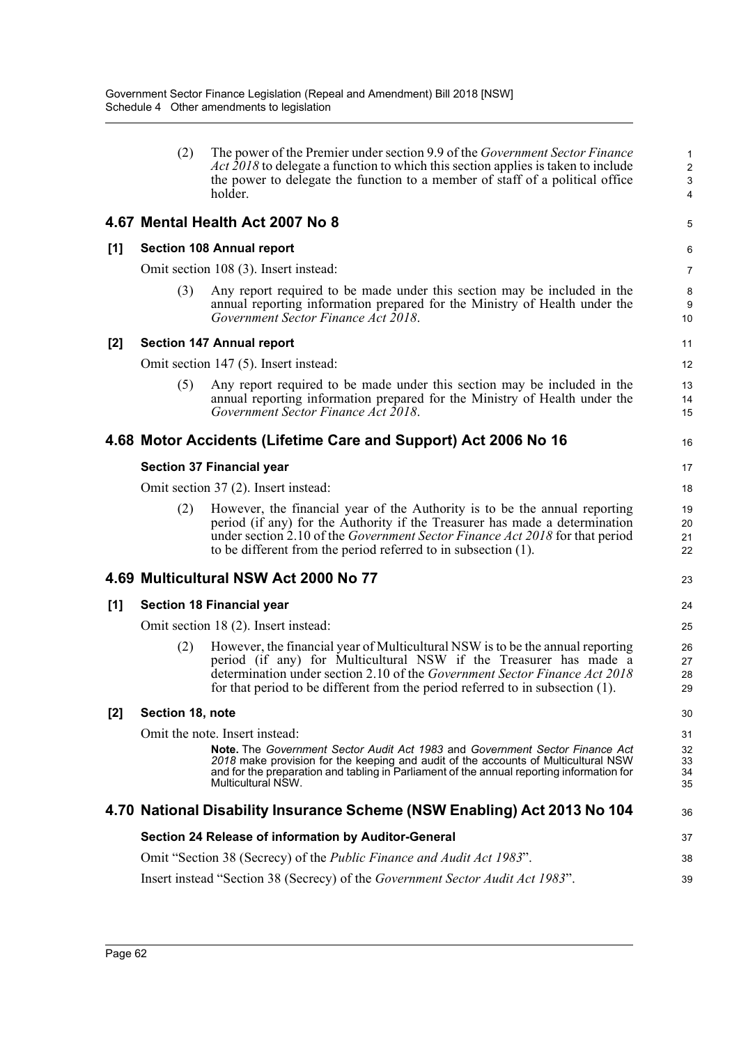(2) The power of the Premier under section 9.9 of the *Government Sector Finance Act 2018* to delegate a function to which this section applies is taken to include the power to delegate the function to a member of staff of a political office holder.

## 4.67 Mental Health Act 2007 No 8

### [1] Section 108 Annual report

Omit section 108 (3). Insert instead:

(3) Any report required to be made under this section may be included in the annual reporting information prepared for the Ministry of Health under the *Government Sector Finance Act 2018*.

### [2] Section 147 Annual report

Omit section 147 (5). Insert instead:

(5) Any report required to be made under this section may be included in the annual reporting information prepared for the Ministry of Health under the *Government Sector Finance Act 2018*.

## 4.68 Motor Accidents (Lifetime Care and Support) Act 2006 No 16

### Section 37 Financial year

Omit section 37 (2). Insert instead:

(2) However, the financial year of the Authority is to be the annual reporting period (if any) for the Authority if the Treasurer has made a determination under section 2.10 of the *Government Sector Finance Act 2018* for that period to be different from the period referred to in subsection (1).

## 4.69 Multicultural NSW Act 2000 No 77

### [1] Section 18 Financial year

Omit section 18 (2). Insert instead:

(2) However, the financial year of Multicultural NSW is to be the annual reporting period (if any) for Multicultural NSW if the Treasurer has made a determination under section 2.10 of the *Government Sector Finance Act 2018* for that period to be different from the period referred to in subsection (1).

### [2] Section 18, note

Omit the note. Insert instead:

**Note.** The *Government Sector Audit Act 1983* and *Government Sector Finance Act 2018* make provision for the keeping and audit of the accounts of Multicultural NSW and for the preparation and tabling in Parliament of the annual reporting information for Multicultural NSW.

## 4.70 National Disability Insurance Scheme (NSW Enabling) Act 2013 No 104

### Section 24 Release of information by Auditor-General

Omit "Section 38 (Secrecy) of the *Public Finance and Audit Act 1983*".

Insert instead "Section 38 (Secrecy) of the *Government Sector Audit Act 1983*".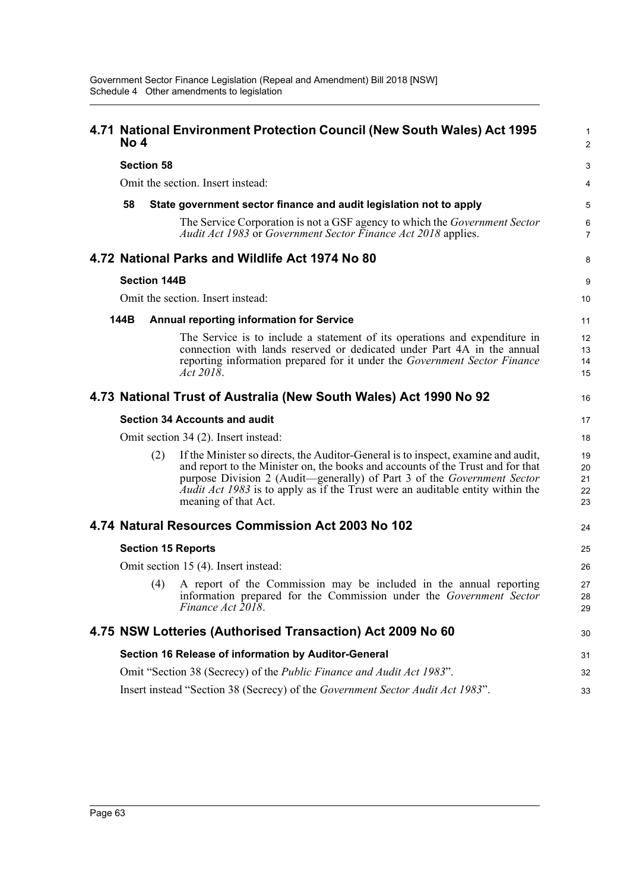## 4.71 National Environment Protection Council (New South Wales) Act 1995 No 4

**Section 58**

Omit the section. Insert instead:

**58 State government sector finance and audit legislation not to apply**

The Service Corporation is not a GSF agency to which the *Government Sector Audit Act 1983* or *Government Sector Finance Act 2018* applies.

## 4.72 National Parks and Wildlife Act 1974 No 80

**Section 144B**

Omit the section. Insert instead:

**144B Annual reporting information for Service**

The Service is to include a statement of its operations and expenditure in connection with lands reserved or dedicated under Part 4A in the annual reporting information prepared for it under the *Government Sector Finance Act 2018*.

## 4.73 National Trust of Australia (New South Wales) Act 1990 No 92

**Section 34 Accounts and audit**

Omit section 34 (2). Insert instead:

(2) If the Minister so directs, the Auditor-General is to inspect, examine and audit, and report to the Minister on, the books and accounts of the Trust and for that purpose Division 2 (Audit—generally) of Part 3 of the *Government Sector Audit Act 1983* is to apply as if the Trust were an auditable entity within the meaning of that Act.

## 4.74 Natural Resources Commission Act 2003 No 102

**Section 15 Reports**

Omit section 15 (4). Insert instead:

(4) A report of the Commission may be included in the annual reporting information prepared for the Commission under the *Government Sector Finance Act 2018*.

## 4.75 NSW Lotteries (Authorised Transaction) Act 2009 No 60

**Section 16 Release of information by Auditor-General**

Omit "Section 38 (Secrecy) of the *Public Finance and Audit Act 1983*".

Insert instead "Section 38 (Secrecy) of the *Government Sector Audit Act 1983*".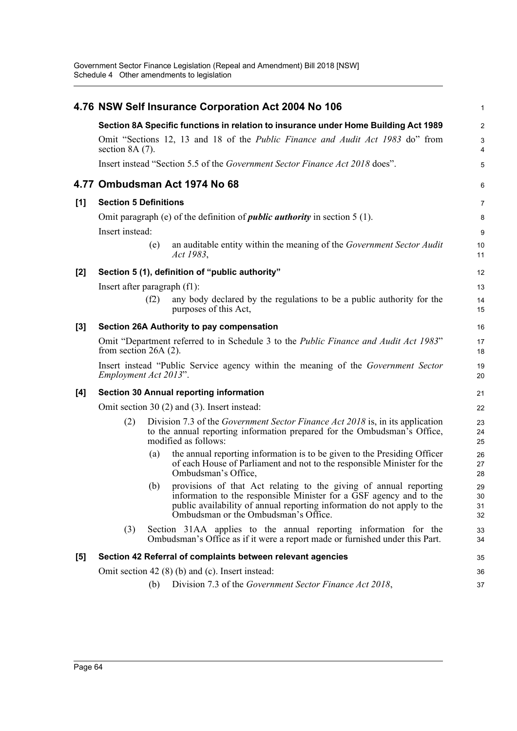## 4.76 NSW Self Insurance Corporation Act 2004 No 106

**Section 8A Specific functions in relation to insurance under Home Building Act 1989**

Omit "Sections 12, 13 and 18 of the *Public Finance and Audit Act 1983* do" from section 8A (7).

Insert instead "Section 5.5 of the *Government Sector Finance Act 2018* does".

## 4.77 Ombudsman Act 1974 No 68

**[1] Section 5 Definitions**

Omit paragraph (e) of the definition of ***public authority*** in section 5 (1).

Insert instead:

(e) an auditable entity within the meaning of the *Government Sector Audit Act 1983*,

**[2] Section 5 (1), definition of "public authority"**

Insert after paragraph (f1):

(f2) any body declared by the regulations to be a public authority for the purposes of this Act,

**[3] Section 26A Authority to pay compensation**

Omit "Department referred to in Schedule 3 to the *Public Finance and Audit Act 1983*" from section 26A (2).

Insert instead "Public Service agency within the meaning of the *Government Sector Employment Act 2013*".

**[4] Section 30 Annual reporting information**

Omit section 30 (2) and (3). Insert instead:

(2) Division 7.3 of the *Government Sector Finance Act 2018* is, in its application to the annual reporting information prepared for the Ombudsman's Office, modified as follows:

(a) the annual reporting information is to be given to the Presiding Officer of each House of Parliament and not to the responsible Minister for the Ombudsman's Office,

(b) provisions of that Act relating to the giving of annual reporting information to the responsible Minister for a GSF agency and to the public availability of annual reporting information do not apply to the Ombudsman or the Ombudsman's Office.

(3) Section 31AA applies to the annual reporting information for the Ombudsman's Office as if it were a report made or furnished under this Part.

**[5] Section 42 Referral of complaints between relevant agencies**

Omit section 42 (8) (b) and (c). Insert instead:

(b) Division 7.3 of the *Government Sector Finance Act 2018*,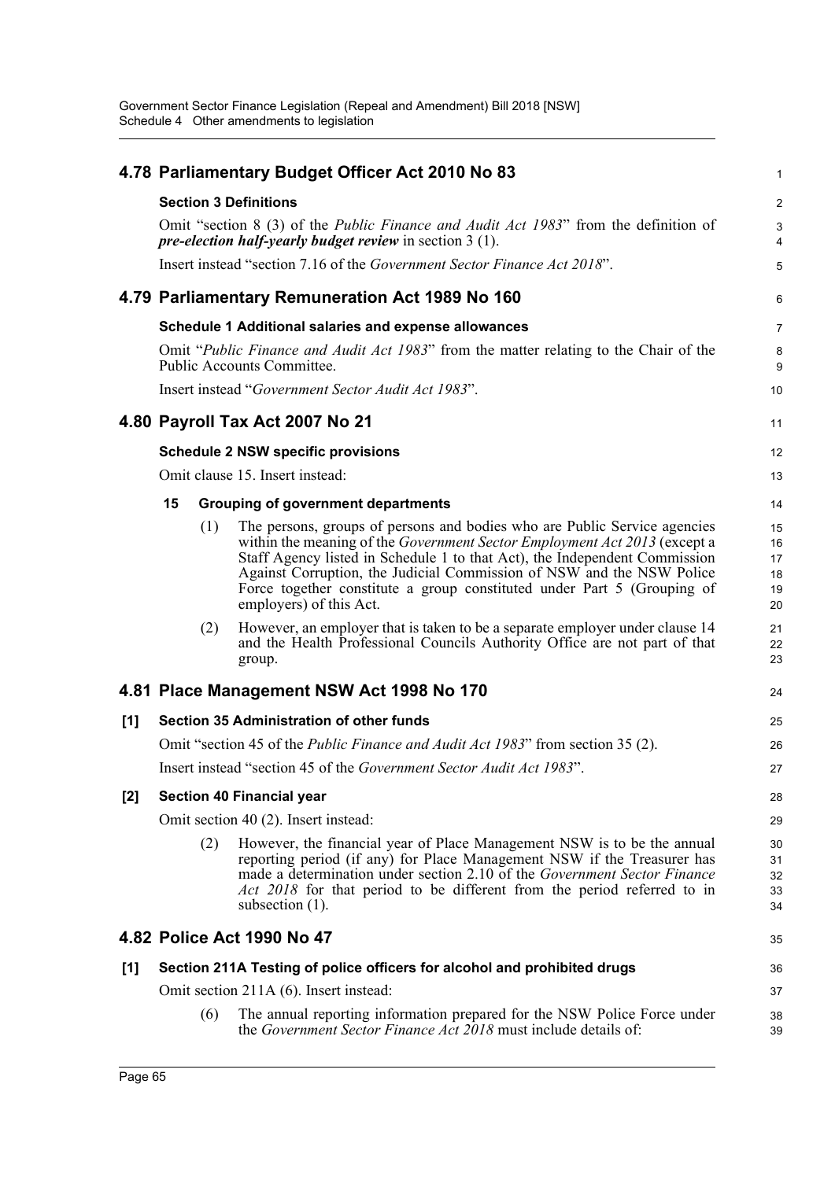## 4.78 Parliamentary Budget Officer Act 2010 No 83

### Section 3 Definitions

Omit "section 8 (3) of the *Public Finance and Audit Act 1983*" from the definition of ***pre-election half-yearly budget review*** in section 3 (1).

Insert instead "section 7.16 of the *Government Sector Finance Act 2018*".

## 4.79 Parliamentary Remuneration Act 1989 No 160

### Schedule 1 Additional salaries and expense allowances

Omit "*Public Finance and Audit Act 1983*" from the matter relating to the Chair of the Public Accounts Committee.

Insert instead "*Government Sector Audit Act 1983*".

## 4.80 Payroll Tax Act 2007 No 21

### Schedule 2 NSW specific provisions

Omit clause 15. Insert instead:

**15 Grouping of government departments**

(1) The persons, groups of persons and bodies who are Public Service agencies within the meaning of the *Government Sector Employment Act 2013* (except a Staff Agency listed in Schedule 1 to that Act), the Independent Commission Against Corruption, the Judicial Commission of NSW and the NSW Police Force together constitute a group constituted under Part 5 (Grouping of employers) of this Act.

(2) However, an employer that is taken to be a separate employer under clause 14 and the Health Professional Councils Authority Office are not part of that group.

## 4.81 Place Management NSW Act 1998 No 170

### [1] Section 35 Administration of other funds

Omit "section 45 of the *Public Finance and Audit Act 1983*" from section 35 (2).

Insert instead "section 45 of the *Government Sector Audit Act 1983*".

### [2] Section 40 Financial year

Omit section 40 (2). Insert instead:

(2) However, the financial year of Place Management NSW is to be the annual reporting period (if any) for Place Management NSW if the Treasurer has made a determination under section 2.10 of the *Government Sector Finance Act 2018* for that period to be different from the period referred to in subsection (1).

## 4.82 Police Act 1990 No 47

### [1] Section 211A Testing of police officers for alcohol and prohibited drugs

Omit section 211A (6). Insert instead:

(6) The annual reporting information prepared for the NSW Police Force under the *Government Sector Finance Act 2018* must include details of: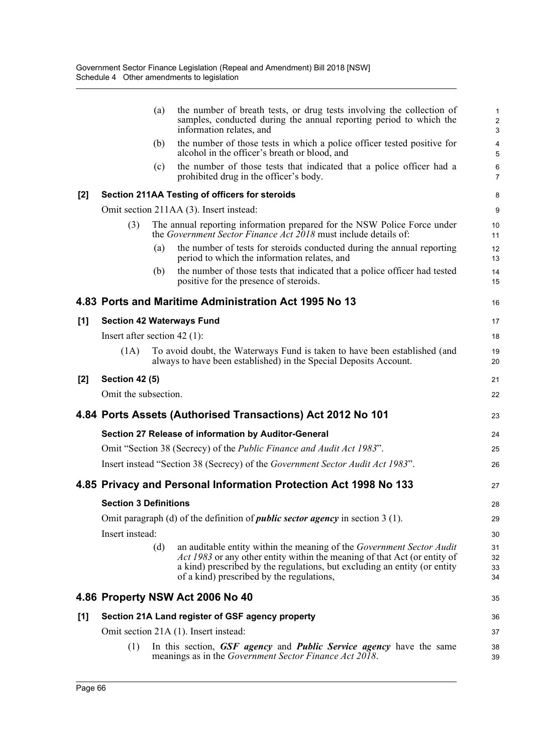(a) the number of breath tests, or drug tests involving the collection of samples, conducted during the annual reporting period to which the information relates, and

(b) the number of those tests in which a police officer tested positive for alcohol in the officer's breath or blood, and

(c) the number of those tests that indicated that a police officer had a prohibited drug in the officer's body.

**[2] Section 211AA Testing of officers for steroids**

Omit section 211AA (3). Insert instead:

(3) The annual reporting information prepared for the NSW Police Force under the *Government Sector Finance Act 2018* must include details of:

(a) the number of tests for steroids conducted during the annual reporting period to which the information relates, and

(b) the number of those tests that indicated that a police officer had tested positive for the presence of steroids.

## 4.83 Ports and Maritime Administration Act 1995 No 13

**[1] Section 42 Waterways Fund**

Insert after section 42 (1):

(1A) To avoid doubt, the Waterways Fund is taken to have been established (and always to have been established) in the Special Deposits Account.

**[2] Section 42 (5)**

Omit the subsection.

## 4.84 Ports Assets (Authorised Transactions) Act 2012 No 101

**Section 27 Release of information by Auditor-General**

Omit "Section 38 (Secrecy) of the *Public Finance and Audit Act 1983*".

Insert instead "Section 38 (Secrecy) of the *Government Sector Audit Act 1983*".

## 4.85 Privacy and Personal Information Protection Act 1998 No 133

**Section 3 Definitions**

Omit paragraph (d) of the definition of ***public sector agency*** in section 3 (1).

Insert instead:

(d) an auditable entity within the meaning of the *Government Sector Audit Act 1983* or any other entity within the meaning of that Act (or entity of a kind) prescribed by the regulations, but excluding an entity (or entity of a kind) prescribed by the regulations,

## 4.86 Property NSW Act 2006 No 40

**[1] Section 21A Land register of GSF agency property**

Omit section 21A (1). Insert instead:

(1) In this section, ***GSF agency*** and ***Public Service agency*** have the same meanings as in the *Government Sector Finance Act 2018*.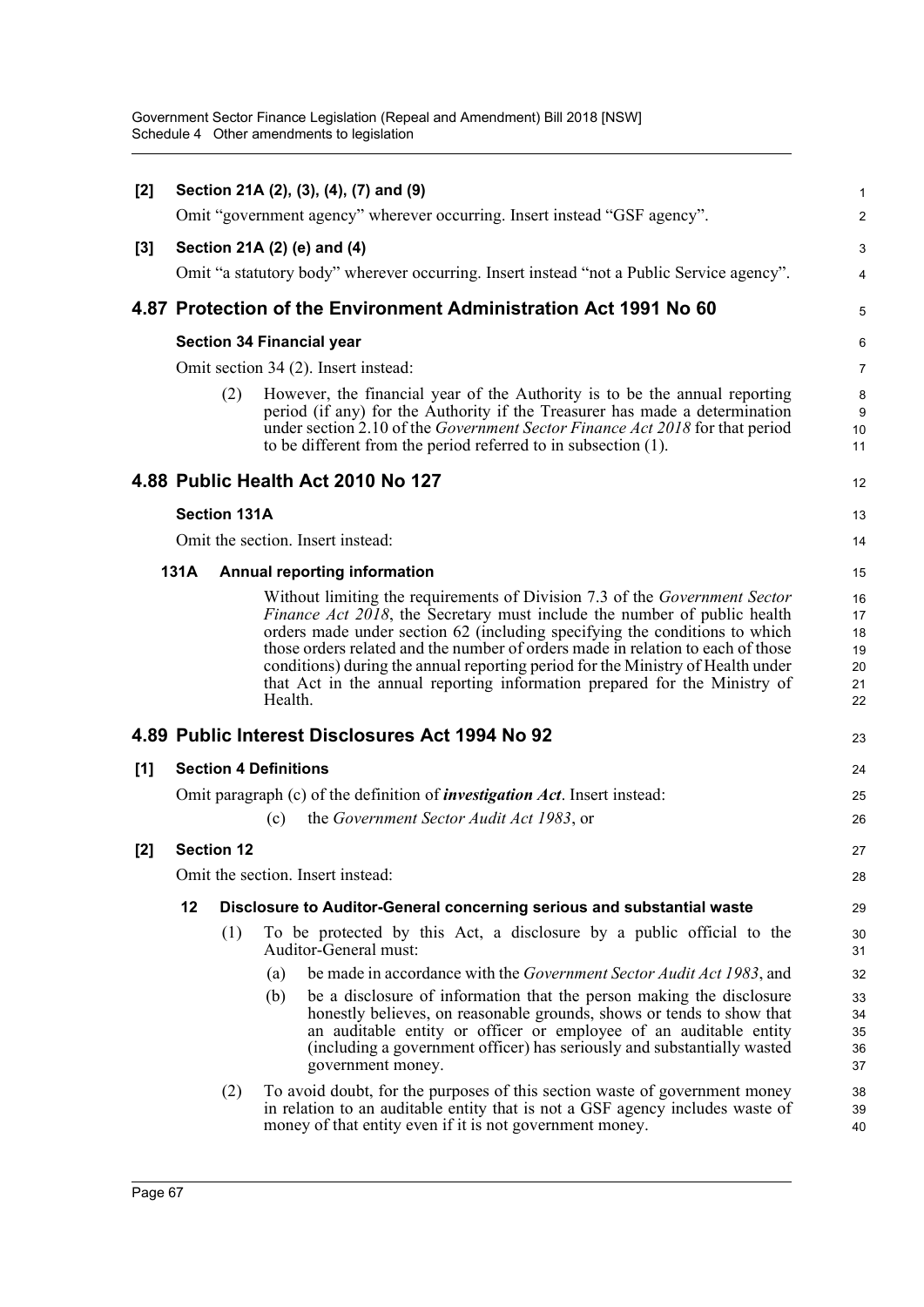**[2] Section 21A (2), (3), (4), (7) and (9)**

Omit "government agency" wherever occurring. Insert instead "GSF agency".

**[3] Section 21A (2) (e) and (4)**

Omit "a statutory body" wherever occurring. Insert instead "not a Public Service agency".

## 4.87 Protection of the Environment Administration Act 1991 No 60

**Section 34 Financial year**

Omit section 34 (2). Insert instead:

(2) However, the financial year of the Authority is to be the annual reporting period (if any) for the Authority if the Treasurer has made a determination under section 2.10 of the *Government Sector Finance Act 2018* for that period to be different from the period referred to in subsection (1).

## 4.88 Public Health Act 2010 No 127

**Section 131A**

Omit the section. Insert instead:

**131A Annual reporting information**

Without limiting the requirements of Division 7.3 of the *Government Sector Finance Act 2018*, the Secretary must include the number of public health orders made under section 62 (including specifying the conditions to which those orders related and the number of orders made in relation to each of those conditions) during the annual reporting period for the Ministry of Health under that Act in the annual reporting information prepared for the Ministry of Health.

## 4.89 Public Interest Disclosures Act 1994 No 92

**[1] Section 4 Definitions**

Omit paragraph (c) of the definition of ***investigation Act***. Insert instead:

(c) the *Government Sector Audit Act 1983*, or

**[2] Section 12**

Omit the section. Insert instead:

**12 Disclosure to Auditor-General concerning serious and substantial waste**

(1) To be protected by this Act, a disclosure by a public official to the Auditor-General must:

(a) be made in accordance with the *Government Sector Audit Act 1983*, and

(b) be a disclosure of information that the person making the disclosure honestly believes, on reasonable grounds, shows or tends to show that an auditable entity or officer or employee of an auditable entity (including a government officer) has seriously and substantially wasted government money.

(2) To avoid doubt, for the purposes of this section waste of government money in relation to an auditable entity that is not a GSF agency includes waste of money of that entity even if it is not government money.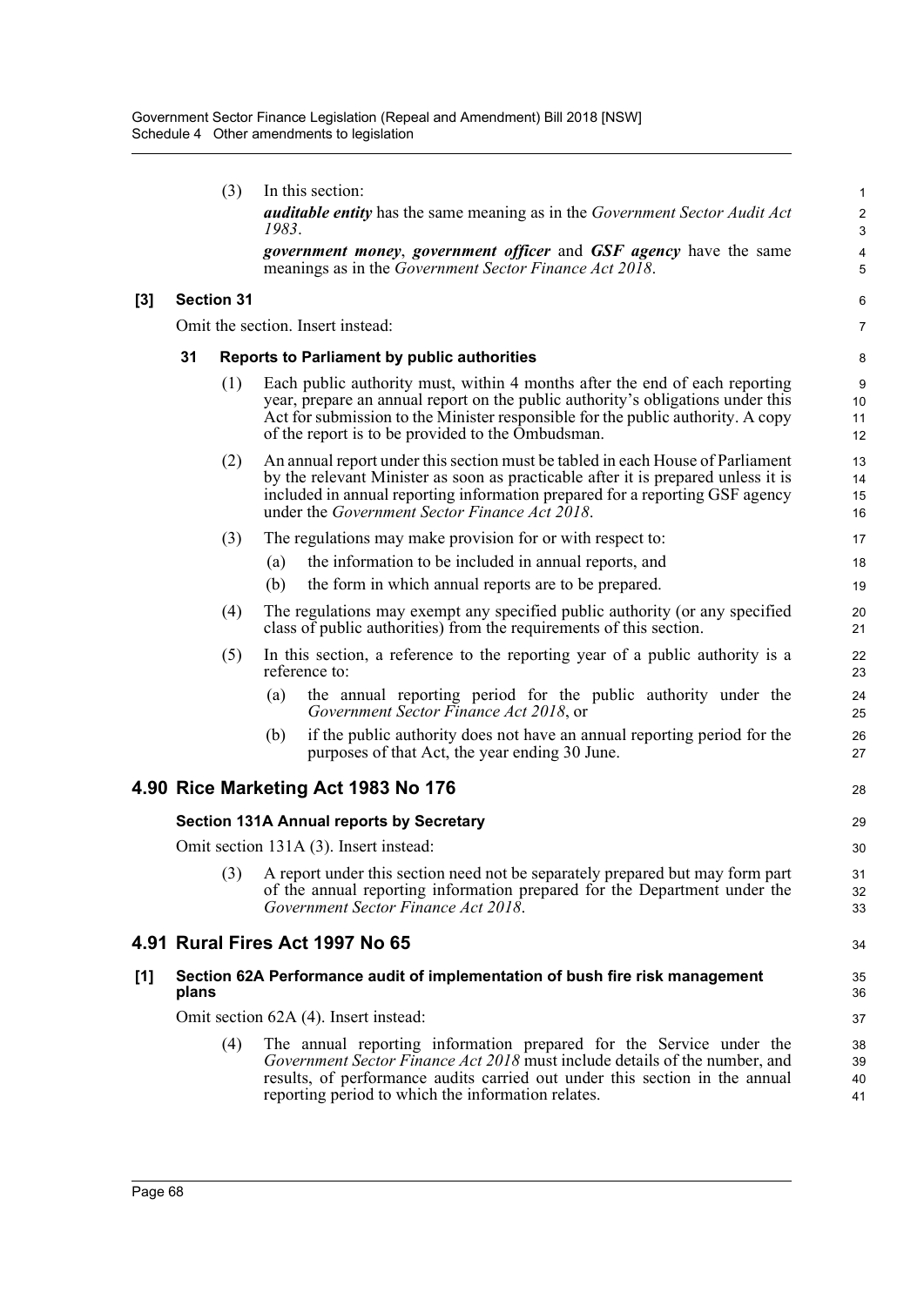(3) In this section:

***auditable entity*** has the same meaning as in the *Government Sector Audit Act 1983*.

***government money***, ***government officer*** and ***GSF agency*** have the same meanings as in the *Government Sector Finance Act 2018*.

**[3] Section 31**

Omit the section. Insert instead:

**31 Reports to Parliament by public authorities**

(1) Each public authority must, within 4 months after the end of each reporting year, prepare an annual report on the public authority's obligations under this Act for submission to the Minister responsible for the public authority. A copy of the report is to be provided to the Ombudsman.

(2) An annual report under this section must be tabled in each House of Parliament by the relevant Minister as soon as practicable after it is prepared unless it is included in annual reporting information prepared for a reporting GSF agency under the *Government Sector Finance Act 2018*.

(3) The regulations may make provision for or with respect to:

(a) the information to be included in annual reports, and

(b) the form in which annual reports are to be prepared.

(4) The regulations may exempt any specified public authority (or any specified class of public authorities) from the requirements of this section.

(5) In this section, a reference to the reporting year of a public authority is a reference to:

(a) the annual reporting period for the public authority under the *Government Sector Finance Act 2018*, or

(b) if the public authority does not have an annual reporting period for the purposes of that Act, the year ending 30 June.

## 4.90 Rice Marketing Act 1983 No 176

**Section 131A Annual reports by Secretary**

Omit section 131A (3). Insert instead:

(3) A report under this section need not be separately prepared but may form part of the annual reporting information prepared for the Department under the *Government Sector Finance Act 2018*.

## 4.91 Rural Fires Act 1997 No 65

**[1] Section 62A Performance audit of implementation of bush fire risk management plans**

Omit section 62A (4). Insert instead:

(4) The annual reporting information prepared for the Service under the *Government Sector Finance Act 2018* must include details of the number, and results, of performance audits carried out under this section in the annual reporting period to which the information relates.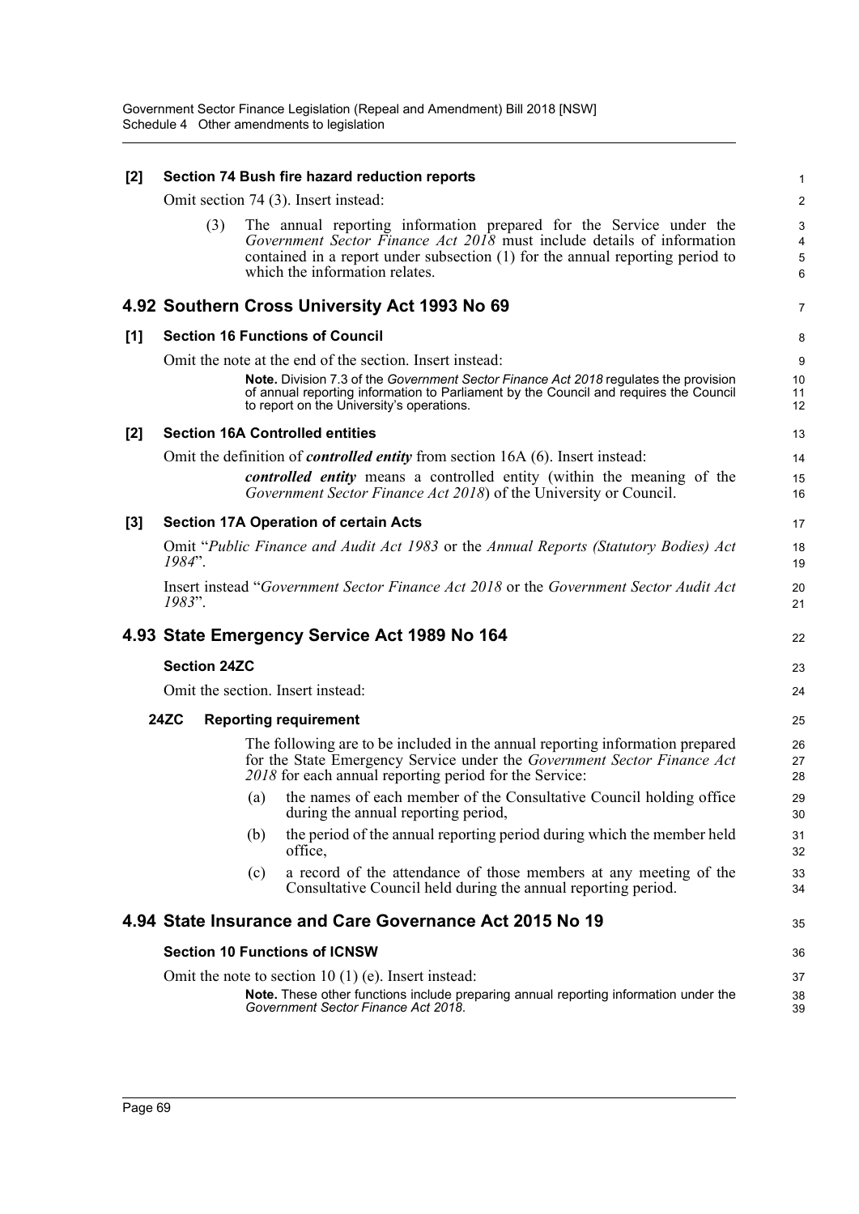**[2] Section 74 Bush fire hazard reduction reports**

Omit section 74 (3). Insert instead:

(3) The annual reporting information prepared for the Service under the *Government Sector Finance Act 2018* must include details of information contained in a report under subsection (1) for the annual reporting period to which the information relates.

## 4.92 Southern Cross University Act 1993 No 69

**[1] Section 16 Functions of Council**

Omit the note at the end of the section. Insert instead:

**Note.** Division 7.3 of the *Government Sector Finance Act 2018* regulates the provision of annual reporting information to Parliament by the Council and requires the Council to report on the University's operations.

**[2] Section 16A Controlled entities**

Omit the definition of ***controlled entity*** from section 16A (6). Insert instead:

***controlled entity*** means a controlled entity (within the meaning of the *Government Sector Finance Act 2018*) of the University or Council.

**[3] Section 17A Operation of certain Acts**

Omit "*Public Finance and Audit Act 1983* or the *Annual Reports (Statutory Bodies) Act 1984*".

Insert instead "*Government Sector Finance Act 2018* or the *Government Sector Audit Act 1983*".

## 4.93 State Emergency Service Act 1989 No 164

**Section 24ZC**

Omit the section. Insert instead:

**24ZC Reporting requirement**

The following are to be included in the annual reporting information prepared for the State Emergency Service under the *Government Sector Finance Act 2018* for each annual reporting period for the Service:

(a) the names of each member of the Consultative Council holding office during the annual reporting period,

(b) the period of the annual reporting period during which the member held office,

(c) a record of the attendance of those members at any meeting of the Consultative Council held during the annual reporting period.

## 4.94 State Insurance and Care Governance Act 2015 No 19

**Section 10 Functions of ICNSW**

Omit the note to section 10 (1) (e). Insert instead:

**Note.** These other functions include preparing annual reporting information under the *Government Sector Finance Act 2018*.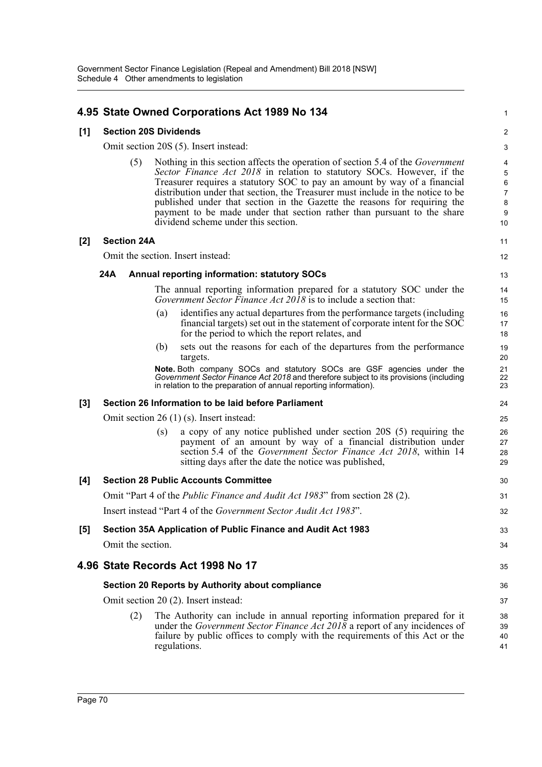## 4.95 State Owned Corporations Act 1989 No 134

**[1] Section 20S Dividends**

Omit section 20S (5). Insert instead:

(5) Nothing in this section affects the operation of section 5.4 of the *Government Sector Finance Act 2018* in relation to statutory SOCs. However, if the Treasurer requires a statutory SOC to pay an amount by way of a financial distribution under that section, the Treasurer must include in the notice to be published under that section in the Gazette the reasons for requiring the payment to be made under that section rather than pursuant to the share dividend scheme under this section.

**[2] Section 24A**

Omit the section. Insert instead:

**24A Annual reporting information: statutory SOCs**

The annual reporting information prepared for a statutory SOC under the *Government Sector Finance Act 2018* is to include a section that:

(a) identifies any actual departures from the performance targets (including financial targets) set out in the statement of corporate intent for the SOC for the period to which the report relates, and

(b) sets out the reasons for each of the departures from the performance targets.

**Note.** Both company SOCs and statutory SOCs are GSF agencies under the *Government Sector Finance Act 2018* and therefore subject to its provisions (including in relation to the preparation of annual reporting information).

**[3] Section 26 Information to be laid before Parliament**

Omit section 26 (1) (s). Insert instead:

(s) a copy of any notice published under section 20S (5) requiring the payment of an amount by way of a financial distribution under section 5.4 of the *Government Sector Finance Act 2018*, within 14 sitting days after the date the notice was published,

**[4] Section 28 Public Accounts Committee**

Omit "Part 4 of the *Public Finance and Audit Act 1983*" from section 28 (2).

Insert instead "Part 4 of the *Government Sector Audit Act 1983*".

**[5] Section 35A Application of Public Finance and Audit Act 1983**

Omit the section.

## 4.96 State Records Act 1998 No 17

**Section 20 Reports by Authority about compliance**

Omit section 20 (2). Insert instead:

(2) The Authority can include in annual reporting information prepared for it under the *Government Sector Finance Act 2018* a report of any incidences of failure by public offices to comply with the requirements of this Act or the regulations.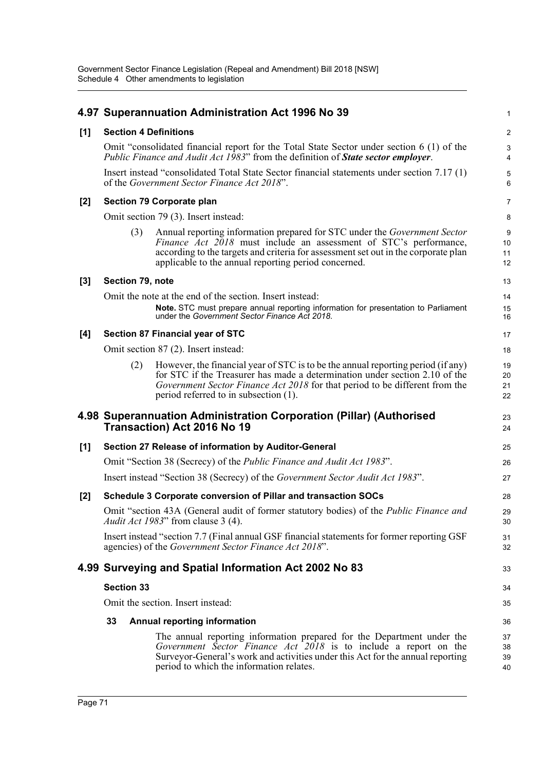## 4.97 Superannuation Administration Act 1996 No 39

### [1] Section 4 Definitions

Omit "consolidated financial report for the Total State Sector under section 6 (1) of the *Public Finance and Audit Act 1983*" from the definition of ***State sector employer***.

Insert instead "consolidated Total State Sector financial statements under section 7.17 (1) of the *Government Sector Finance Act 2018*".

### [2] Section 79 Corporate plan

Omit section 79 (3). Insert instead:

(3) Annual reporting information prepared for STC under the *Government Sector Finance Act 2018* must include an assessment of STC's performance, according to the targets and criteria for assessment set out in the corporate plan applicable to the annual reporting period concerned.

### [3] Section 79, note

Omit the note at the end of the section. Insert instead:

**Note.** STC must prepare annual reporting information for presentation to Parliament under the *Government Sector Finance Act 2018*.

### [4] Section 87 Financial year of STC

Omit section 87 (2). Insert instead:

(2) However, the financial year of STC is to be the annual reporting period (if any) for STC if the Treasurer has made a determination under section 2.10 of the *Government Sector Finance Act 2018* for that period to be different from the period referred to in subsection (1).

## 4.98 Superannuation Administration Corporation (Pillar) (Authorised Transaction) Act 2016 No 19

### [1] Section 27 Release of information by Auditor-General

Omit "Section 38 (Secrecy) of the *Public Finance and Audit Act 1983*".

Insert instead "Section 38 (Secrecy) of the *Government Sector Audit Act 1983*".

### [2] Schedule 3 Corporate conversion of Pillar and transaction SOCs

Omit "section 43A (General audit of former statutory bodies) of the *Public Finance and Audit Act 1983*" from clause 3 (4).

Insert instead "section 7.7 (Final annual GSF financial statements for former reporting GSF agencies) of the *Government Sector Finance Act 2018*".

## 4.99 Surveying and Spatial Information Act 2002 No 83

### Section 33

Omit the section. Insert instead:

**33 Annual reporting information**

The annual reporting information prepared for the Department under the *Government Sector Finance Act 2018* is to include a report on the Surveyor-General's work and activities under this Act for the annual reporting period to which the information relates.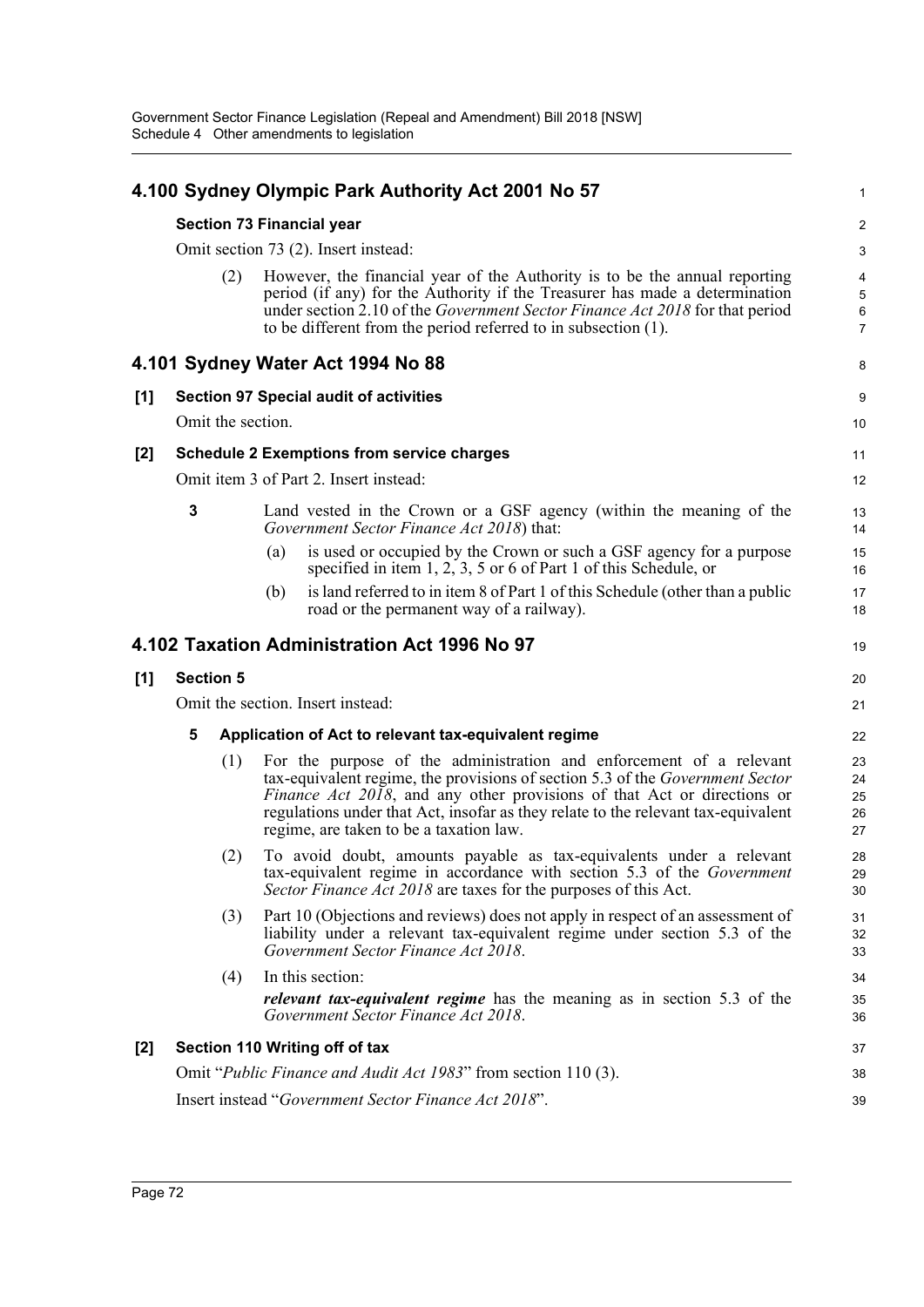## 4.100 Sydney Olympic Park Authority Act 2001 No 57

### Section 73 Financial year

Omit section 73 (2). Insert instead:

(2) However, the financial year of the Authority is to be the annual reporting period (if any) for the Authority if the Treasurer has made a determination under section 2.10 of the *Government Sector Finance Act 2018* for that period to be different from the period referred to in subsection (1).

## 4.101 Sydney Water Act 1994 No 88

### [1] Section 97 Special audit of activities

Omit the section.

### [2] Schedule 2 Exemptions from service charges

Omit item 3 of Part 2. Insert instead:

**3** Land vested in the Crown or a GSF agency (within the meaning of the *Government Sector Finance Act 2018*) that:

(a) is used or occupied by the Crown or such a GSF agency for a purpose specified in item 1, 2, 3, 5 or 6 of Part 1 of this Schedule, or

(b) is land referred to in item 8 of Part 1 of this Schedule (other than a public road or the permanent way of a railway).

## 4.102 Taxation Administration Act 1996 No 97

### [1] Section 5

Omit the section. Insert instead:

**5 Application of Act to relevant tax-equivalent regime**

(1) For the purpose of the administration and enforcement of a relevant tax-equivalent regime, the provisions of section 5.3 of the *Government Sector Finance Act 2018*, and any other provisions of that Act or directions or regulations under that Act, insofar as they relate to the relevant tax-equivalent regime, are taken to be a taxation law.

(2) To avoid doubt, amounts payable as tax-equivalents under a relevant tax-equivalent regime in accordance with section 5.3 of the *Government Sector Finance Act 2018* are taxes for the purposes of this Act.

(3) Part 10 (Objections and reviews) does not apply in respect of an assessment of liability under a relevant tax-equivalent regime under section 5.3 of the *Government Sector Finance Act 2018*.

(4) In this section:

***relevant tax-equivalent regime*** has the meaning as in section 5.3 of the *Government Sector Finance Act 2018*.

### [2] Section 110 Writing off of tax

Omit "*Public Finance and Audit Act 1983*" from section 110 (3).

Insert instead "*Government Sector Finance Act 2018*".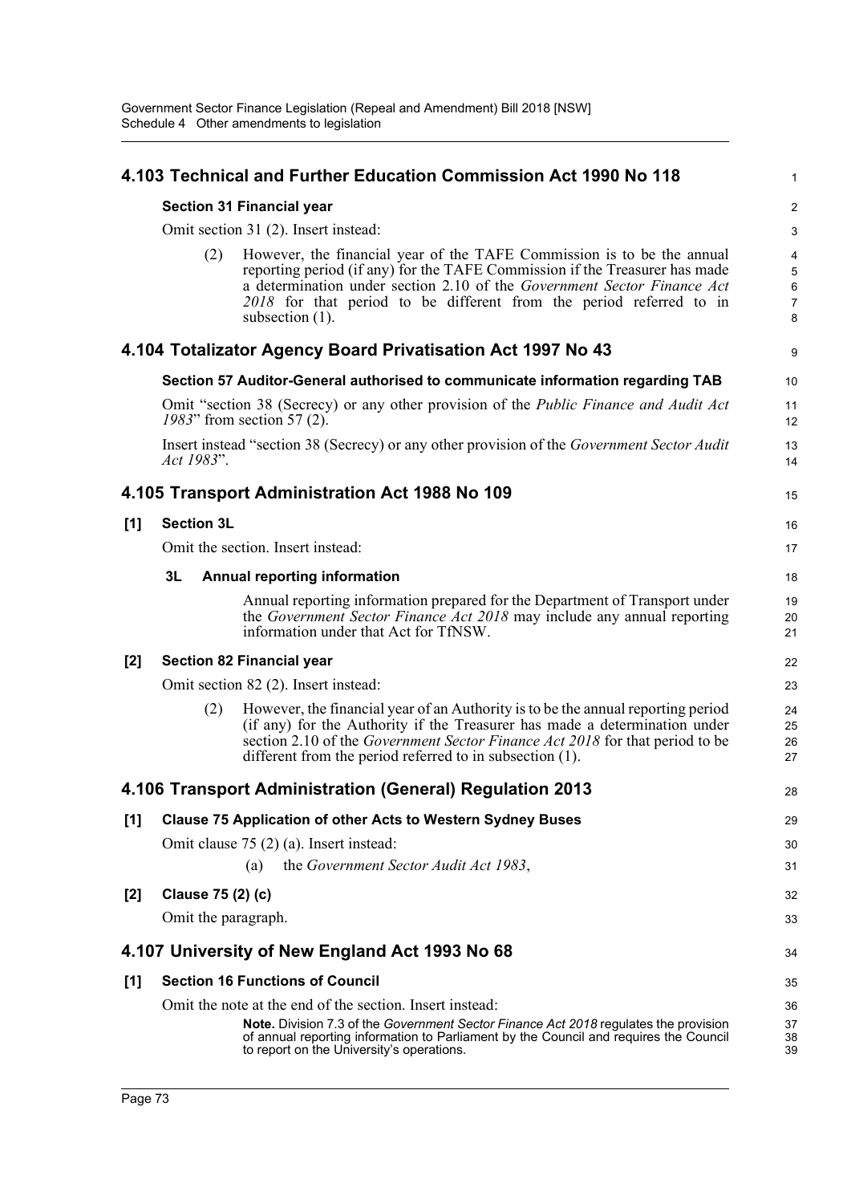## 4.103 Technical and Further Education Commission Act 1990 No 118

**Section 31 Financial year**

Omit section 31 (2). Insert instead:

> (2) However, the financial year of the TAFE Commission is to be the annual reporting period (if any) for the TAFE Commission if the Treasurer has made a determination under section 2.10 of the *Government Sector Finance Act 2018* for that period to be different from the period referred to in subsection (1).

## 4.104 Totalizator Agency Board Privatisation Act 1997 No 43

**Section 57 Auditor-General authorised to communicate information regarding TAB**

Omit "section 38 (Secrecy) or any other provision of the *Public Finance and Audit Act 1983*" from section 57 (2).

Insert instead "section 38 (Secrecy) or any other provision of the *Government Sector Audit Act 1983*".

## 4.105 Transport Administration Act 1988 No 109

**[1] Section 3L**

Omit the section. Insert instead:

> **3L Annual reporting information**
>
> Annual reporting information prepared for the Department of Transport under the *Government Sector Finance Act 2018* may include any annual reporting information under that Act for TfNSW.

**[2] Section 82 Financial year**

Omit section 82 (2). Insert instead:

> (2) However, the financial year of an Authority is to be the annual reporting period (if any) for the Authority if the Treasurer has made a determination under section 2.10 of the *Government Sector Finance Act 2018* for that period to be different from the period referred to in subsection (1).

## 4.106 Transport Administration (General) Regulation 2013

**[1] Clause 75 Application of other Acts to Western Sydney Buses**

Omit clause 75 (2) (a). Insert instead:

> (a) the *Government Sector Audit Act 1983*,

**[2] Clause 75 (2) (c)**

Omit the paragraph.

## 4.107 University of New England Act 1993 No 68

**[1] Section 16 Functions of Council**

Omit the note at the end of the section. Insert instead:

> **Note.** Division 7.3 of the *Government Sector Finance Act 2018* regulates the provision of annual reporting information to Parliament by the Council and requires the Council to report on the University's operations.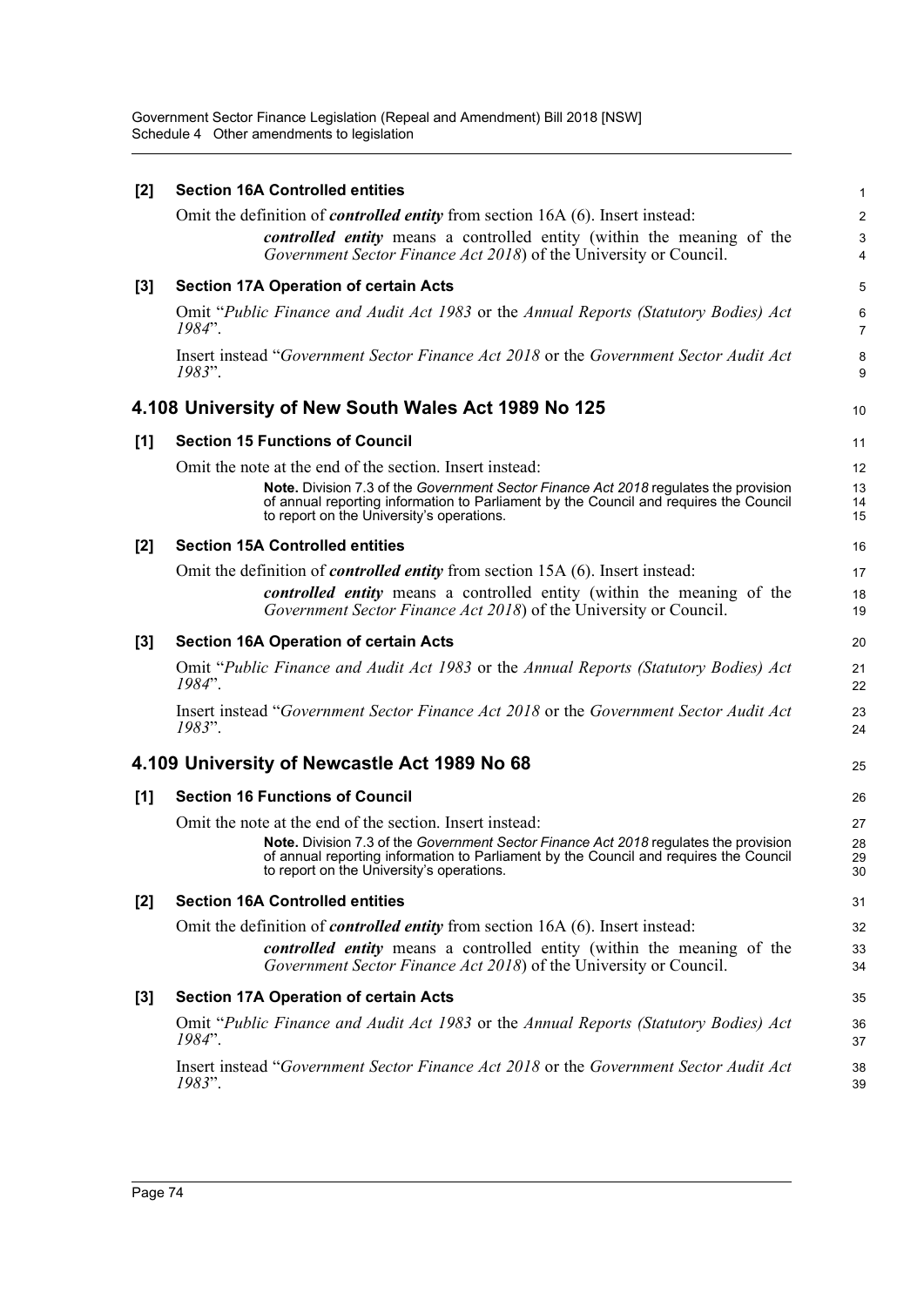**[2] Section 16A Controlled entities**

Omit the definition of ***controlled entity*** from section 16A (6). Insert instead:

> ***controlled entity*** means a controlled entity (within the meaning of the *Government Sector Finance Act 2018*) of the University or Council.

**[3] Section 17A Operation of certain Acts**

Omit "*Public Finance and Audit Act 1983* or the *Annual Reports (Statutory Bodies) Act 1984*".

Insert instead "*Government Sector Finance Act 2018* or the *Government Sector Audit Act 1983*".

## 4.108 University of New South Wales Act 1989 No 125

**[1] Section 15 Functions of Council**

Omit the note at the end of the section. Insert instead:

> **Note.** Division 7.3 of the *Government Sector Finance Act 2018* regulates the provision of annual reporting information to Parliament by the Council and requires the Council to report on the University's operations.

**[2] Section 15A Controlled entities**

Omit the definition of ***controlled entity*** from section 15A (6). Insert instead:

> ***controlled entity*** means a controlled entity (within the meaning of the *Government Sector Finance Act 2018*) of the University or Council.

**[3] Section 16A Operation of certain Acts**

Omit "*Public Finance and Audit Act 1983* or the *Annual Reports (Statutory Bodies) Act 1984*".

Insert instead "*Government Sector Finance Act 2018* or the *Government Sector Audit Act 1983*".

## 4.109 University of Newcastle Act 1989 No 68

**[1] Section 16 Functions of Council**

Omit the note at the end of the section. Insert instead:

> **Note.** Division 7.3 of the *Government Sector Finance Act 2018* regulates the provision of annual reporting information to Parliament by the Council and requires the Council to report on the University's operations.

**[2] Section 16A Controlled entities**

Omit the definition of ***controlled entity*** from section 16A (6). Insert instead:

> ***controlled entity*** means a controlled entity (within the meaning of the *Government Sector Finance Act 2018*) of the University or Council.

**[3] Section 17A Operation of certain Acts**

Omit "*Public Finance and Audit Act 1983* or the *Annual Reports (Statutory Bodies) Act 1984*".

Insert instead "*Government Sector Finance Act 2018* or the *Government Sector Audit Act 1983*".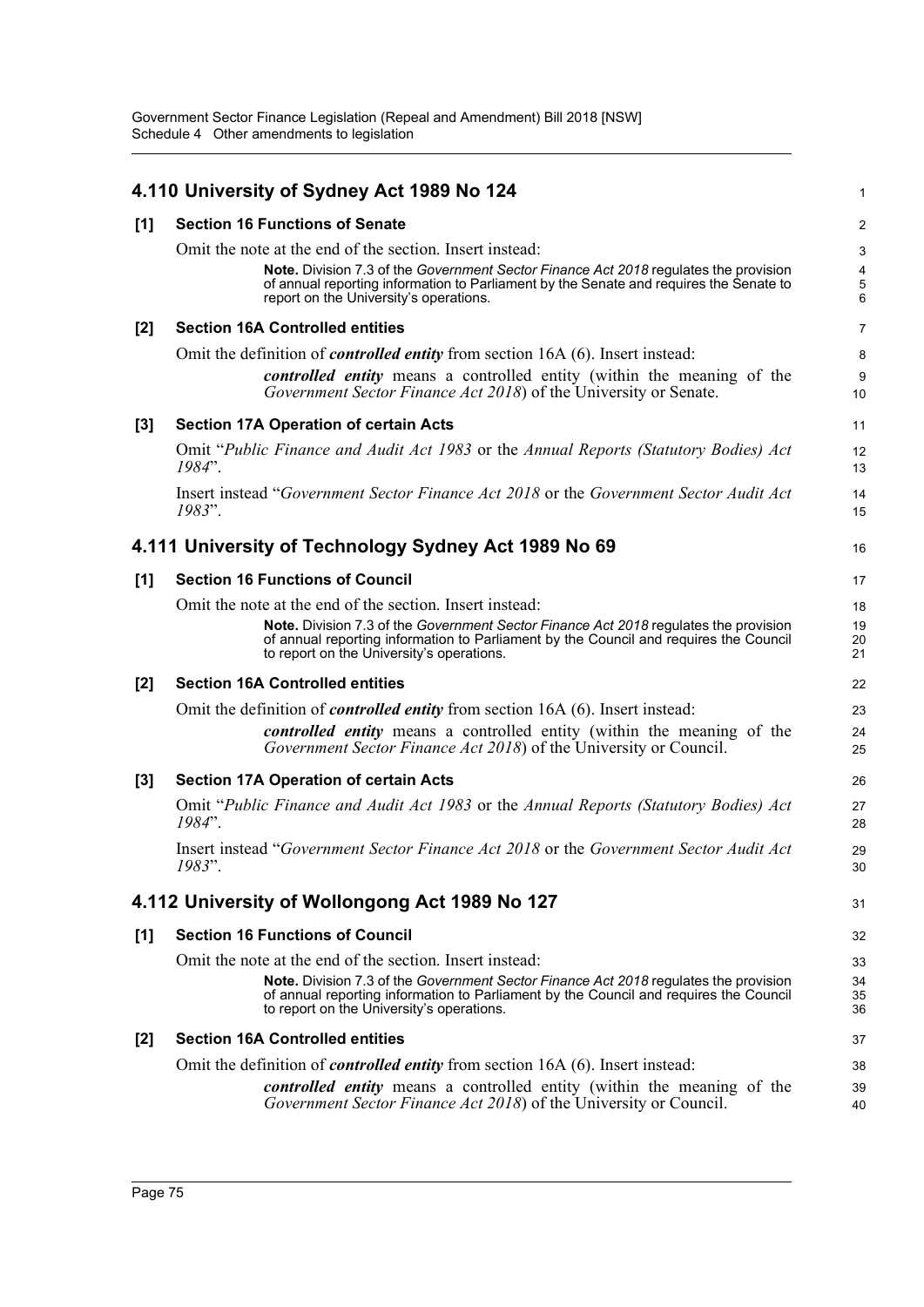## 4.110 University of Sydney Act 1989 No 124

### [1] Section 16 Functions of Senate

Omit the note at the end of the section. Insert instead:

> **Note.** Division 7.3 of the *Government Sector Finance Act 2018* regulates the provision of annual reporting information to Parliament by the Senate and requires the Senate to report on the University's operations.

### [2] Section 16A Controlled entities

Omit the definition of ***controlled entity*** from section 16A (6). Insert instead:

> ***controlled entity*** means a controlled entity (within the meaning of the *Government Sector Finance Act 2018*) of the University or Senate.

### [3] Section 17A Operation of certain Acts

Omit "*Public Finance and Audit Act 1983* or the *Annual Reports (Statutory Bodies) Act 1984*".

Insert instead "*Government Sector Finance Act 2018* or the *Government Sector Audit Act 1983*".

## 4.111 University of Technology Sydney Act 1989 No 69

### [1] Section 16 Functions of Council

Omit the note at the end of the section. Insert instead:

> **Note.** Division 7.3 of the *Government Sector Finance Act 2018* regulates the provision of annual reporting information to Parliament by the Council and requires the Council to report on the University's operations.

### [2] Section 16A Controlled entities

Omit the definition of ***controlled entity*** from section 16A (6). Insert instead:

> ***controlled entity*** means a controlled entity (within the meaning of the *Government Sector Finance Act 2018*) of the University or Council.

### [3] Section 17A Operation of certain Acts

Omit "*Public Finance and Audit Act 1983* or the *Annual Reports (Statutory Bodies) Act 1984*".

Insert instead "*Government Sector Finance Act 2018* or the *Government Sector Audit Act 1983*".

## 4.112 University of Wollongong Act 1989 No 127

### [1] Section 16 Functions of Council

Omit the note at the end of the section. Insert instead:

> **Note.** Division 7.3 of the *Government Sector Finance Act 2018* regulates the provision of annual reporting information to Parliament by the Council and requires the Council to report on the University's operations.

### [2] Section 16A Controlled entities

Omit the definition of ***controlled entity*** from section 16A (6). Insert instead:

> ***controlled entity*** means a controlled entity (within the meaning of the *Government Sector Finance Act 2018*) of the University or Council.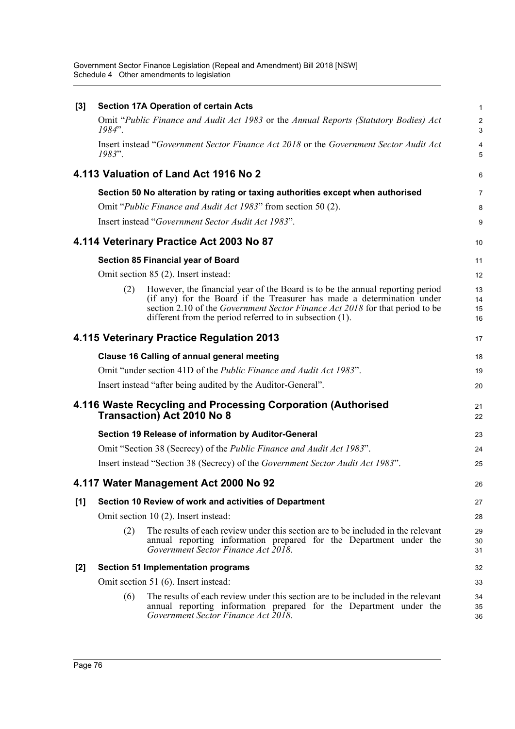**[3] Section 17A Operation of certain Acts**

Omit "*Public Finance and Audit Act 1983* or the *Annual Reports (Statutory Bodies) Act 1984*".

Insert instead "*Government Sector Finance Act 2018* or the *Government Sector Audit Act 1983*".

## 4.113 Valuation of Land Act 1916 No 2

**Section 50 No alteration by rating or taxing authorities except when authorised**

Omit "*Public Finance and Audit Act 1983*" from section 50 (2).

Insert instead "*Government Sector Audit Act 1983*".

## 4.114 Veterinary Practice Act 2003 No 87

**Section 85 Financial year of Board**

Omit section 85 (2). Insert instead:

(2) However, the financial year of the Board is to be the annual reporting period (if any) for the Board if the Treasurer has made a determination under section 2.10 of the *Government Sector Finance Act 2018* for that period to be different from the period referred to in subsection (1).

## 4.115 Veterinary Practice Regulation 2013

**Clause 16 Calling of annual general meeting**

Omit "under section 41D of the *Public Finance and Audit Act 1983*".

Insert instead "after being audited by the Auditor-General".

## 4.116 Waste Recycling and Processing Corporation (Authorised Transaction) Act 2010 No 8

**Section 19 Release of information by Auditor-General**

Omit "Section 38 (Secrecy) of the *Public Finance and Audit Act 1983*".

Insert instead "Section 38 (Secrecy) of the *Government Sector Audit Act 1983*".

## 4.117 Water Management Act 2000 No 92

**[1] Section 10 Review of work and activities of Department**

Omit section 10 (2). Insert instead:

(2) The results of each review under this section are to be included in the relevant annual reporting information prepared for the Department under the *Government Sector Finance Act 2018*.

**[2] Section 51 Implementation programs**

Omit section 51 (6). Insert instead:

(6) The results of each review under this section are to be included in the relevant annual reporting information prepared for the Department under the *Government Sector Finance Act 2018*.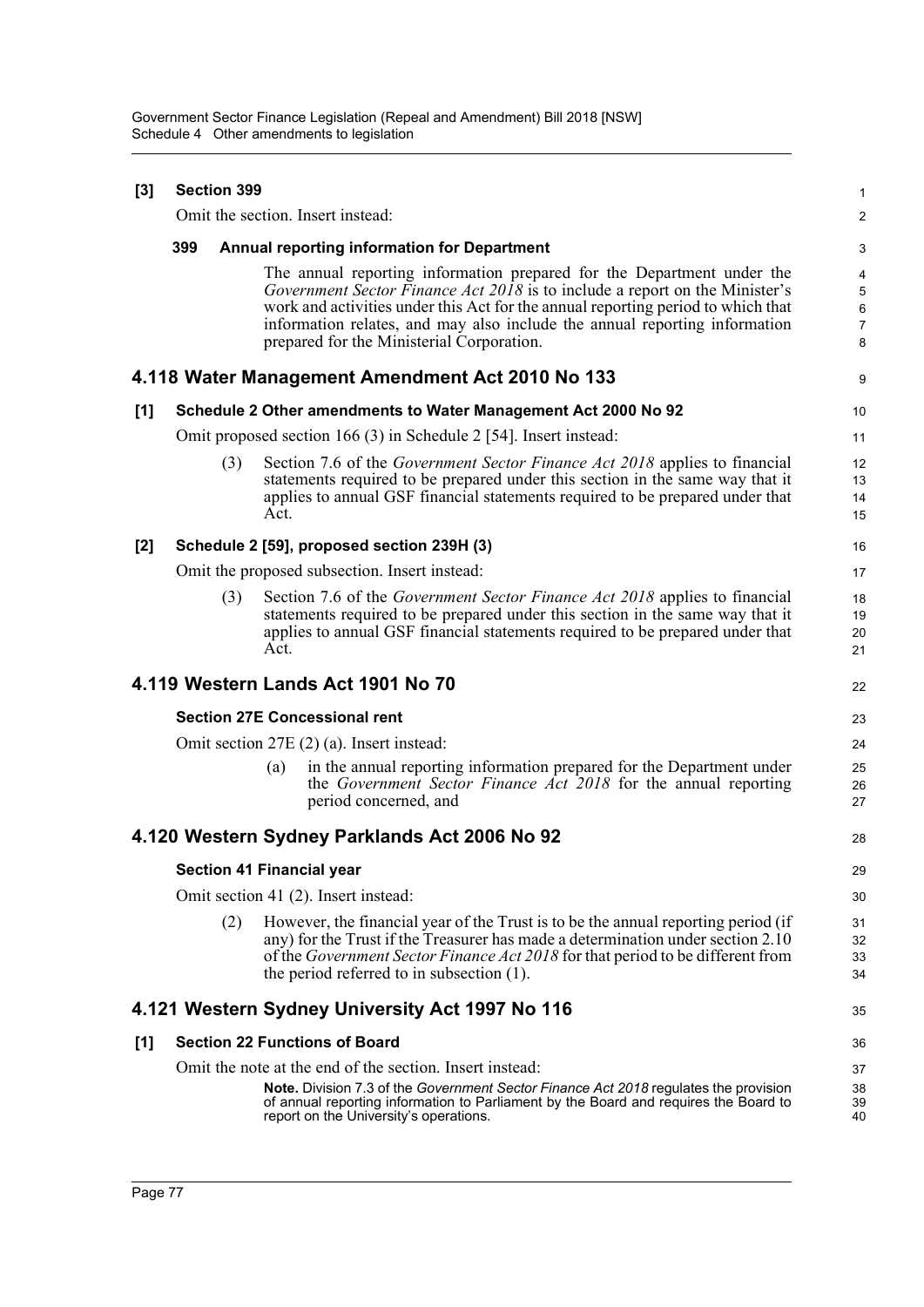**[3] Section 399**

Omit the section. Insert instead:

**399 Annual reporting information for Department**

The annual reporting information prepared for the Department under the *Government Sector Finance Act 2018* is to include a report on the Minister's work and activities under this Act for the annual reporting period to which that information relates, and may also include the annual reporting information prepared for the Ministerial Corporation.

## 4.118 Water Management Amendment Act 2010 No 133

**[1] Schedule 2 Other amendments to Water Management Act 2000 No 92**

Omit proposed section 166 (3) in Schedule 2 [54]. Insert instead:

(3) Section 7.6 of the *Government Sector Finance Act 2018* applies to financial statements required to be prepared under this section in the same way that it applies to annual GSF financial statements required to be prepared under that Act.

**[2] Schedule 2 [59], proposed section 239H (3)**

Omit the proposed subsection. Insert instead:

(3) Section 7.6 of the *Government Sector Finance Act 2018* applies to financial statements required to be prepared under this section in the same way that it applies to annual GSF financial statements required to be prepared under that Act.

## 4.119 Western Lands Act 1901 No 70

**Section 27E Concessional rent**

Omit section 27E (2) (a). Insert instead:

(a) in the annual reporting information prepared for the Department under the *Government Sector Finance Act 2018* for the annual reporting period concerned, and

## 4.120 Western Sydney Parklands Act 2006 No 92

**Section 41 Financial year**

Omit section 41 (2). Insert instead:

(2) However, the financial year of the Trust is to be the annual reporting period (if any) for the Trust if the Treasurer has made a determination under section 2.10 of the *Government Sector Finance Act 2018* for that period to be different from the period referred to in subsection (1).

## 4.121 Western Sydney University Act 1997 No 116

**[1] Section 22 Functions of Board**

Omit the note at the end of the section. Insert instead:

**Note.** Division 7.3 of the *Government Sector Finance Act 2018* regulates the provision of annual reporting information to Parliament by the Board and requires the Board to report on the University's operations.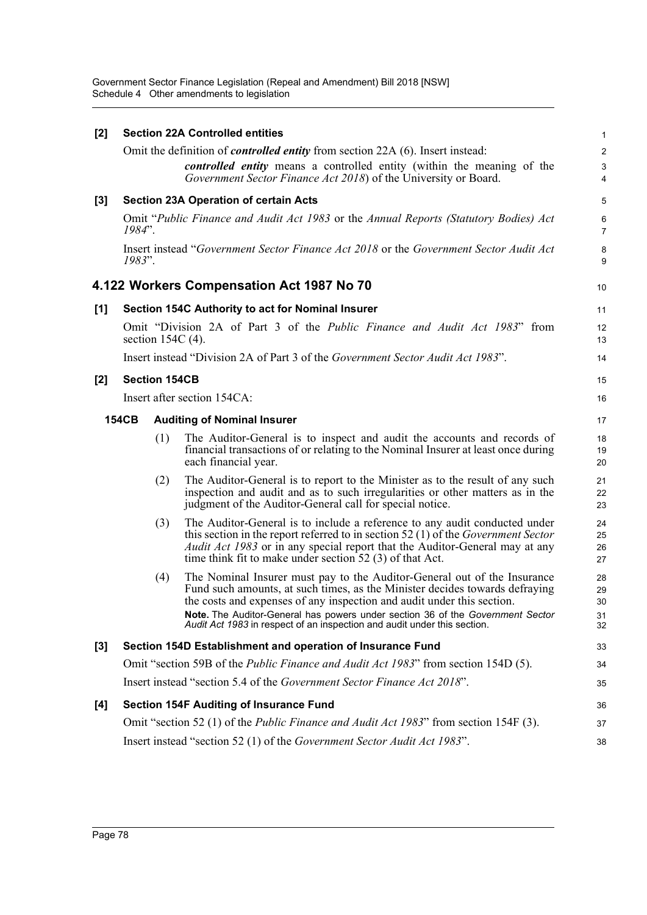**[2] Section 22A Controlled entities**

Omit the definition of ***controlled entity*** from section 22A (6). Insert instead:

> ***controlled entity*** means a controlled entity (within the meaning of the *Government Sector Finance Act 2018*) of the University or Board.

**[3] Section 23A Operation of certain Acts**

Omit "*Public Finance and Audit Act 1983* or the *Annual Reports (Statutory Bodies) Act 1984*".

Insert instead "*Government Sector Finance Act 2018* or the *Government Sector Audit Act 1983*".

## 4.122 Workers Compensation Act 1987 No 70

**[1] Section 154C Authority to act for Nominal Insurer**

Omit "Division 2A of Part 3 of the *Public Finance and Audit Act 1983*" from section 154C (4).

Insert instead "Division 2A of Part 3 of the *Government Sector Audit Act 1983*".

**[2] Section 154CB**

Insert after section 154CA:

**154CB Auditing of Nominal Insurer**

(1) The Auditor-General is to inspect and audit the accounts and records of financial transactions of or relating to the Nominal Insurer at least once during each financial year.

(2) The Auditor-General is to report to the Minister as to the result of any such inspection and audit and as to such irregularities or other matters as in the judgment of the Auditor-General call for special notice.

(3) The Auditor-General is to include a reference to any audit conducted under this section in the report referred to in section 52 (1) of the *Government Sector Audit Act 1983* or in any special report that the Auditor-General may at any time think fit to make under section 52 (3) of that Act.

(4) The Nominal Insurer must pay to the Auditor-General out of the Insurance Fund such amounts, at such times, as the Minister decides towards defraying the costs and expenses of any inspection and audit under this section.

**Note.** The Auditor-General has powers under section 36 of the *Government Sector Audit Act 1983* in respect of an inspection and audit under this section.

**[3] Section 154D Establishment and operation of Insurance Fund**

Omit "section 59B of the *Public Finance and Audit Act 1983*" from section 154D (5).

Insert instead "section 5.4 of the *Government Sector Finance Act 2018*".

**[4] Section 154F Auditing of Insurance Fund**

Omit "section 52 (1) of the *Public Finance and Audit Act 1983*" from section 154F (3).

Insert instead "section 52 (1) of the *Government Sector Audit Act 1983*".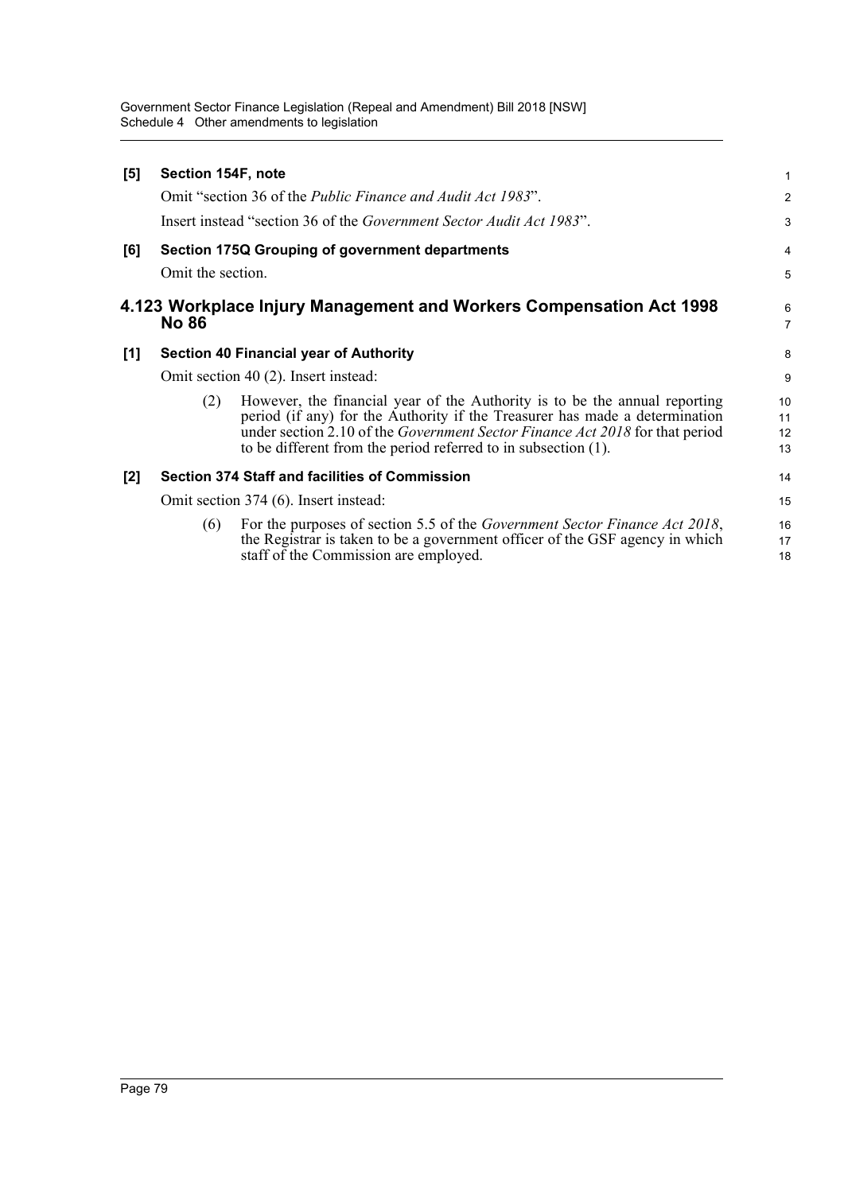**[5] Section 154F, note**

Omit "section 36 of the *Public Finance and Audit Act 1983*".

Insert instead "section 36 of the *Government Sector Audit Act 1983*".

**[6] Section 175Q Grouping of government departments**

Omit the section.

## 4.123 Workplace Injury Management and Workers Compensation Act 1998 No 86

**[1] Section 40 Financial year of Authority**

Omit section 40 (2). Insert instead:

> (2) However, the financial year of the Authority is to be the annual reporting period (if any) for the Authority if the Treasurer has made a determination under section 2.10 of the *Government Sector Finance Act 2018* for that period to be different from the period referred to in subsection (1).

**[2] Section 374 Staff and facilities of Commission**

Omit section 374 (6). Insert instead:

> (6) For the purposes of section 5.5 of the *Government Sector Finance Act 2018*, the Registrar is taken to be a government officer of the GSF agency in which staff of the Commission are employed.